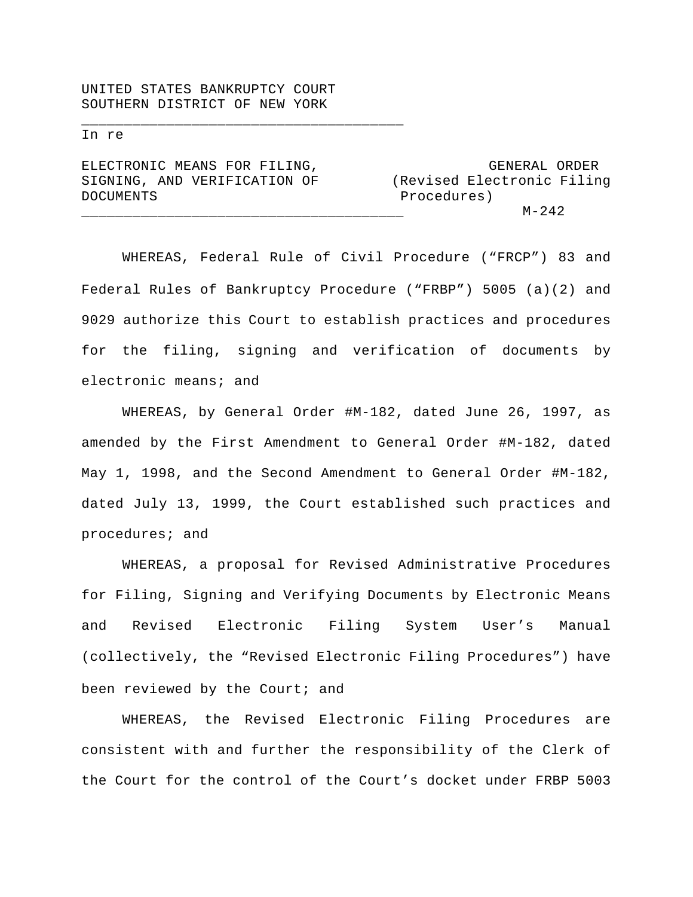UNITED STATES BANKRUPTCY COURT
SOUTHERN DISTRICT OF NEW YORK

---

In re

ELECTRONIC MEANS FOR FILING, SIGNING, AND VERIFICATION OF DOCUMENTS

---

GENERAL ORDER
(Revised Electronic Filing Procedures)
M-242

WHEREAS, Federal Rule of Civil Procedure ("FRCP") 83 and Federal Rules of Bankruptcy Procedure ("FRBP") 5005 (a)(2) and 9029 authorize this Court to establish practices and procedures for the filing, signing and verification of documents by electronic means; and

WHEREAS, by General Order #M-182, dated June 26, 1997, as amended by the First Amendment to General Order #M-182, dated May 1, 1998, and the Second Amendment to General Order #M-182, dated July 13, 1999, the Court established such practices and procedures; and

WHEREAS, a proposal for Revised Administrative Procedures for Filing, Signing and Verifying Documents by Electronic Means and Revised Electronic Filing System User's Manual (collectively, the "Revised Electronic Filing Procedures") have been reviewed by the Court; and

WHEREAS, the Revised Electronic Filing Procedures are consistent with and further the responsibility of the Clerk of the Court for the control of the Court's docket under FRBP 5003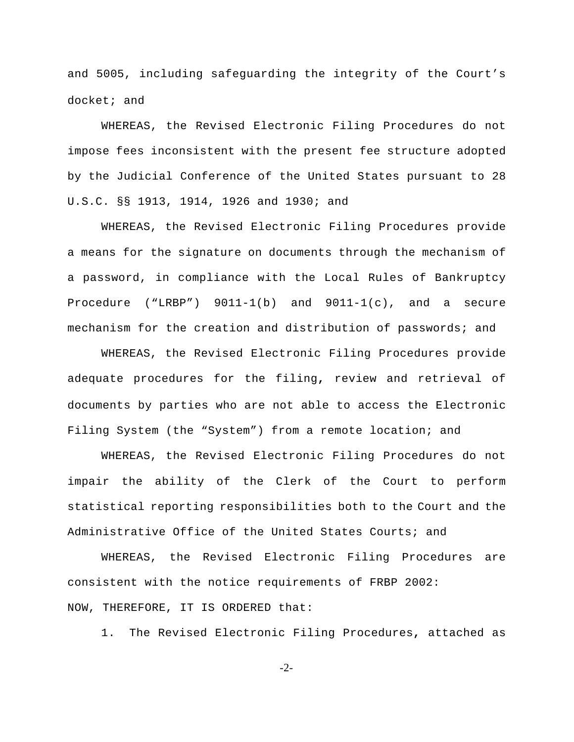and 5005, including safeguarding the integrity of the Court's docket; and

WHEREAS, the Revised Electronic Filing Procedures do not impose fees inconsistent with the present fee structure adopted by the Judicial Conference of the United States pursuant to 28 U.S.C. §§ 1913, 1914, 1926 and 1930; and

WHEREAS, the Revised Electronic Filing Procedures provide a means for the signature on documents through the mechanism of a password, in compliance with the Local Rules of Bankruptcy Procedure ("LRBP") 9011-1(b) and 9011-1(c), and a secure mechanism for the creation and distribution of passwords; and

WHEREAS, the Revised Electronic Filing Procedures provide adequate procedures for the filing, review and retrieval of documents by parties who are not able to access the Electronic Filing System (the "System") from a remote location; and

WHEREAS, the Revised Electronic Filing Procedures do not impair the ability of the Clerk of the Court to perform statistical reporting responsibilities both to the Court and the Administrative Office of the United States Courts; and

WHEREAS, the Revised Electronic Filing Procedures are consistent with the notice requirements of FRBP 2002:

NOW, THEREFORE, IT IS ORDERED that:

1. The Revised Electronic Filing Procedures, attached as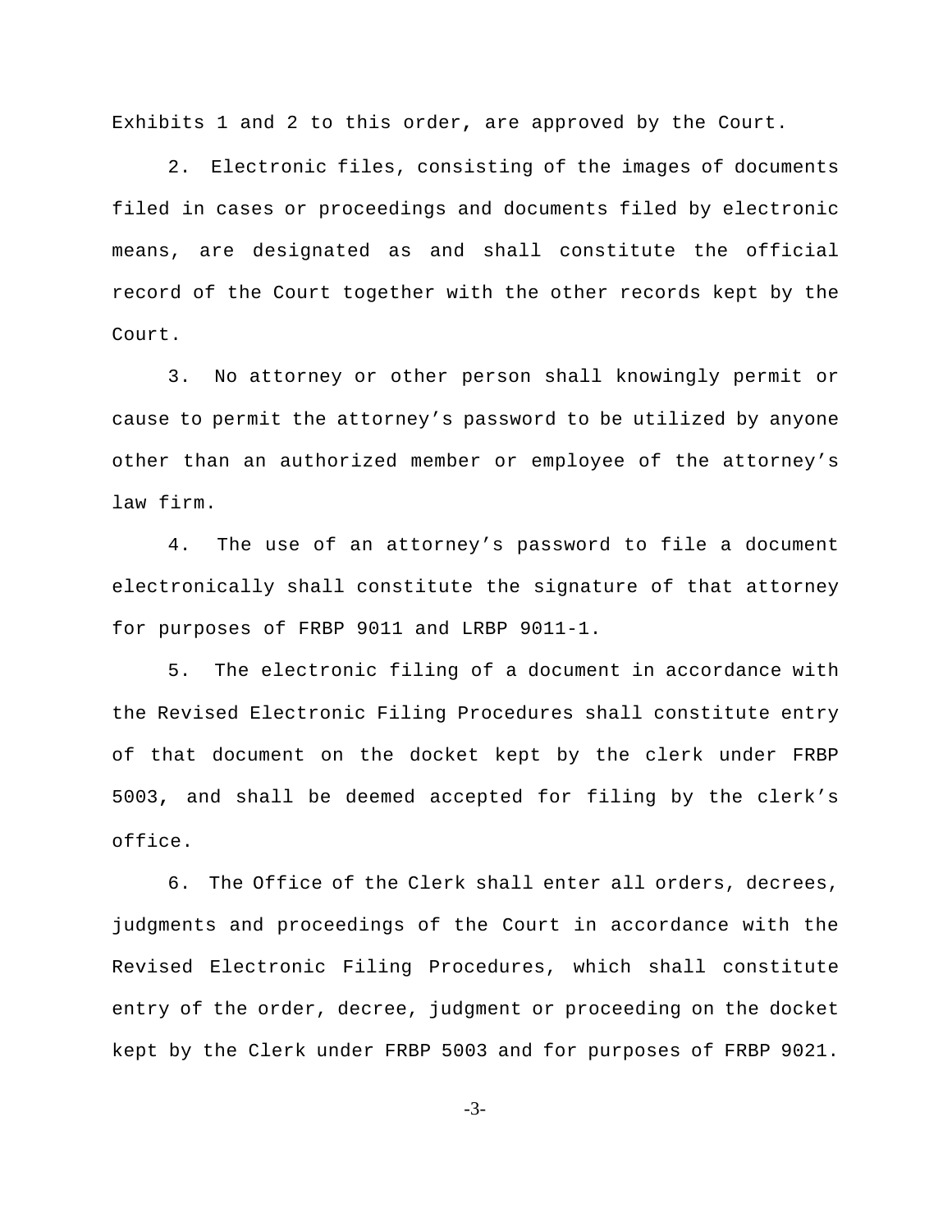Exhibits 1 and 2 to this order, are approved by the Court.

2. Electronic files, consisting of the images of documents filed in cases or proceedings and documents filed by electronic means, are designated as and shall constitute the official record of the Court together with the other records kept by the Court.

3. No attorney or other person shall knowingly permit or cause to permit the attorney's password to be utilized by anyone other than an authorized member or employee of the attorney's law firm.

4. The use of an attorney's password to file a document electronically shall constitute the signature of that attorney for purposes of FRBP 9011 and LRBP 9011-1.

5. The electronic filing of a document in accordance with the Revised Electronic Filing Procedures shall constitute entry of that document on the docket kept by the clerk under FRBP 5003, and shall be deemed accepted for filing by the clerk's office.

6. The Office of the Clerk shall enter all orders, decrees, judgments and proceedings of the Court in accordance with the Revised Electronic Filing Procedures, which shall constitute entry of the order, decree, judgment or proceeding on the docket kept by the Clerk under FRBP 5003 and for purposes of FRBP 9021.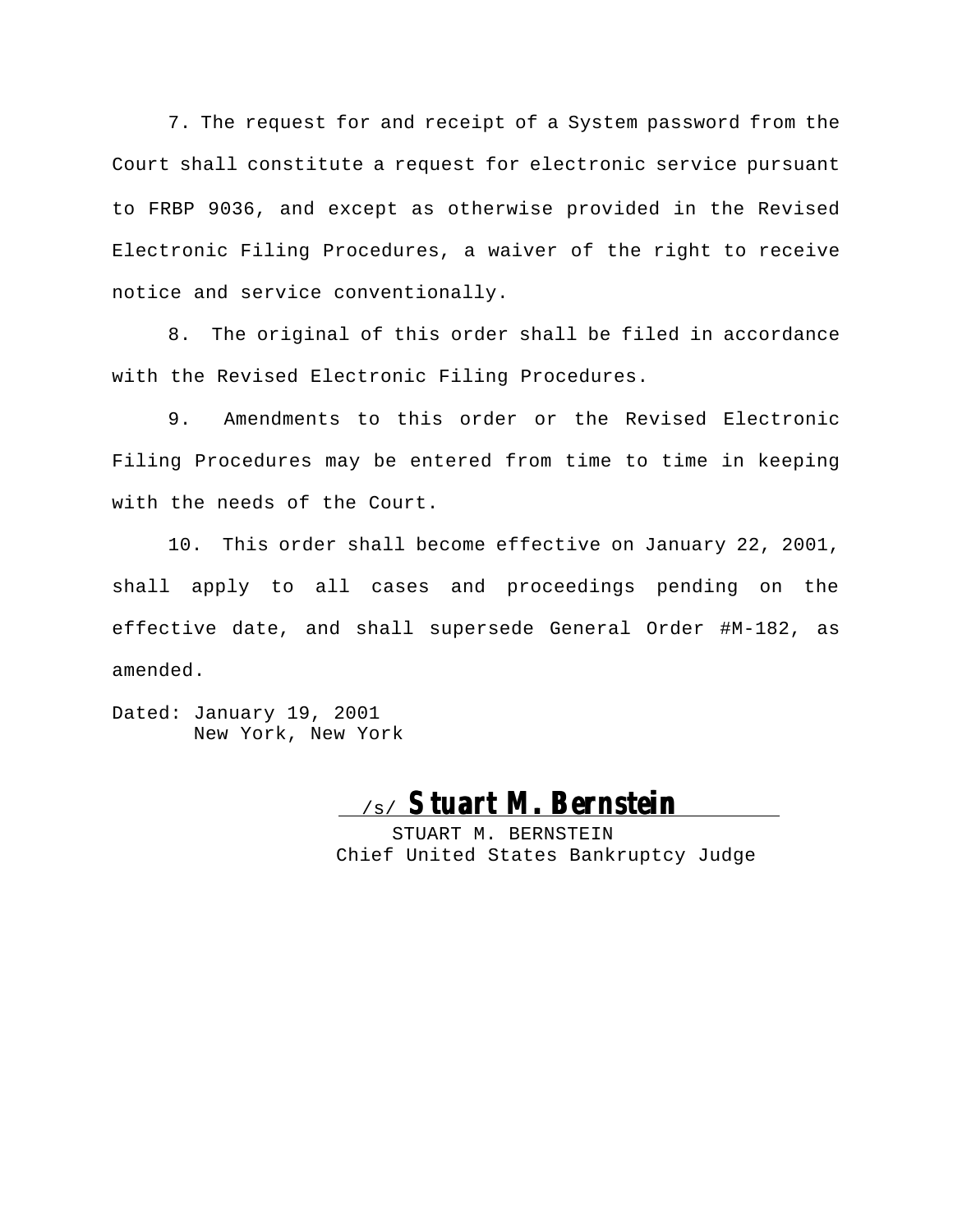7. The request for and receipt of a System password from the Court shall constitute a request for electronic service pursuant to FRBP 9036, and except as otherwise provided in the Revised Electronic Filing Procedures, a waiver of the right to receive notice and service conventionally.

8. The original of this order shall be filed in accordance with the Revised Electronic Filing Procedures.

9. Amendments to this order or the Revised Electronic Filing Procedures may be entered from time to time in keeping with the needs of the Court.

10. This order shall become effective on January 22, 2001, shall apply to all cases and proceedings pending on the effective date, and shall supersede General Order #M-182, as amended.

Dated: January 19, 2001
New York, New York

/s/ **Stuart M. Bernstein**
STUART M. BERNSTEIN
Chief United States Bankruptcy Judge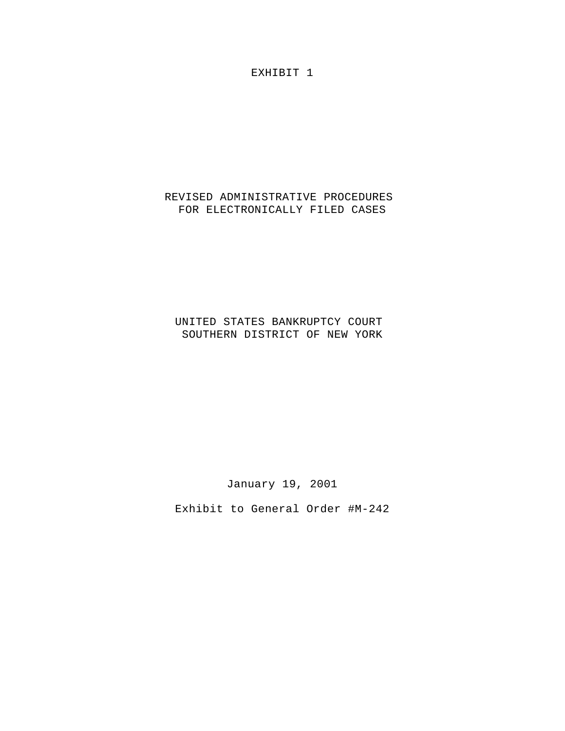EXHIBIT 1

# REVISED ADMINISTRATIVE PROCEDURES FOR ELECTRONICALLY FILED CASES

UNITED STATES BANKRUPTCY COURT
SOUTHERN DISTRICT OF NEW YORK

January 19, 2001

Exhibit to General Order #M-242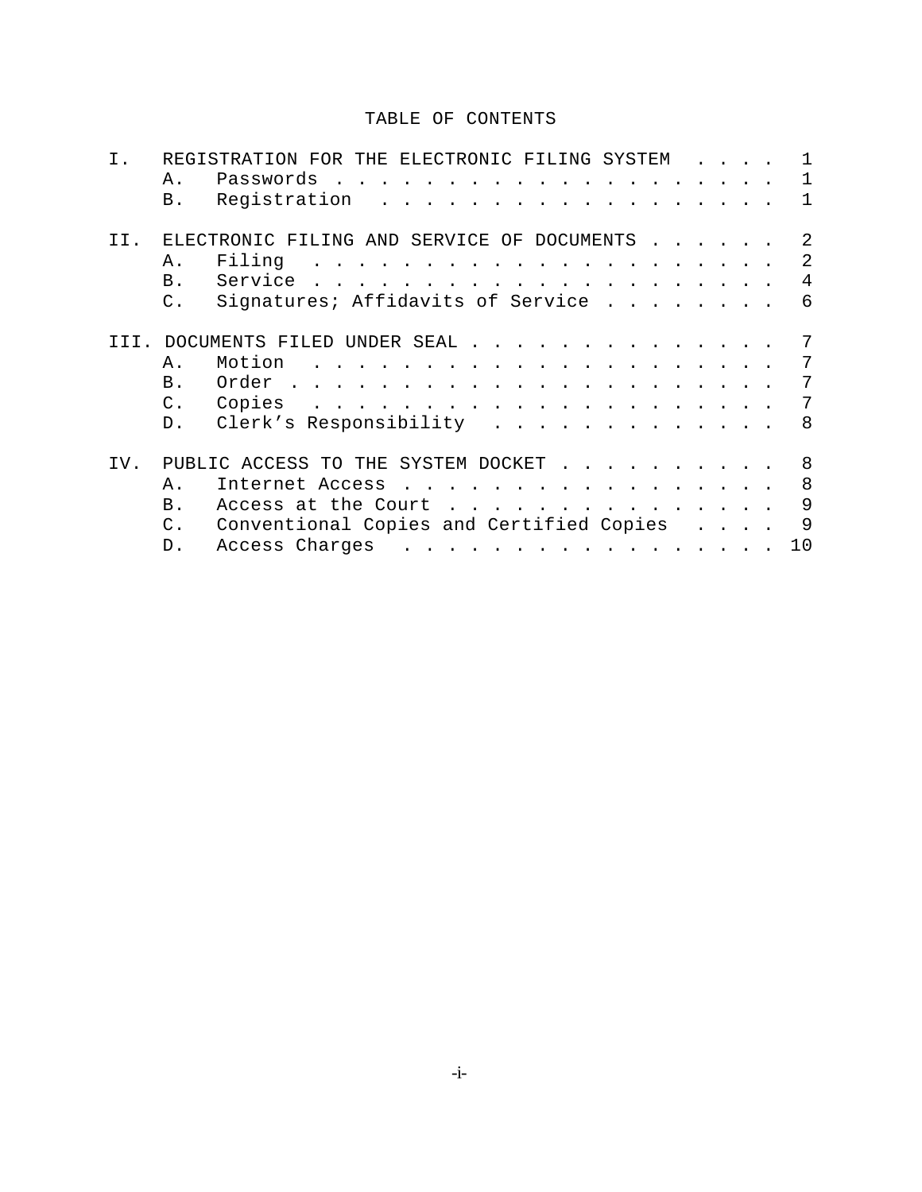# TABLE OF CONTENTS

| | | Page |
|---|---|---|
| I. | REGISTRATION FOR THE ELECTRONIC FILING SYSTEM | 1 |
| | A. Passwords | 1 |
| | B. Registration | 1 |
| II. | ELECTRONIC FILING AND SERVICE OF DOCUMENTS | 2 |
| | A. Filing | 2 |
| | B. Service | 4 |
| | C. Signatures; Affidavits of Service | 6 |
| III. | DOCUMENTS FILED UNDER SEAL | 7 |
| | A. Motion | 7 |
| | B. Order | 7 |
| | C. Copies | 7 |
| | D. Clerk's Responsibility | 8 |
| IV. | PUBLIC ACCESS TO THE SYSTEM DOCKET | 8 |
| | A. Internet Access | 8 |
| | B. Access at the Court | 9 |
| | C. Conventional Copies and Certified Copies | 9 |
| | D. Access Charges | 10 |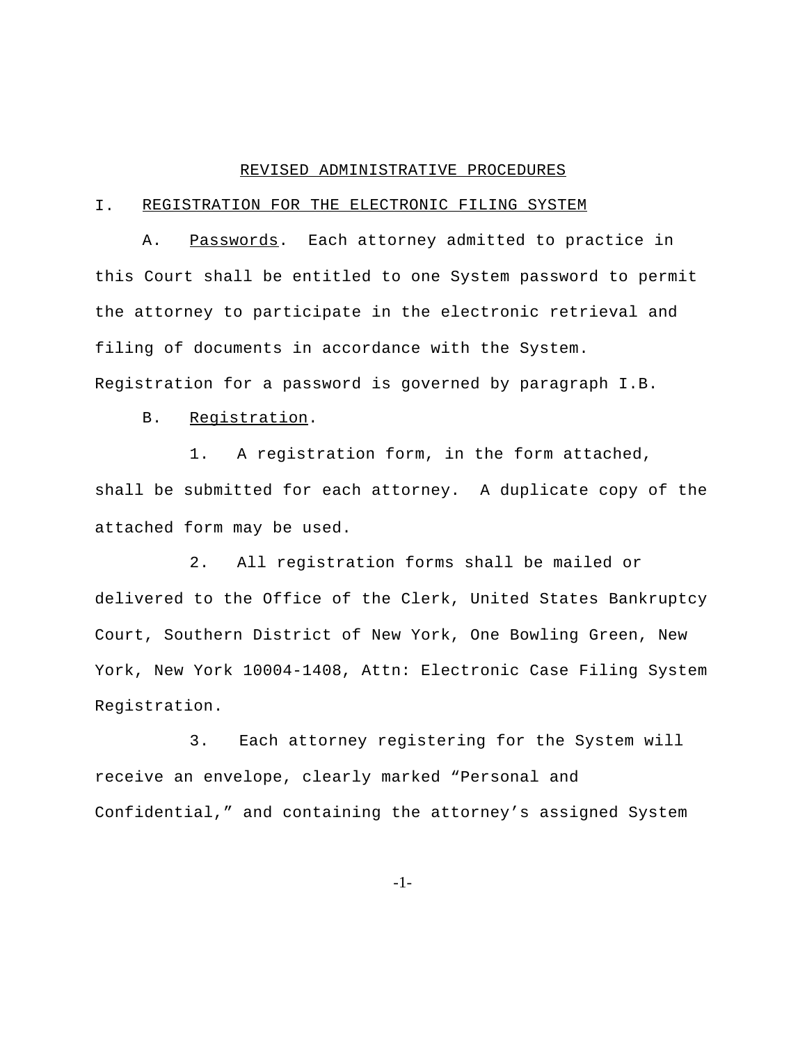# REVISED ADMINISTRATIVE PROCEDURES

## I. REGISTRATION FOR THE ELECTRONIC FILING SYSTEM

A. Passwords. Each attorney admitted to practice in this Court shall be entitled to one System password to permit the attorney to participate in the electronic retrieval and filing of documents in accordance with the System. Registration for a password is governed by paragraph I.B.

B. Registration.

1. A registration form, in the form attached, shall be submitted for each attorney. A duplicate copy of the attached form may be used.

2. All registration forms shall be mailed or delivered to the Office of the Clerk, United States Bankruptcy Court, Southern District of New York, One Bowling Green, New York, New York 10004-1408, Attn: Electronic Case Filing System Registration.

3. Each attorney registering for the System will receive an envelope, clearly marked “Personal and Confidential,” and containing the attorney’s assigned System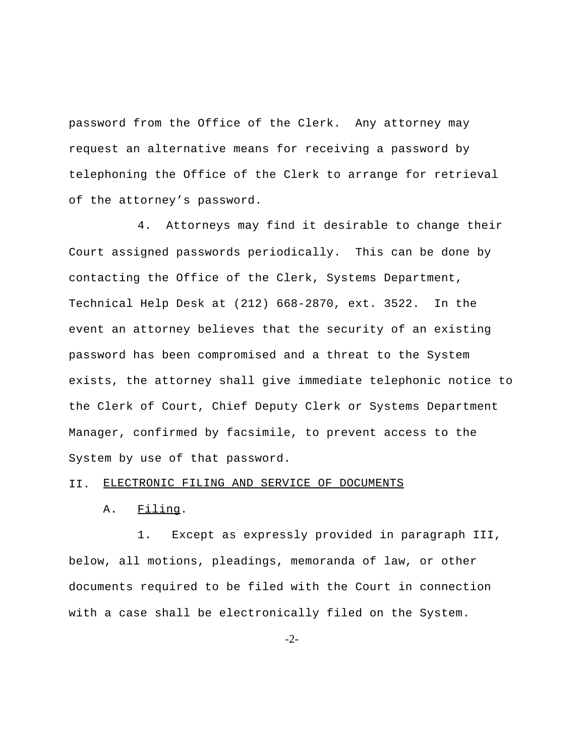password from the Office of the Clerk. Any attorney may request an alternative means for receiving a password by telephoning the Office of the Clerk to arrange for retrieval of the attorney's password.

4. Attorneys may find it desirable to change their Court assigned passwords periodically. This can be done by contacting the Office of the Clerk, Systems Department, Technical Help Desk at (212) 668-2870, ext. 3522. In the event an attorney believes that the security of an existing password has been compromised and a threat to the System exists, the attorney shall give immediate telephonic notice to the Clerk of Court, Chief Deputy Clerk or Systems Department Manager, confirmed by facsimile, to prevent access to the System by use of that password.

## II. ELECTRONIC FILING AND SERVICE OF DOCUMENTS

### A. Filing.

1. Except as expressly provided in paragraph III, below, all motions, pleadings, memoranda of law, or other documents required to be filed with the Court in connection with a case shall be electronically filed on the System.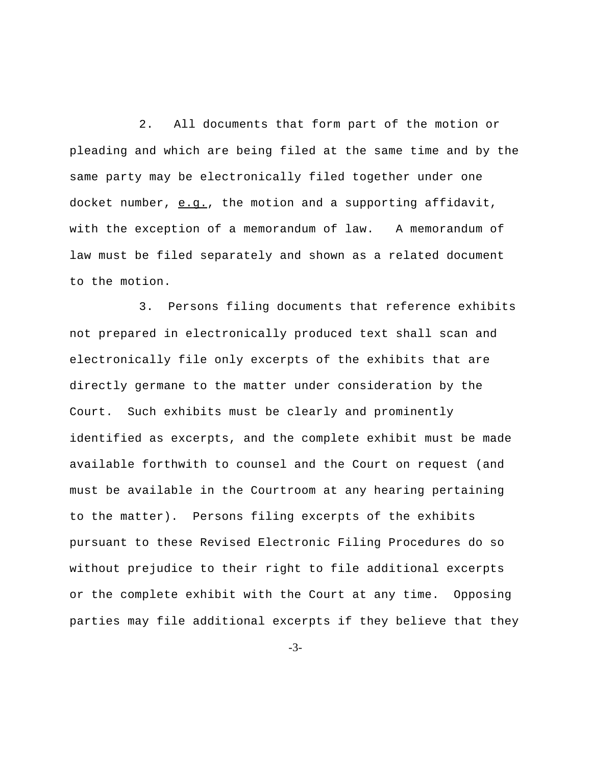2. All documents that form part of the motion or pleading and which are being filed at the same time and by the same party may be electronically filed together under one docket number, e.g., the motion and a supporting affidavit, with the exception of a memorandum of law. A memorandum of law must be filed separately and shown as a related document to the motion.

3. Persons filing documents that reference exhibits not prepared in electronically produced text shall scan and electronically file only excerpts of the exhibits that are directly germane to the matter under consideration by the Court. Such exhibits must be clearly and prominently identified as excerpts, and the complete exhibit must be made available forthwith to counsel and the Court on request (and must be available in the Courtroom at any hearing pertaining to the matter). Persons filing excerpts of the exhibits pursuant to these Revised Electronic Filing Procedures do so without prejudice to their right to file additional excerpts or the complete exhibit with the Court at any time. Opposing parties may file additional excerpts if they believe that they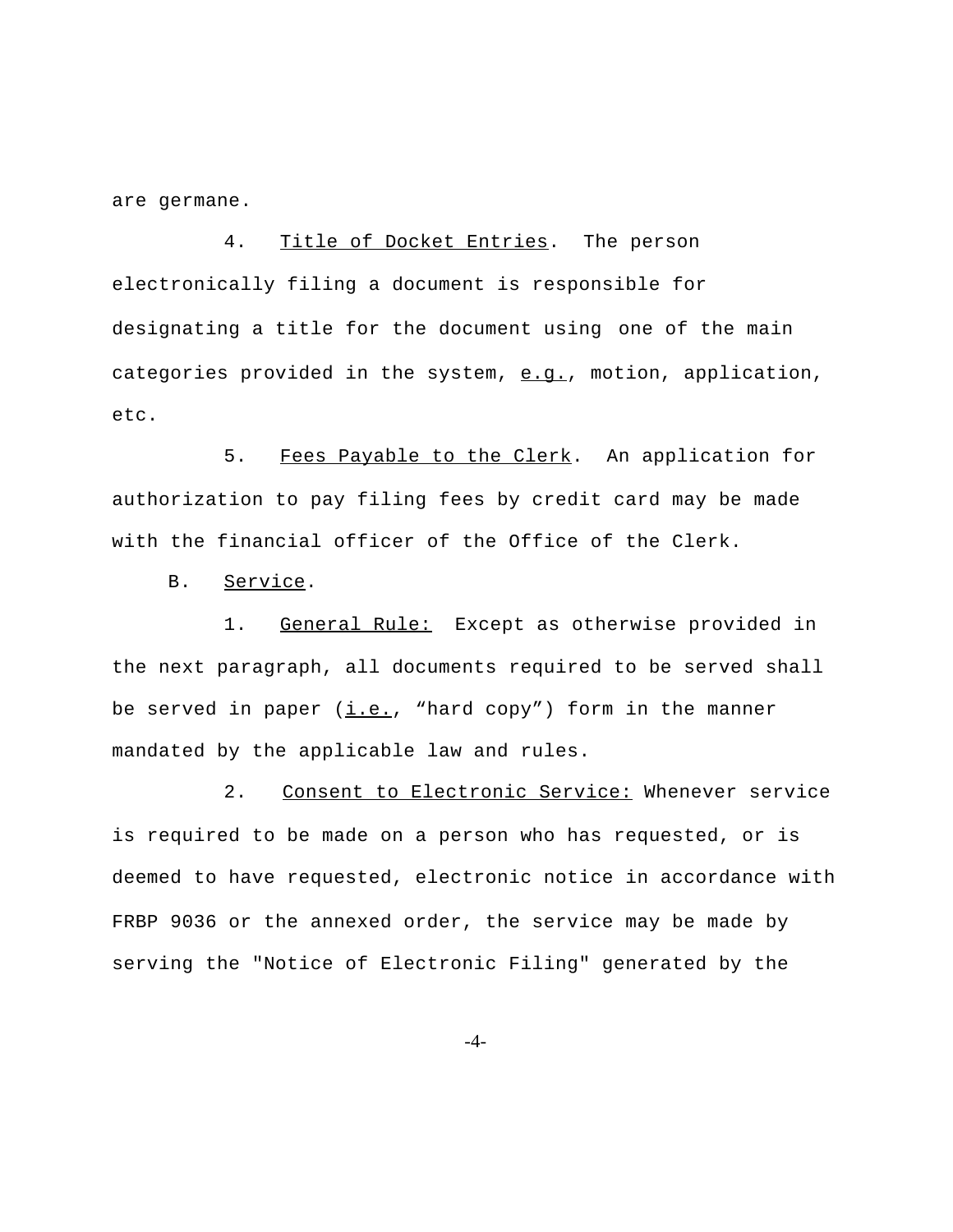are germane.

4. Title of Docket Entries. The person electronically filing a document is responsible for designating a title for the document using one of the main categories provided in the system, e.g., motion, application, etc.

5. Fees Payable to the Clerk. An application for authorization to pay filing fees by credit card may be made with the financial officer of the Office of the Clerk.

B. Service.

1. General Rule: Except as otherwise provided in the next paragraph, all documents required to be served shall be served in paper (i.e., "hard copy") form in the manner mandated by the applicable law and rules.

2. Consent to Electronic Service: Whenever service is required to be made on a person who has requested, or is deemed to have requested, electronic notice in accordance with FRBP 9036 or the annexed order, the service may be made by serving the "Notice of Electronic Filing" generated by the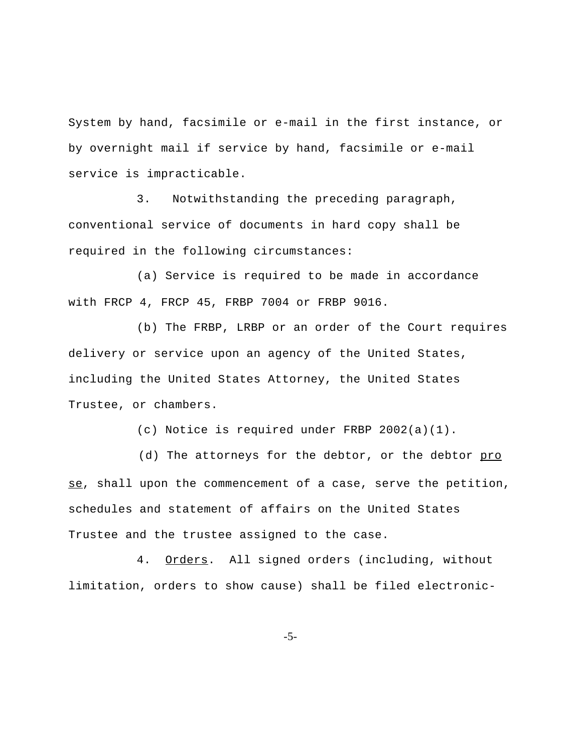System by hand, facsimile or e-mail in the first instance, or by overnight mail if service by hand, facsimile or e-mail service is impracticable.

3. Notwithstanding the preceding paragraph, conventional service of documents in hard copy shall be required in the following circumstances:

(a) Service is required to be made in accordance with FRCP 4, FRCP 45, FRBP 7004 or FRBP 9016.

(b) The FRBP, LRBP or an order of the Court requires delivery or service upon an agency of the United States, including the United States Attorney, the United States Trustee, or chambers.

(c) Notice is required under FRBP 2002(a)(1).

(d) The attorneys for the debtor, or the debtor pro se, shall upon the commencement of a case, serve the petition, schedules and statement of affairs on the United States Trustee and the trustee assigned to the case.

4. Orders. All signed orders (including, without limitation, orders to show cause) shall be filed electronic-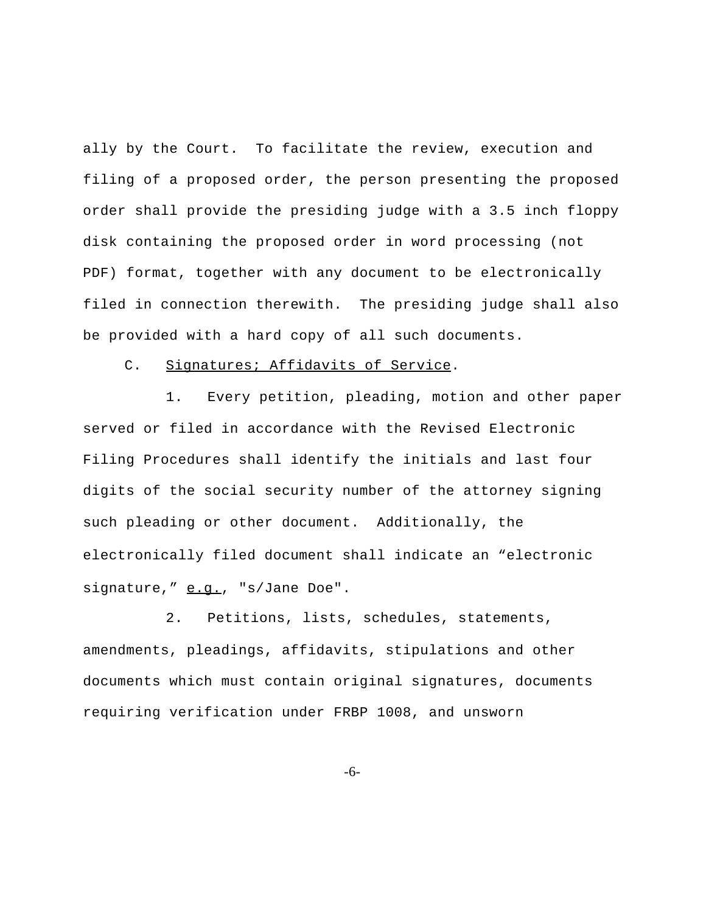ally by the Court. To facilitate the review, execution and filing of a proposed order, the person presenting the proposed order shall provide the presiding judge with a 3.5 inch floppy disk containing the proposed order in word processing (not PDF) format, together with any document to be electronically filed in connection therewith. The presiding judge shall also be provided with a hard copy of all such documents.

C. Signatures; Affidavits of Service.

1. Every petition, pleading, motion and other paper served or filed in accordance with the Revised Electronic Filing Procedures shall identify the initials and last four digits of the social security number of the attorney signing such pleading or other document. Additionally, the electronically filed document shall indicate an "electronic signature," e.g., "s/Jane Doe".

2. Petitions, lists, schedules, statements, amendments, pleadings, affidavits, stipulations and other documents which must contain original signatures, documents requiring verification under FRBP 1008, and unsworn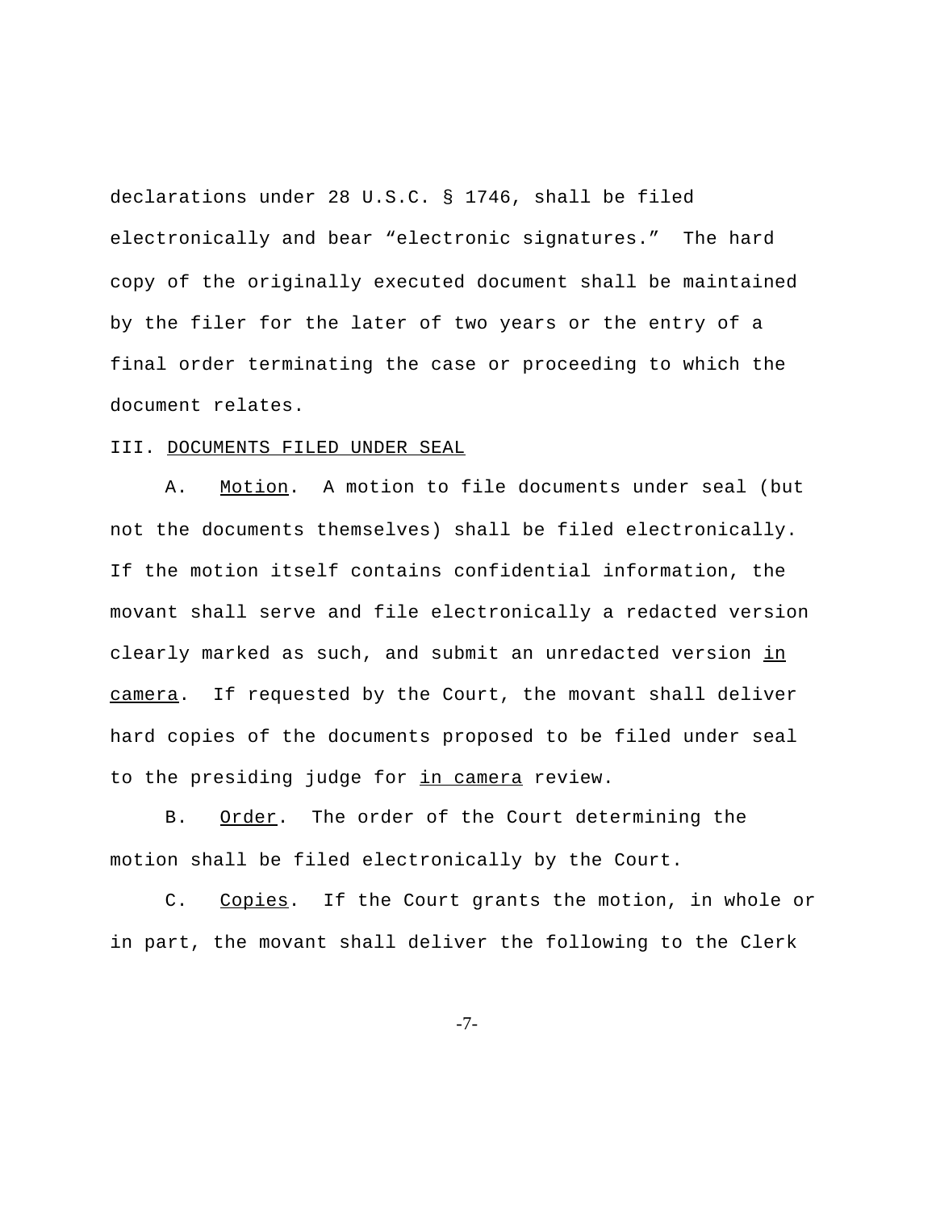declarations under 28 U.S.C. § 1746, shall be filed electronically and bear "electronic signatures." The hard copy of the originally executed document shall be maintained by the filer for the later of two years or the entry of a final order terminating the case or proceeding to which the document relates.

III. DOCUMENTS FILED UNDER SEAL

A. Motion. A motion to file documents under seal (but not the documents themselves) shall be filed electronically. If the motion itself contains confidential information, the movant shall serve and file electronically a redacted version clearly marked as such, and submit an unredacted version *in camera*. If requested by the Court, the movant shall deliver hard copies of the documents proposed to be filed under seal to the presiding judge for *in camera* review.

B. Order. The order of the Court determining the motion shall be filed electronically by the Court.

C. Copies. If the Court grants the motion, in whole or in part, the movant shall deliver the following to the Clerk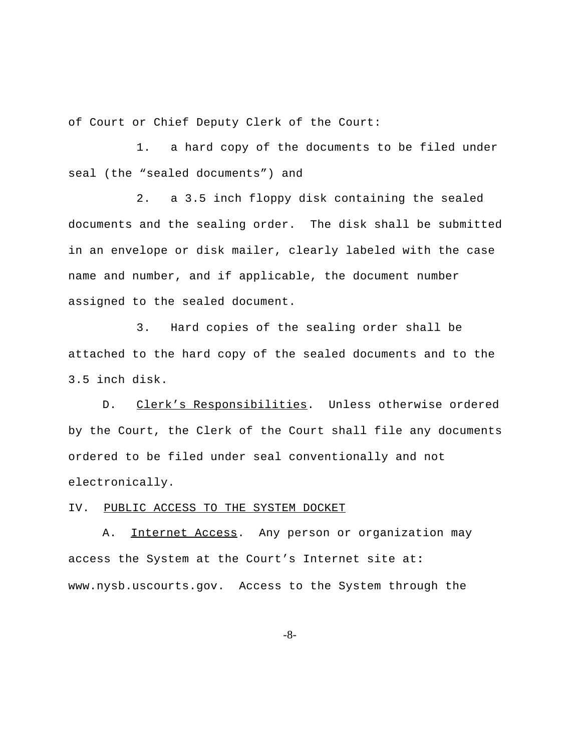of Court or Chief Deputy Clerk of the Court:

1. a hard copy of the documents to be filed under seal (the "sealed documents") and

2. a 3.5 inch floppy disk containing the sealed documents and the sealing order. The disk shall be submitted in an envelope or disk mailer, clearly labeled with the case name and number, and if applicable, the document number assigned to the sealed document.

3. Hard copies of the sealing order shall be attached to the hard copy of the sealed documents and to the 3.5 inch disk.

D. Clerk's Responsibilities. Unless otherwise ordered by the Court, the Clerk of the Court shall file any documents ordered to be filed under seal conventionally and not electronically.

## IV. PUBLIC ACCESS TO THE SYSTEM DOCKET

A. Internet Access. Any person or organization may access the System at the Court's Internet site at: www.nysb.uscourts.gov. Access to the System through the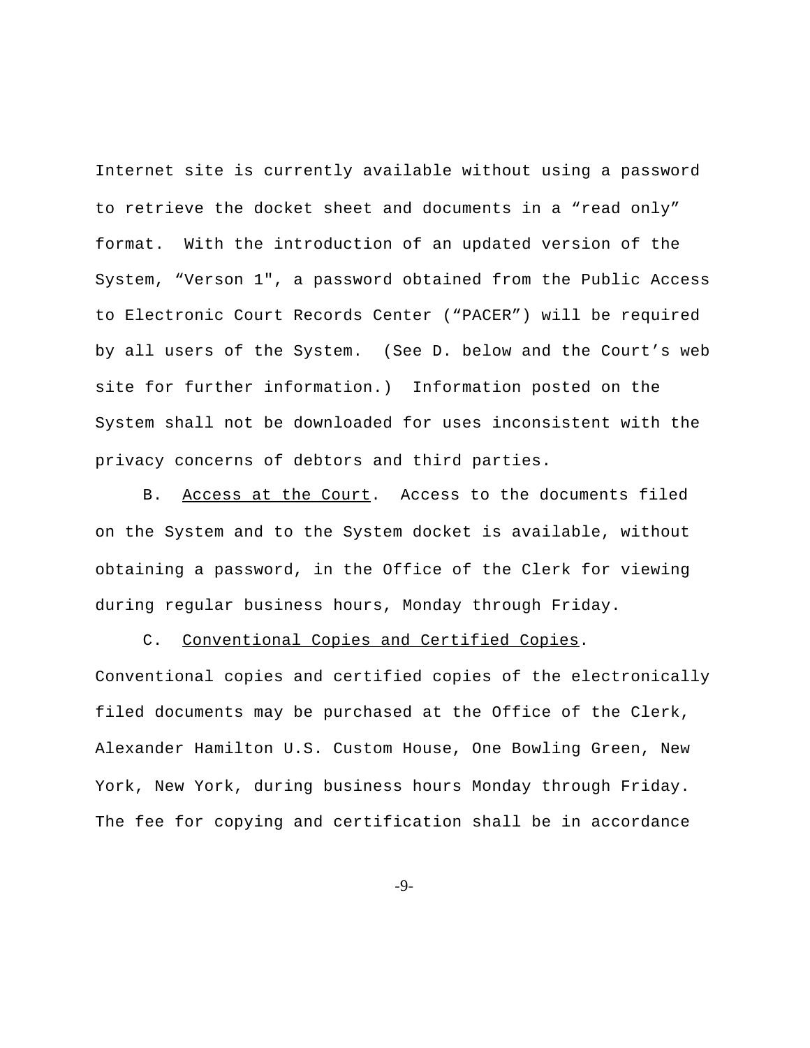Internet site is currently available without using a password to retrieve the docket sheet and documents in a “read only” format. With the introduction of an updated version of the System, “Verson 1", a password obtained from the Public Access to Electronic Court Records Center (“PACER”) will be required by all users of the System. (See D. below and the Court’s web site for further information.) Information posted on the System shall not be downloaded for uses inconsistent with the privacy concerns of debtors and third parties.

B. Access at the Court. Access to the documents filed on the System and to the System docket is available, without obtaining a password, in the Office of the Clerk for viewing during regular business hours, Monday through Friday.

C. Conventional Copies and Certified Copies. Conventional copies and certified copies of the electronically filed documents may be purchased at the Office of the Clerk, Alexander Hamilton U.S. Custom House, One Bowling Green, New York, New York, during business hours Monday through Friday. The fee for copying and certification shall be in accordance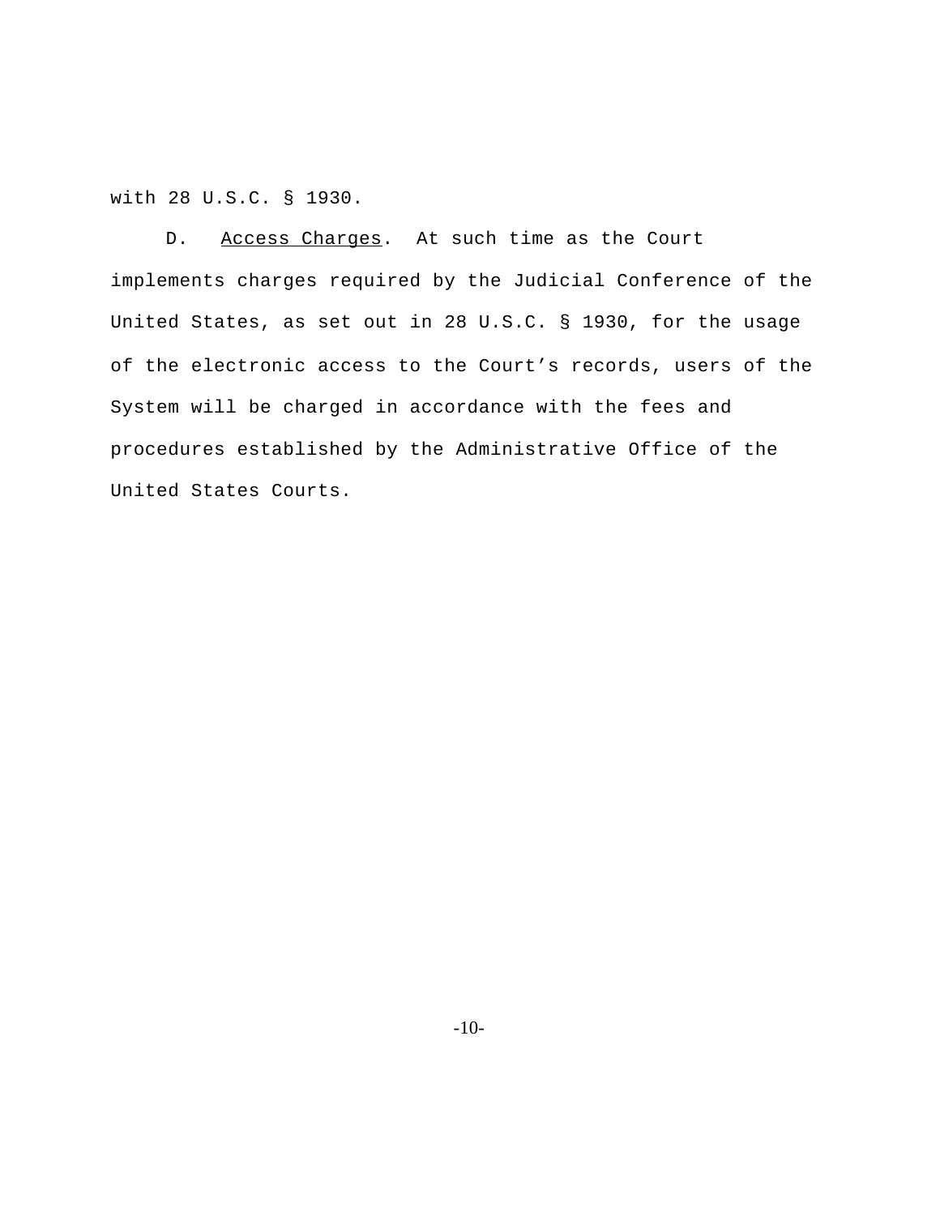with 28 U.S.C. § 1930.

D. Access Charges. At such time as the Court implements charges required by the Judicial Conference of the United States, as set out in 28 U.S.C. § 1930, for the usage of the electronic access to the Court's records, users of the System will be charged in accordance with the fees and procedures established by the Administrative Office of the United States Courts.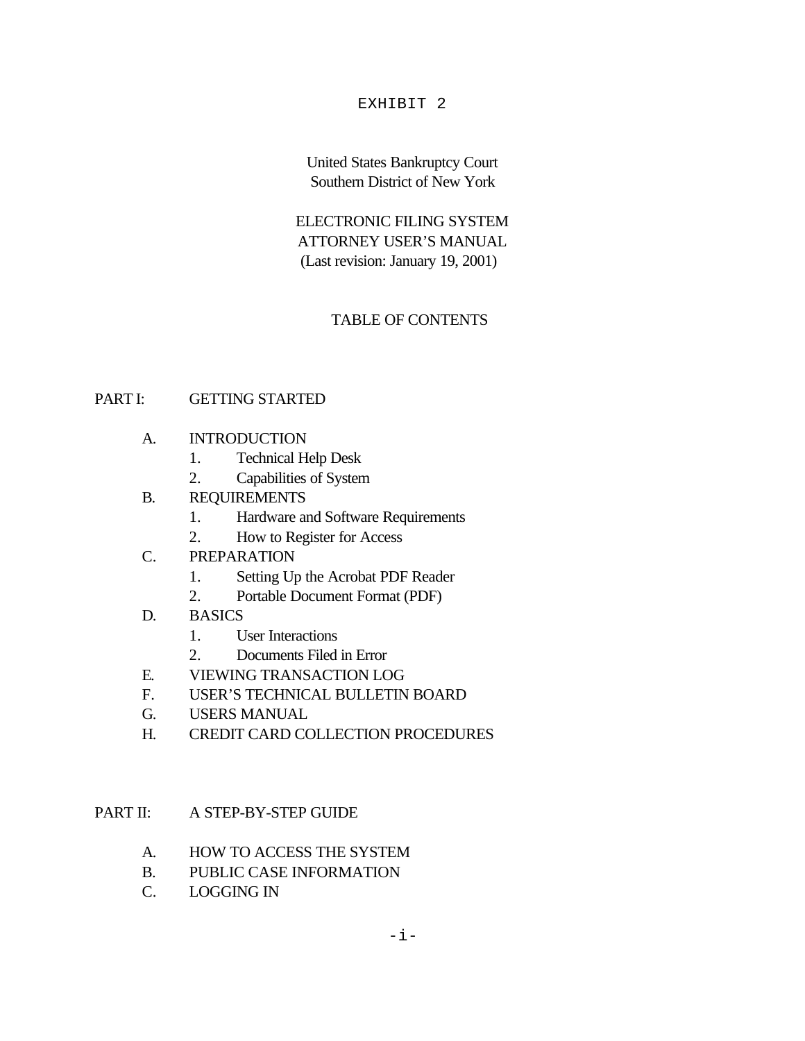EXHIBIT 2

United States Bankruptcy Court
Southern District of New York

ELECTRONIC FILING SYSTEM
ATTORNEY USER'S MANUAL
(Last revision: January 19, 2001)

TABLE OF CONTENTS

PART I: GETTING STARTED

- A. INTRODUCTION
  - 1. Technical Help Desk
  - 2. Capabilities of System
- B. REQUIREMENTS
  - 1. Hardware and Software Requirements
  - 2. How to Register for Access
- C. PREPARATION
  - 1. Setting Up the Acrobat PDF Reader
  - 2. Portable Document Format (PDF)
- D. BASICS
  - 1. User Interactions
  - 2. Documents Filed in Error
- E. VIEWING TRANSACTION LOG
- F. USER'S TECHNICAL BULLETIN BOARD
- G. USERS MANUAL
- H. CREDIT CARD COLLECTION PROCEDURES

PART II: A STEP-BY-STEP GUIDE

- A. HOW TO ACCESS THE SYSTEM
- B. PUBLIC CASE INFORMATION
- C. LOGGING IN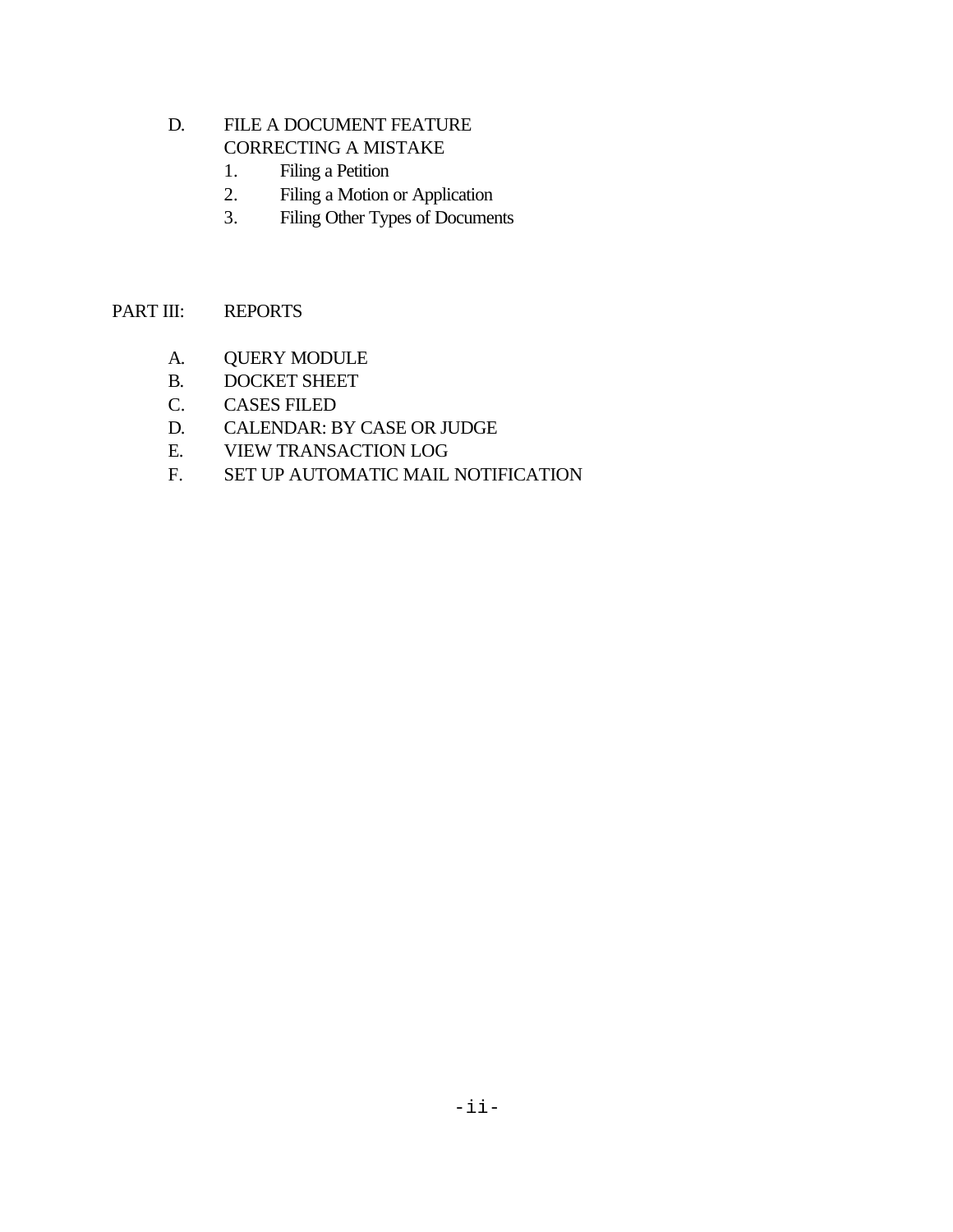D. FILE A DOCUMENT FEATURE
   CORRECTING A MISTAKE
   1. Filing a Petition
   2. Filing a Motion or Application
   3. Filing Other Types of Documents

PART III: REPORTS

A. QUERY MODULE
B. DOCKET SHEET
C. CASES FILED
D. CALENDAR: BY CASE OR JUDGE
E. VIEW TRANSACTION LOG
F. SET UP AUTOMATIC MAIL NOTIFICATION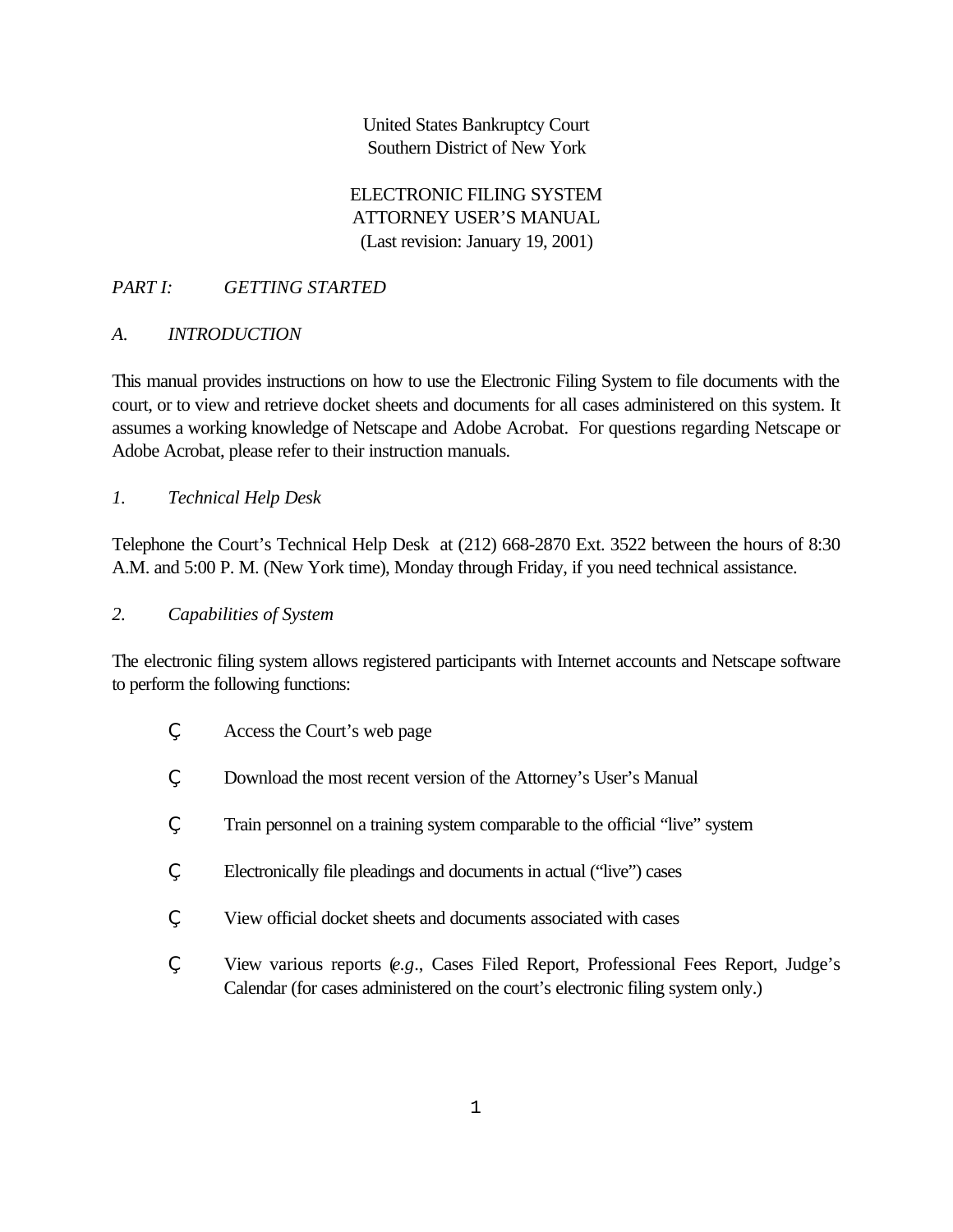United States Bankruptcy Court
Southern District of New York

ELECTRONIC FILING SYSTEM
ATTORNEY USER'S MANUAL
(Last revision: January 19, 2001)

## *PART I: GETTING STARTED*

### *A. INTRODUCTION*

This manual provides instructions on how to use the Electronic Filing System to file documents with the court, or to view and retrieve docket sheets and documents for all cases administered on this system. It assumes a working knowledge of Netscape and Adobe Acrobat. For questions regarding Netscape or Adobe Acrobat, please refer to their instruction manuals.

#### *1. Technical Help Desk*

Telephone the Court's Technical Help Desk at (212) 668-2870 Ext. 3522 between the hours of 8:30 A.M. and 5:00 P. M. (New York time), Monday through Friday, if you need technical assistance.

#### *2. Capabilities of System*

The electronic filing system allows registered participants with Internet accounts and Netscape software to perform the following functions:

- Access the Court's web page
- Download the most recent version of the Attorney's User's Manual
- Train personnel on a training system comparable to the official "live" system
- Electronically file pleadings and documents in actual ("live") cases
- View official docket sheets and documents associated with cases
- View various reports (*e.g.*, Cases Filed Report, Professional Fees Report, Judge's Calendar (for cases administered on the court's electronic filing system only.)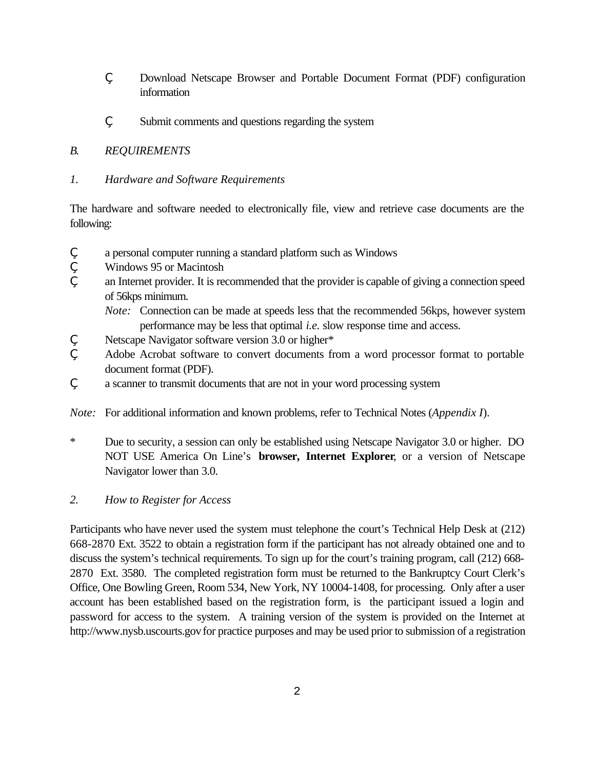- Download Netscape Browser and Portable Document Format (PDF) configuration information

- Submit comments and questions regarding the system

## *B. REQUIREMENTS*

### *1. Hardware and Software Requirements*

The hardware and software needed to electronically file, view and retrieve case documents are the following:

- a personal computer running a standard platform such as Windows
- Windows 95 or Macintosh
- an Internet provider. It is recommended that the provider is capable of giving a connection speed of 56kps minimum.
  *Note:* Connection can be made at speeds less that the recommended 56kps, however system performance may be less that optimal *i.e.* slow response time and access.
- Netscape Navigator software version 3.0 or higher*
- Adobe Acrobat software to convert documents from a word processor format to portable document format (PDF).
- a scanner to transmit documents that are not in your word processing system

*Note:* For additional information and known problems, refer to Technical Notes (*Appendix I*).

\* Due to security, a session can only be established using Netscape Navigator 3.0 or higher. DO NOT USE America On Line's **browser, Internet Explorer**, or a version of Netscape Navigator lower than 3.0.

### *2. How to Register for Access*

Participants who have never used the system must telephone the court's Technical Help Desk at (212) 668-2870 Ext. 3522 to obtain a registration form if the participant has not already obtained one and to discuss the system's technical requirements. To sign up for the court's training program, call (212) 668-2870 Ext. 3580. The completed registration form must be returned to the Bankruptcy Court Clerk's Office, One Bowling Green, Room 534, New York, NY 10004-1408, for processing. Only after a user account has been established based on the registration form, is the participant issued a login and password for access to the system. A training version of the system is provided on the Internet at http://www.nysb.uscourts.gov for practice purposes and may be used prior to submission of a registration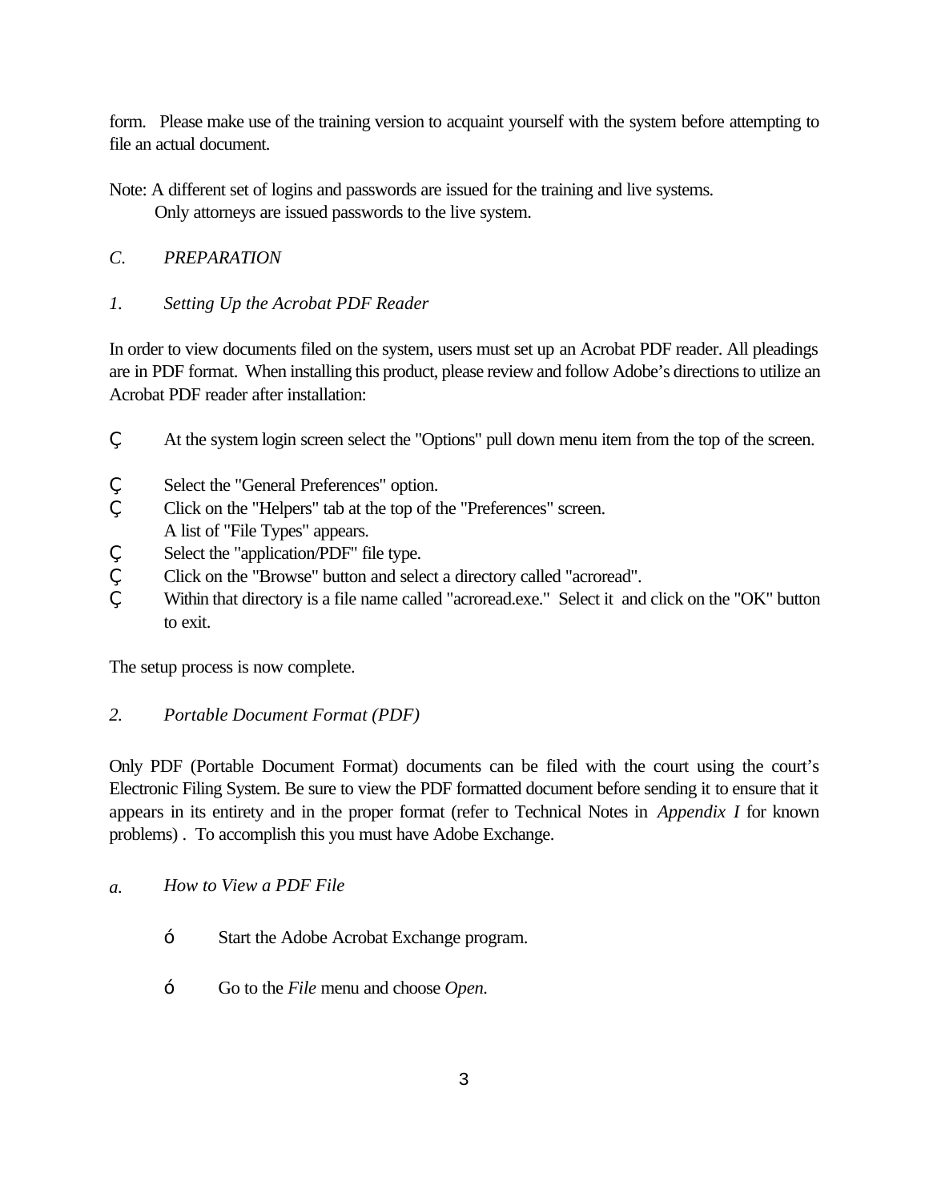form. Please make use of the training version to acquaint yourself with the system before attempting to file an actual document.

Note: A different set of logins and passwords are issued for the training and live systems.
Only attorneys are issued passwords to the live system.

*C. PREPARATION*

*1. Setting Up the Acrobat PDF Reader*

In order to view documents filed on the system, users must set up an Acrobat PDF reader. All pleadings are in PDF format. When installing this product, please review and follow Adobe's directions to utilize an Acrobat PDF reader after installation:

- At the system login screen select the "Options" pull down menu item from the top of the screen.
- Select the "General Preferences" option.
- Click on the "Helpers" tab at the top of the "Preferences" screen.
  A list of "File Types" appears.
- Select the "application/PDF" file type.
- Click on the "Browse" button and select a directory called "acroread".
- Within that directory is a file name called "acroread.exe." Select it and click on the "OK" button to exit.

The setup process is now complete.

*2. Portable Document Format (PDF)*

Only PDF (Portable Document Format) documents can be filed with the court using the court's Electronic Filing System. Be sure to view the PDF formatted document before sending it to ensure that it appears in its entirety and in the proper format (refer to Technical Notes in *Appendix I* for known problems) . To accomplish this you must have Adobe Exchange.

*a. How to View a PDF File*

- Start the Adobe Acrobat Exchange program.
- Go to the *File* menu and choose *Open.*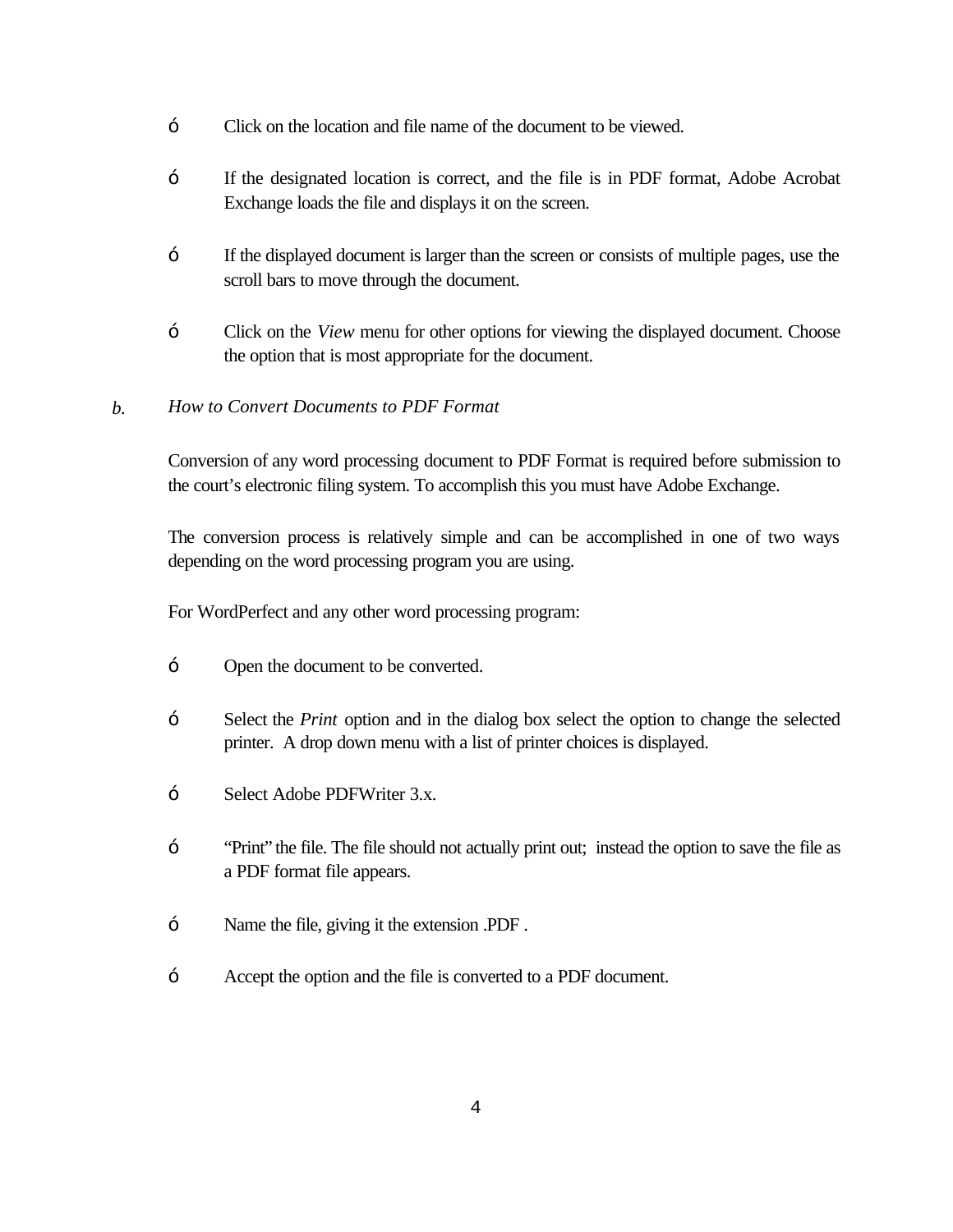- Click on the location and file name of the document to be viewed.

- If the designated location is correct, and the file is in PDF format, Adobe Acrobat Exchange loads the file and displays it on the screen.

- If the displayed document is larger than the screen or consists of multiple pages, use the scroll bars to move through the document.

- Click on the *View* menu for other options for viewing the displayed document. Choose the option that is most appropriate for the document.

*b. How to Convert Documents to PDF Format*

Conversion of any word processing document to PDF Format is required before submission to the court's electronic filing system. To accomplish this you must have Adobe Exchange.

The conversion process is relatively simple and can be accomplished in one of two ways depending on the word processing program you are using.

For WordPerfect and any other word processing program:

- Open the document to be converted.

- Select the *Print* option and in the dialog box select the option to change the selected printer. A drop down menu with a list of printer choices is displayed.

- Select Adobe PDFWriter 3.x.

- "Print" the file. The file should not actually print out; instead the option to save the file as a PDF format file appears.

- Name the file, giving it the extension .PDF .

- Accept the option and the file is converted to a PDF document.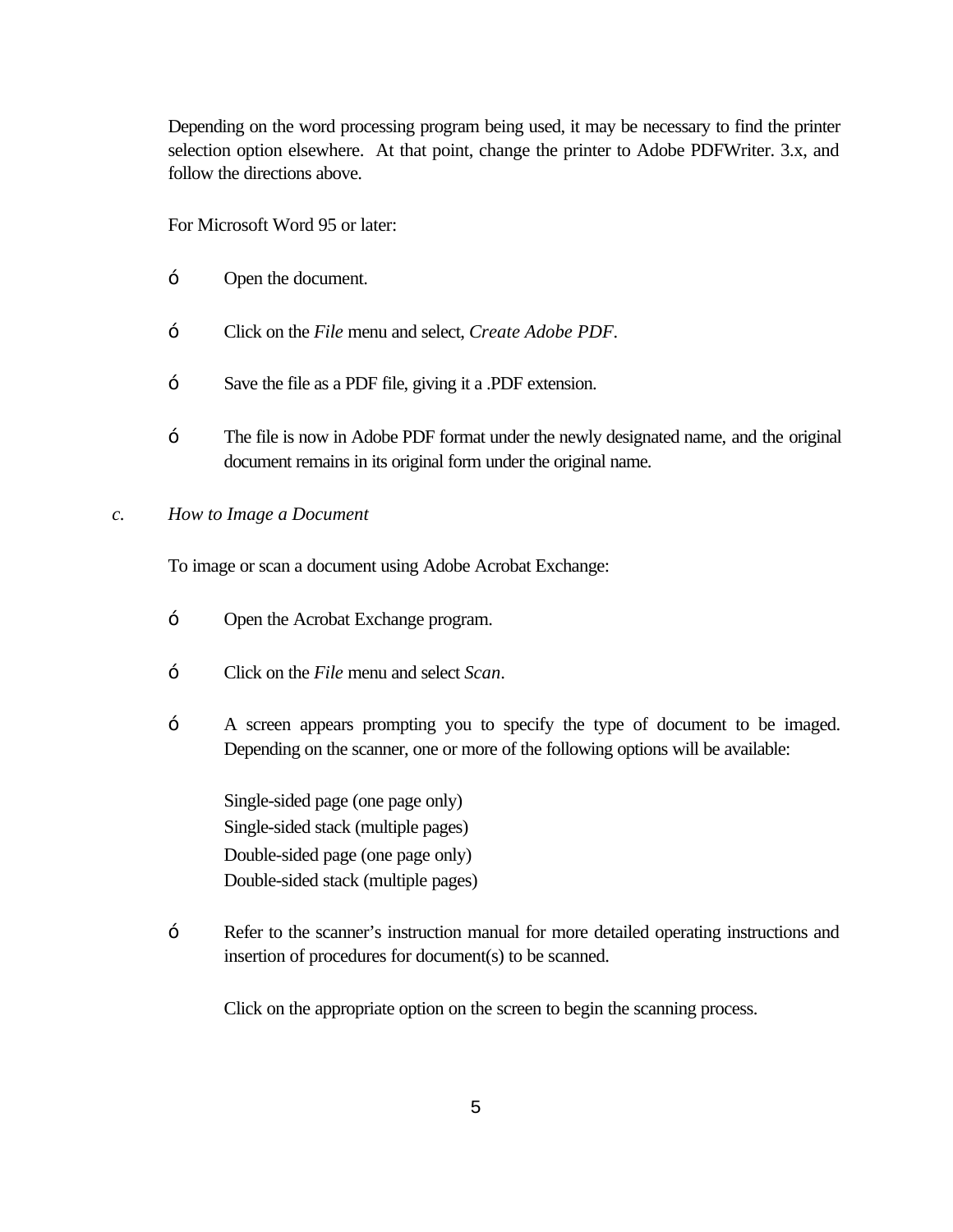Depending on the word processing program being used, it may be necessary to find the printer selection option elsewhere. At that point, change the printer to Adobe PDFWriter. 3.x, and follow the directions above.

For Microsoft Word 95 or later:

- Open the document.
- Click on the *File* menu and select, *Create Adobe PDF*.
- Save the file as a PDF file, giving it a .PDF extension.
- The file is now in Adobe PDF format under the newly designated name, and the original document remains in its original form under the original name.

### c. *How to Image a Document*

To image or scan a document using Adobe Acrobat Exchange:

- Open the Acrobat Exchange program.
- Click on the *File* menu and select *Scan*.
- A screen appears prompting you to specify the type of document to be imaged. Depending on the scanner, one or more of the following options will be available:

  Single-sided page (one page only)
  Single-sided stack (multiple pages)
  Double-sided page (one page only)
  Double-sided stack (multiple pages)

- Refer to the scanner's instruction manual for more detailed operating instructions and insertion of procedures for document(s) to be scanned.

  Click on the appropriate option on the screen to begin the scanning process.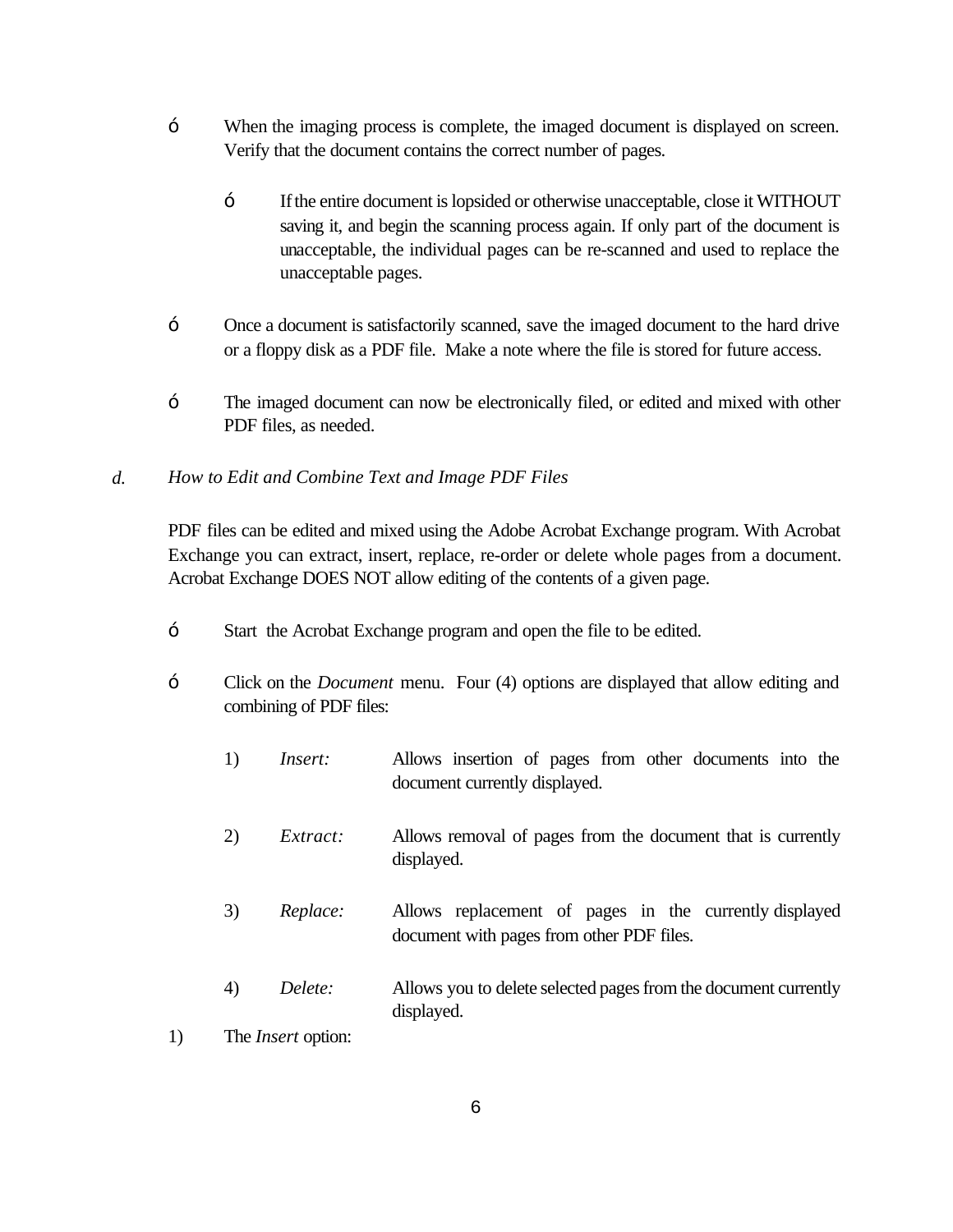- When the imaging process is complete, the imaged document is displayed on screen. Verify that the document contains the correct number of pages.

    - If the entire document is lopsided or otherwise unacceptable, close it WITHOUT saving it, and begin the scanning process again. If only part of the document is unacceptable, the individual pages can be re-scanned and used to replace the unacceptable pages.

- Once a document is satisfactorily scanned, save the imaged document to the hard drive or a floppy disk as a PDF file. Make a note where the file is stored for future access.

- The imaged document can now be electronically filed, or edited and mixed with other PDF files, as needed.

### *d. How to Edit and Combine Text and Image PDF Files*

PDF files can be edited and mixed using the Adobe Acrobat Exchange program. With Acrobat Exchange you can extract, insert, replace, re-order or delete whole pages from a document. Acrobat Exchange DOES NOT allow editing of the contents of a given page.

- Start the Acrobat Exchange program and open the file to be edited.

- Click on the *Document* menu. Four (4) options are displayed that allow editing and combining of PDF files:

    1) *Insert:* Allows insertion of pages from other documents into the document currently displayed.

    2) *Extract:* Allows removal of pages from the document that is currently displayed.

    3) *Replace:* Allows replacement of pages in the currently displayed document with pages from other PDF files.

    4) *Delete:* Allows you to delete selected pages from the document currently displayed.

1) The *Insert* option: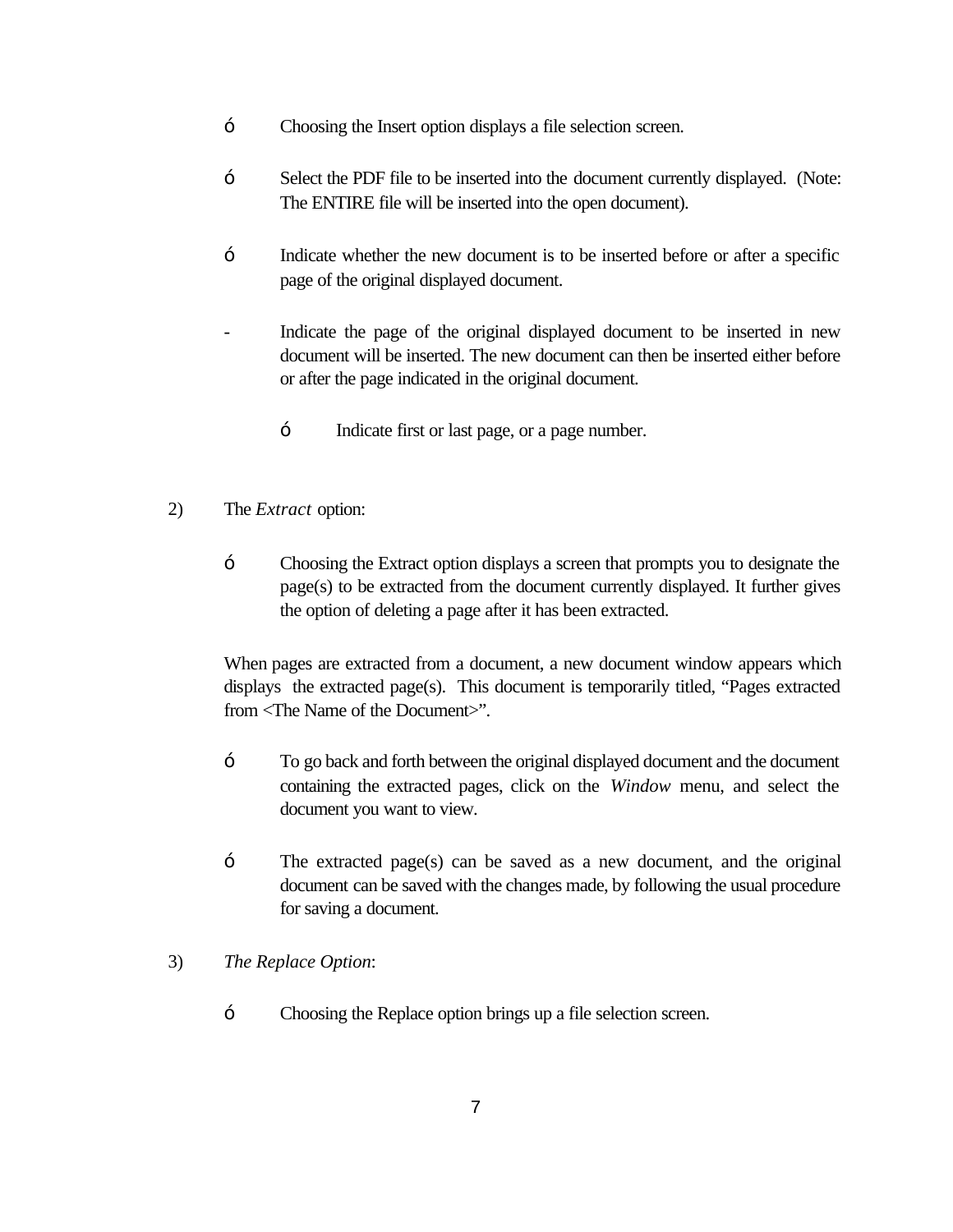- Choosing the Insert option displays a file selection screen.

- Select the PDF file to be inserted into the document currently displayed. (Note: The ENTIRE file will be inserted into the open document).

- Indicate whether the new document is to be inserted before or after a specific page of the original displayed document.

- Indicate the page of the original displayed document to be inserted in new document will be inserted. The new document can then be inserted either before or after the page indicated in the original document.

    - Indicate first or last page, or a page number.

2) The *Extract* option:

    - Choosing the Extract option displays a screen that prompts you to designate the page(s) to be extracted from the document currently displayed. It further gives the option of deleting a page after it has been extracted.

    When pages are extracted from a document, a new document window appears which displays the extracted page(s). This document is temporarily titled, "Pages extracted from <The Name of the Document>".

    - To go back and forth between the original displayed document and the document containing the extracted pages, click on the *Window* menu, and select the document you want to view.

    - The extracted page(s) can be saved as a new document, and the original document can be saved with the changes made, by following the usual procedure for saving a document.

3) *The Replace Option*:

    - Choosing the Replace option brings up a file selection screen.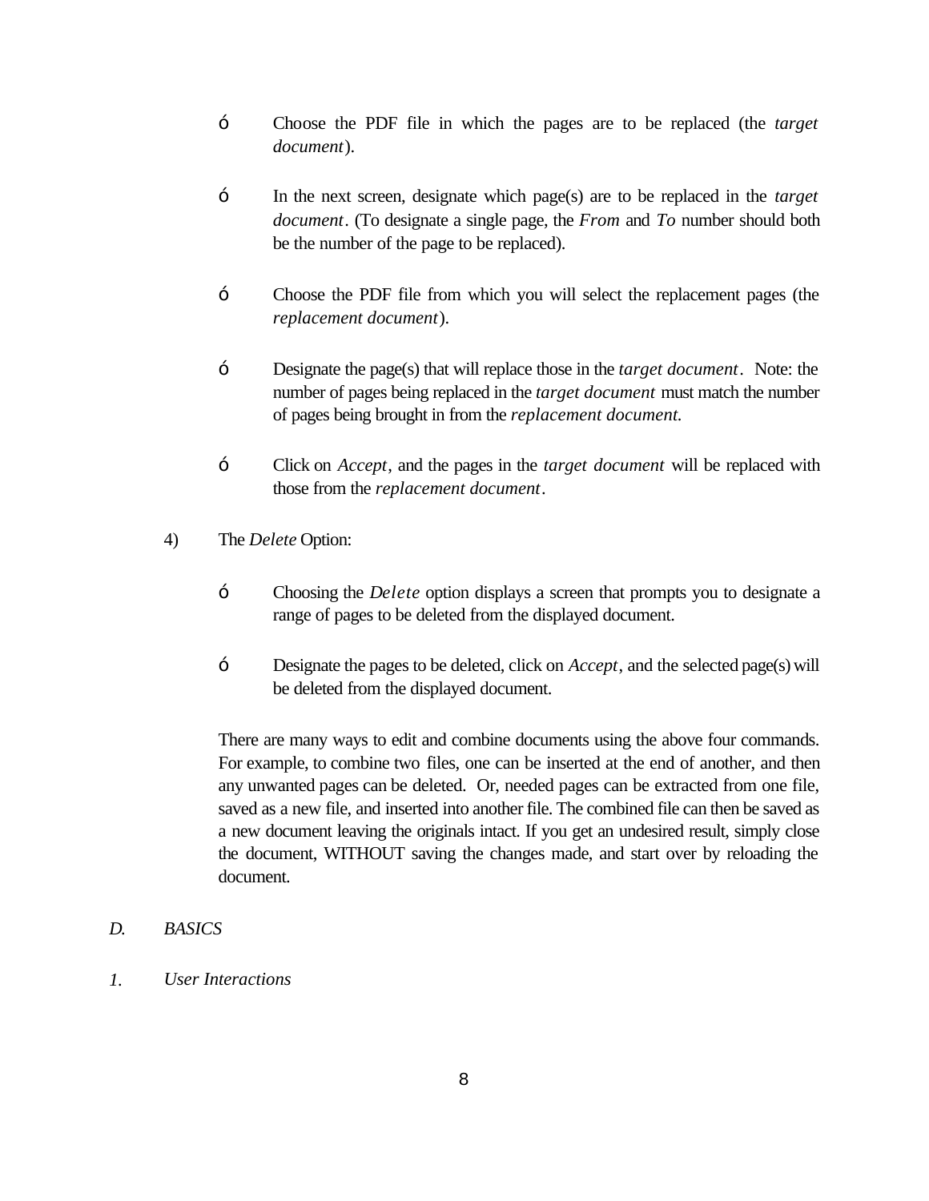- Choose the PDF file in which the pages are to be replaced (the *target document*).

- In the next screen, designate which page(s) are to be replaced in the *target document*. (To designate a single page, the *From* and *To* number should both be the number of the page to be replaced).

- Choose the PDF file from which you will select the replacement pages (the *replacement document*).

- Designate the page(s) that will replace those in the *target document*. Note: the number of pages being replaced in the *target document* must match the number of pages being brought in from the *replacement document.*

- Click on *Accept*, and the pages in the *target document* will be replaced with those from the *replacement document*.

4) The *Delete* Option:

- Choosing the *Delete* option displays a screen that prompts you to designate a range of pages to be deleted from the displayed document.

- Designate the pages to be deleted, click on *Accept*, and the selected page(s) will be deleted from the displayed document.

There are many ways to edit and combine documents using the above four commands. For example, to combine two files, one can be inserted at the end of another, and then any unwanted pages can be deleted. Or, needed pages can be extracted from one file, saved as a new file, and inserted into another file. The combined file can then be saved as a new document leaving the originals intact. If you get an undesired result, simply close the document, WITHOUT saving the changes made, and start over by reloading the document.

## *D. BASICS*

### *1. User Interactions*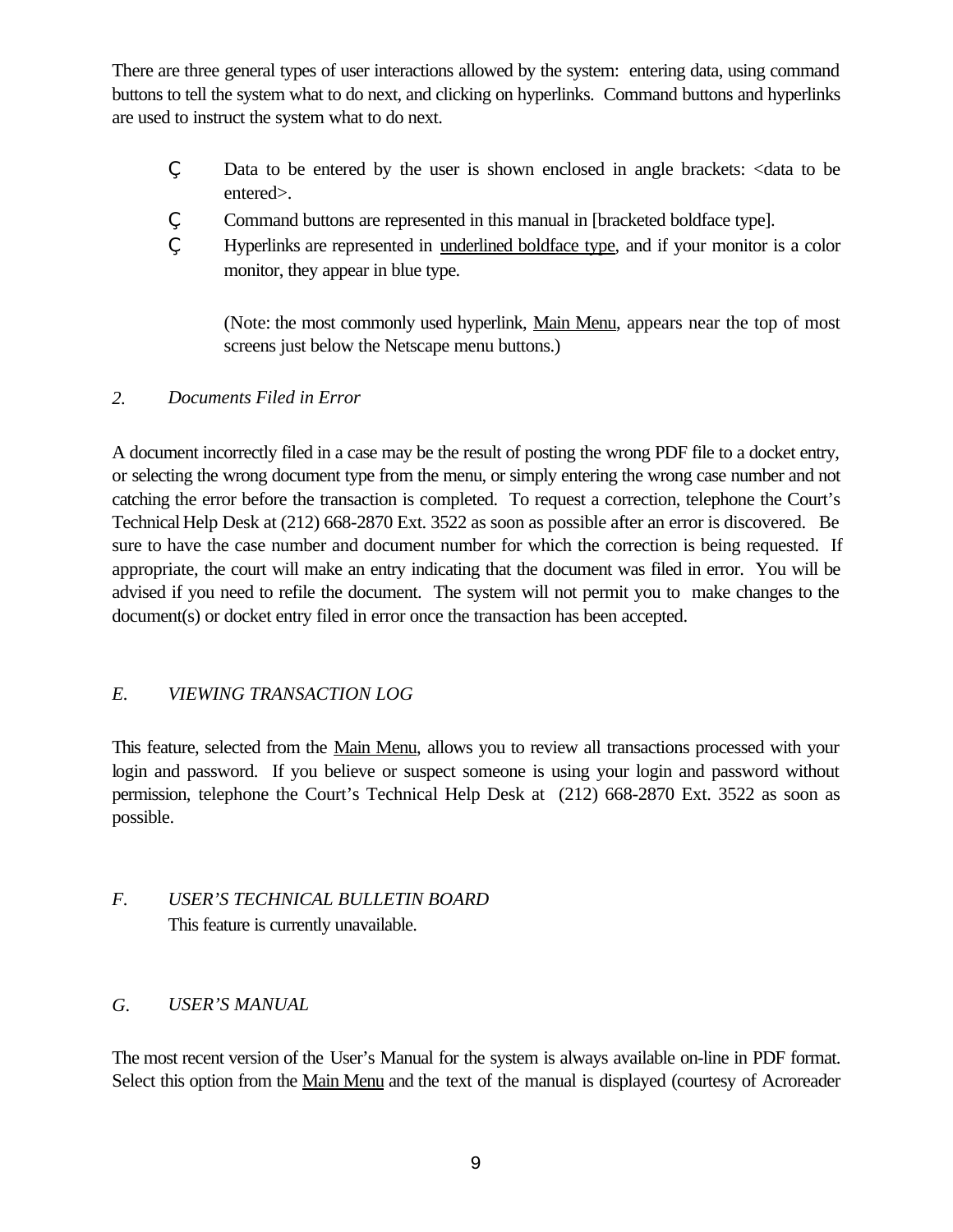There are three general types of user interactions allowed by the system: entering data, using command buttons to tell the system what to do next, and clicking on hyperlinks. Command buttons and hyperlinks are used to instruct the system what to do next.

- Data to be entered by the user is shown enclosed in angle brackets: <data to be entered>.
- Command buttons are represented in this manual in [bracketed boldface type].
- Hyperlinks are represented in underlined boldface type, and if your monitor is a color monitor, they appear in blue type.

  (Note: the most commonly used hyperlink, Main Menu, appears near the top of most screens just below the Netscape menu buttons.)

*2. Documents Filed in Error*

A document incorrectly filed in a case may be the result of posting the wrong PDF file to a docket entry, or selecting the wrong document type from the menu, or simply entering the wrong case number and not catching the error before the transaction is completed. To request a correction, telephone the Court's Technical Help Desk at (212) 668-2870 Ext. 3522 as soon as possible after an error is discovered. Be sure to have the case number and document number for which the correction is being requested. If appropriate, the court will make an entry indicating that the document was filed in error. You will be advised if you need to refile the document. The system will not permit you to make changes to the document(s) or docket entry filed in error once the transaction has been accepted.

## *E. VIEWING TRANSACTION LOG*

This feature, selected from the Main Menu, allows you to review all transactions processed with your login and password. If you believe or suspect someone is using your login and password without permission, telephone the Court's Technical Help Desk at (212) 668-2870 Ext. 3522 as soon as possible.

## *F. USER'S TECHNICAL BULLETIN BOARD*

This feature is currently unavailable.

## *G. USER'S MANUAL*

The most recent version of the User's Manual for the system is always available on-line in PDF format. Select this option from the Main Menu and the text of the manual is displayed (courtesy of Acroreader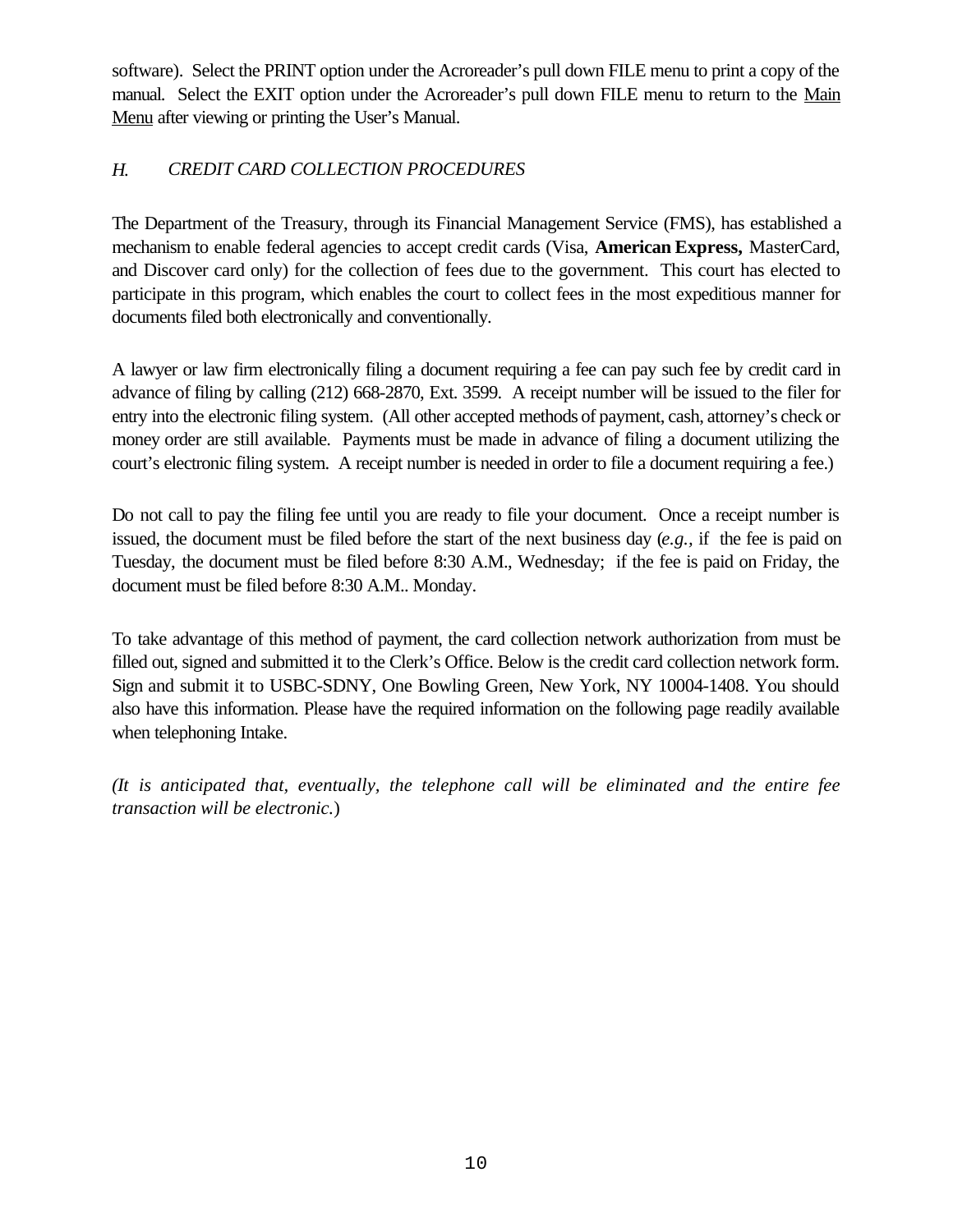software). Select the PRINT option under the Acroreader's pull down FILE menu to print a copy of the manual. Select the EXIT option under the Acroreader's pull down FILE menu to return to the Main Menu after viewing or printing the User's Manual.

### *H. CREDIT CARD COLLECTION PROCEDURES*

The Department of the Treasury, through its Financial Management Service (FMS), has established a mechanism to enable federal agencies to accept credit cards (Visa, **American Express,** MasterCard, and Discover card only) for the collection of fees due to the government. This court has elected to participate in this program, which enables the court to collect fees in the most expeditious manner for documents filed both electronically and conventionally.

A lawyer or law firm electronically filing a document requiring a fee can pay such fee by credit card in advance of filing by calling (212) 668-2870, Ext. 3599. A receipt number will be issued to the filer for entry into the electronic filing system. (All other accepted methods of payment, cash, attorney's check or money order are still available. Payments must be made in advance of filing a document utilizing the court's electronic filing system. A receipt number is needed in order to file a document requiring a fee.)

Do not call to pay the filing fee until you are ready to file your document. Once a receipt number is issued, the document must be filed before the start of the next business day (*e.g.*, if the fee is paid on Tuesday, the document must be filed before 8:30 A.M., Wednesday; if the fee is paid on Friday, the document must be filed before 8:30 A.M.. Monday.

To take advantage of this method of payment, the card collection network authorization from must be filled out, signed and submitted it to the Clerk's Office. Below is the credit card collection network form. Sign and submit it to USBC-SDNY, One Bowling Green, New York, NY 10004-1408. You should also have this information. Please have the required information on the following page readily available when telephoning Intake.

*(It is anticipated that, eventually, the telephone call will be eliminated and the entire fee transaction will be electronic.*)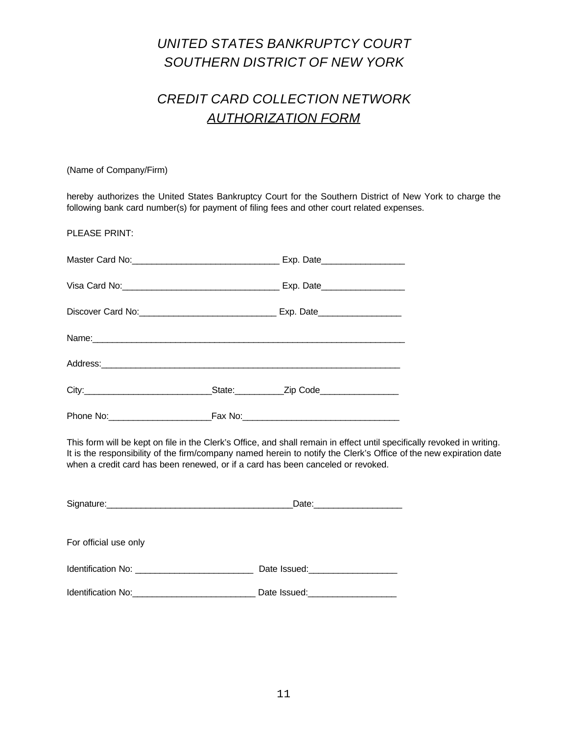# *UNITED STATES BANKRUPTCY COURT*
# *SOUTHERN DISTRICT OF NEW YORK*

## *CREDIT CARD COLLECTION NETWORK*
## *AUTHORIZATION FORM*

(Name of Company/Firm)

hereby authorizes the United States Bankruptcy Court for the Southern District of New York to charge the following bank card number(s) for payment of filing fees and other court related expenses.

PLEASE PRINT:

Master Card No:______________________________ Exp. Date_________________

Visa Card No:_________________________________ Exp. Date_________________

Discover Card No:____________________________ Exp. Date_________________

Name:_________________________________________________________________

Address:______________________________________________________________

City:__________________________State:__________Zip Code________________

Phone No:_____________________Fax No:________________________________

This form will be kept on file in the Clerk's Office, and shall remain in effect until specifically revoked in writing. It is the responsibility of the firm/company named herein to notify the Clerk's Office of the new expiration date when a credit card has been renewed, or if a card has been canceled or revoked.

Signature:______________________________________Date:__________________

For official use only

Identification No: ________________________ Date Issued:__________________

Identification No:_________________________ Date Issued:__________________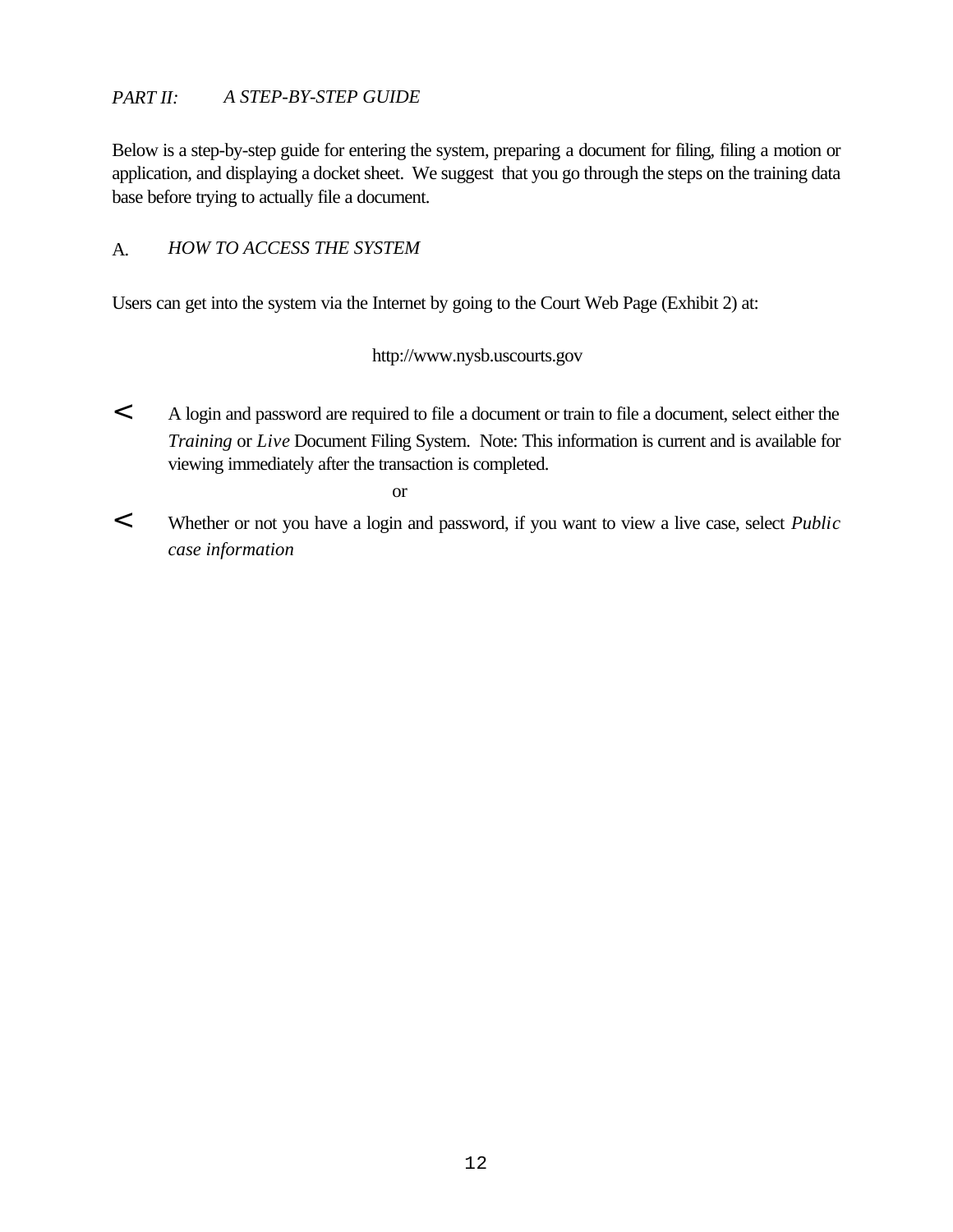## *PART II: A STEP-BY-STEP GUIDE*

Below is a step-by-step guide for entering the system, preparing a document for filing, filing a motion or application, and displaying a docket sheet. We suggest that you go through the steps on the training data base before trying to actually file a document.

### A. *HOW TO ACCESS THE SYSTEM*

Users can get into the system via the Internet by going to the Court Web Page (Exhibit 2) at:

http://www.nysb.uscourts.gov

- A login and password are required to file a document or train to file a document, select either the *Training* or *Live* Document Filing System. Note: This information is current and is available for viewing immediately after the transaction is completed.

or

- Whether or not you have a login and password, if you want to view a live case, select *Public case information*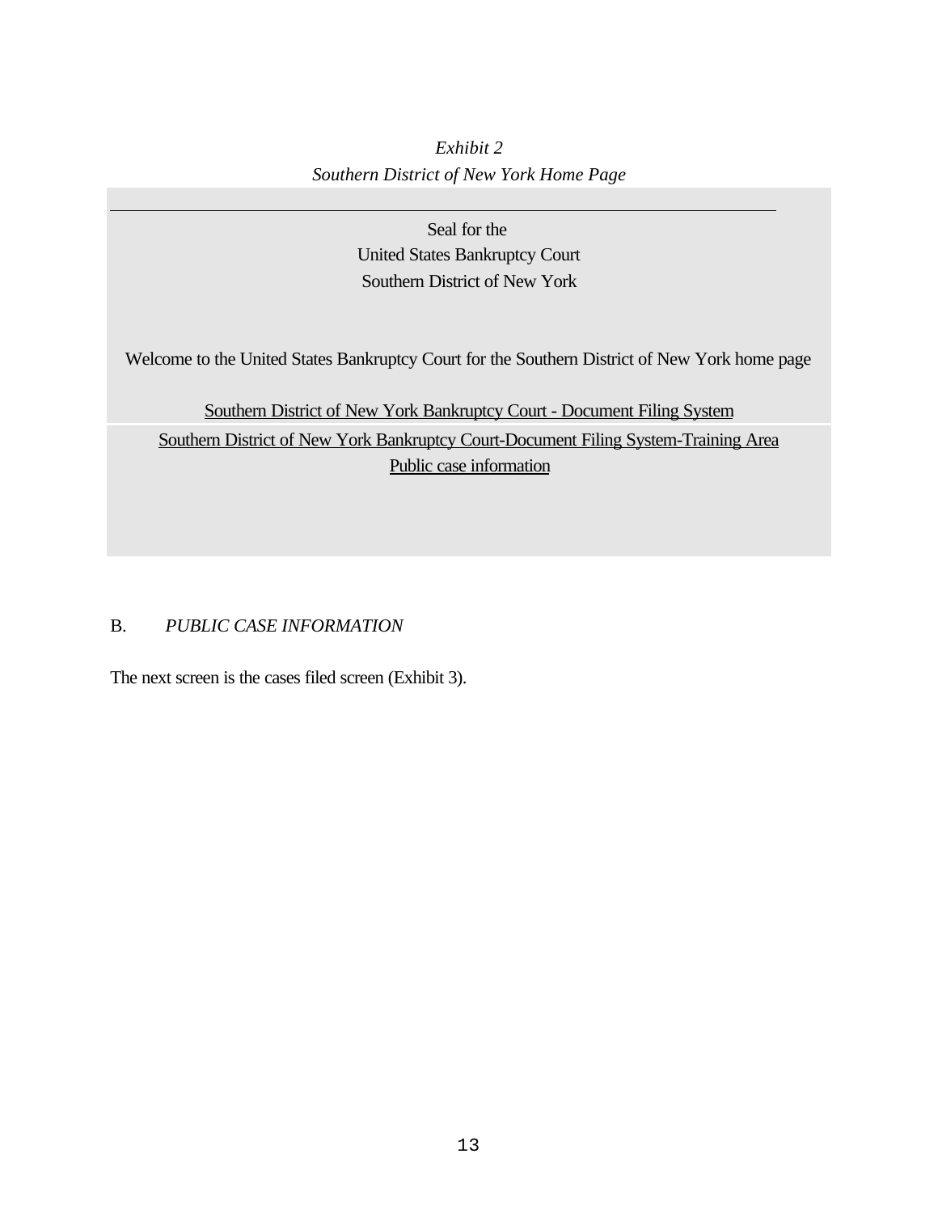*Exhibit 2*
*Southern District of New York Home Page*

---

Seal for the
United States Bankruptcy Court
Southern District of New York

Welcome to the United States Bankruptcy Court for the Southern District of New York home page

Southern District of New York Bankruptcy Court - Document Filing System

Southern District of New York Bankruptcy Court-Document Filing System-Training Area

Public case information

B. *PUBLIC CASE INFORMATION*

The next screen is the cases filed screen (Exhibit 3).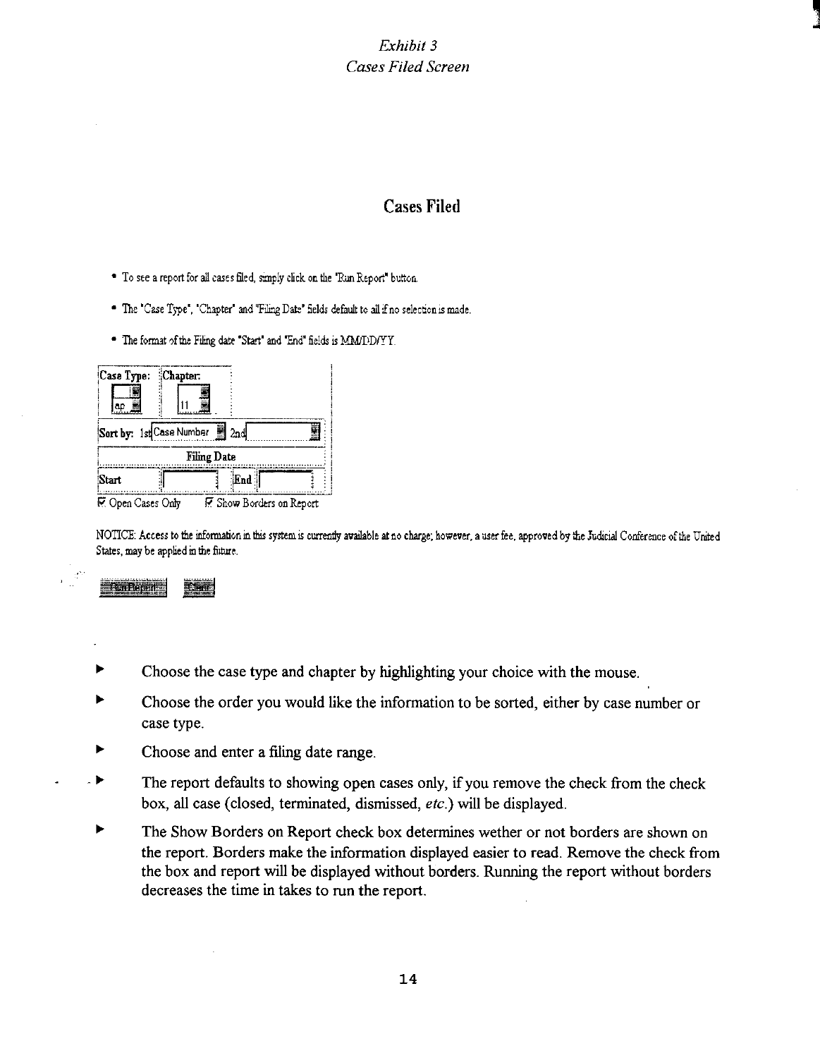*Exhibit 3*
*Cases Filed Screen*

## Cases Filed

- To see a report for all cases filed, simply click on the "Run Report" button.
- The "Case Type", "Chapter" and "Filing Date" fields default to all if no selection is made.
- The format of the Filing date "Start" and "End" fields is MM/DD/YY.

Case Type: ap Chapter: 11

Sort by: 1st Case Number 2nd

Filing Date

Start End

☑ Open Cases Only ☑ Show Borders on Report

NOTICE: Access to the information in this system is currently available at no charge; however, a user fee, approved by the Judicial Conference of the United States, may be applied in the future.

Run Report Clear

- Choose the case type and chapter by highlighting your choice with the mouse.
- Choose the order you would like the information to be sorted, either by case number or case type.
- Choose and enter a filing date range.
- The report defaults to showing open cases only, if you remove the check from the check box, all case (closed, terminated, dismissed, *etc.*) will be displayed.
- The Show Borders on Report check box determines wether or not borders are shown on the report. Borders make the information displayed easier to read. Remove the check from the box and report will be displayed without borders. Running the report without borders decreases the time in takes to run the report.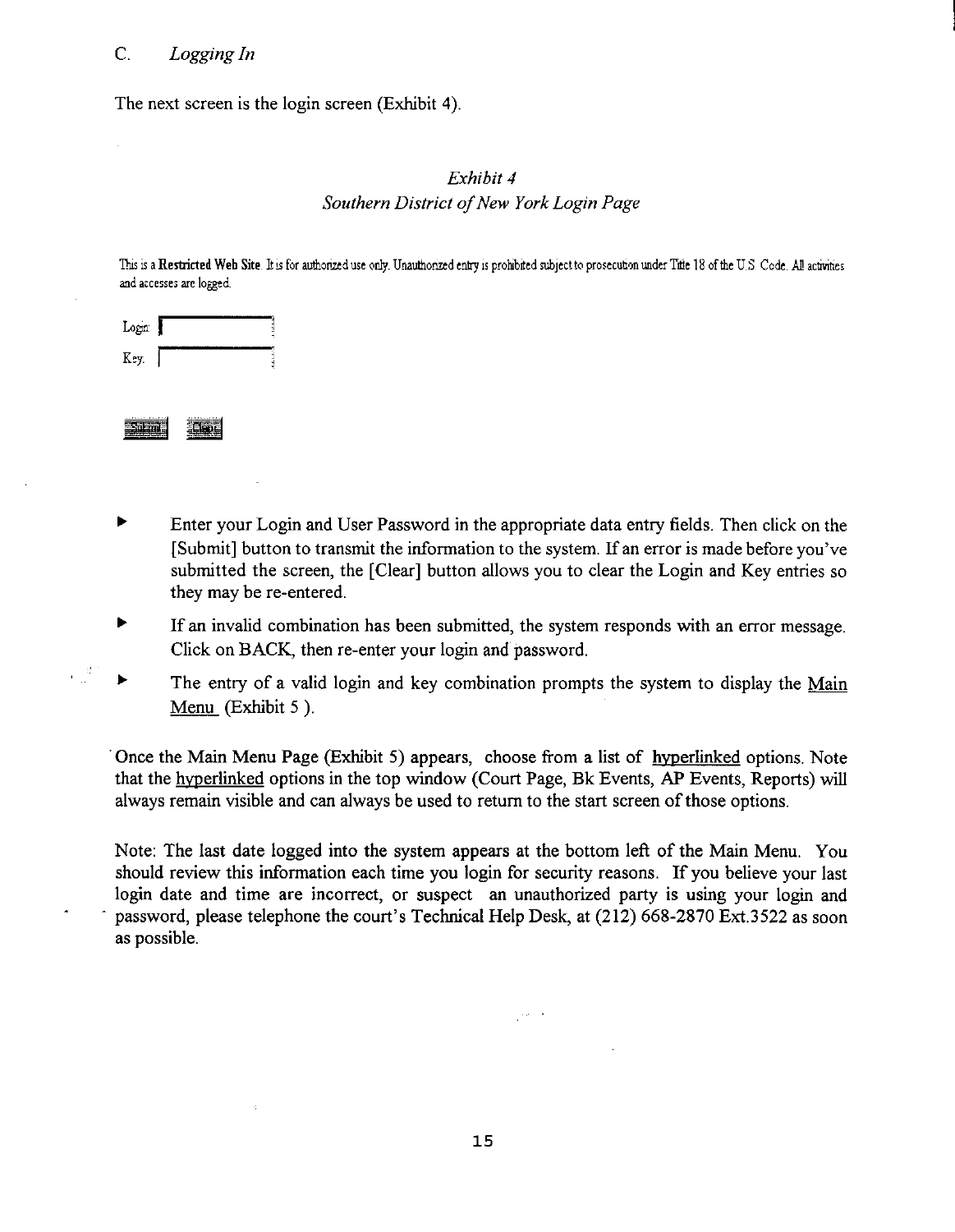### C. *Logging In*

The next screen is the login screen (Exhibit 4).

*Exhibit 4*
*Southern District of New York Login Page*

This is a **Restricted Web Site**. It is for authorized use only. Unauthorized entry is prohibited subject to prosecution under Title 18 of the U.S. Code. All activities and accesses are logged.

Login:

Key:

[Submit] [Clear]

- Enter your Login and User Password in the appropriate data entry fields. Then click on the [Submit] button to transmit the information to the system. If an error is made before you've submitted the screen, the [Clear] button allows you to clear the Login and Key entries so they may be re-entered.
- If an invalid combination has been submitted, the system responds with an error message. Click on BACK, then re-enter your login and password.
- The entry of a valid login and key combination prompts the system to display the Main Menu (Exhibit 5).

Once the Main Menu Page (Exhibit 5) appears, choose from a list of hyperlinked options. Note that the hyperlinked options in the top window (Court Page, Bk Events, AP Events, Reports) will always remain visible and can always be used to return to the start screen of those options.

Note: The last date logged into the system appears at the bottom left of the Main Menu. You should review this information each time you login for security reasons. If you believe your last login date and time are incorrect, or suspect an unauthorized party is using your login and password, please telephone the court's Technical Help Desk, at (212) 668-2870 Ext.3522 as soon as possible.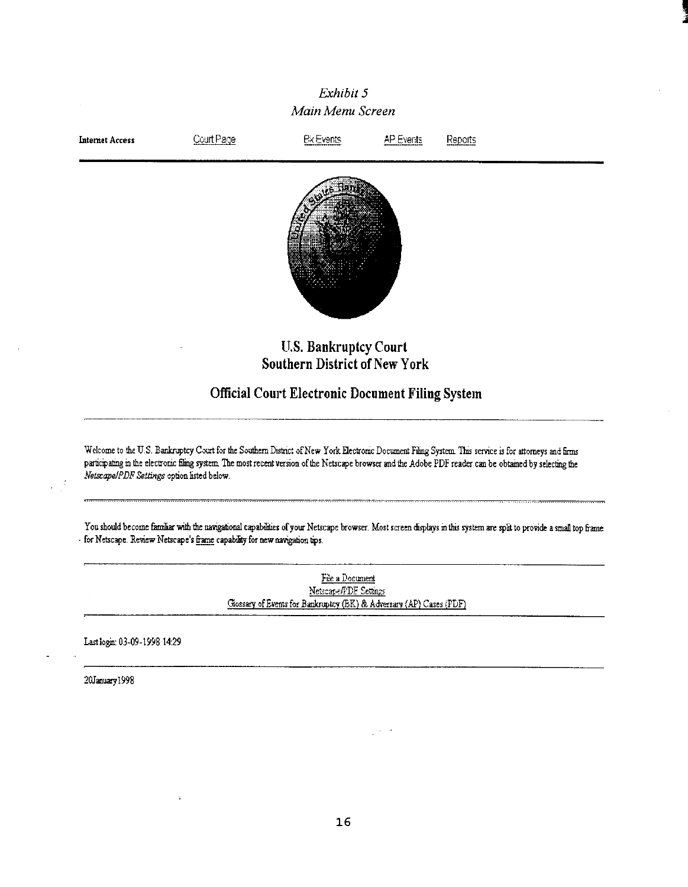*Exhibit 5*
*Main Menu Screen*

**Internet Access** Court Page Bk Events AP Events Reports

---

## U.S. Bankruptcy Court
## Southern District of New York

## Official Court Electronic Document Filing System

---

Welcome to the U.S. Bankruptcy Court for the Southern District of New York Electronic Document Filing System. This service is for attorneys and firms participating in the electronic filing system. The most recent version of the Netscape browser and the Adobe PDF reader can be obtained by selecting the *Netscape/PDF Settings* option listed below.

---

You should become familiar with the navigational capabilities of your Netscape browser. Most screen displays in this system are split to provide a small top frame for Netscape. Review Netscape's frame capability for new navigation tips.

---

File a Document
Netscape/PDF Settings
Glossary of Events for Bankruptcy (BK) & Adversary (AP) Cases (PDF)

---

Last login: 03-09-1998 14:29

---

20January1998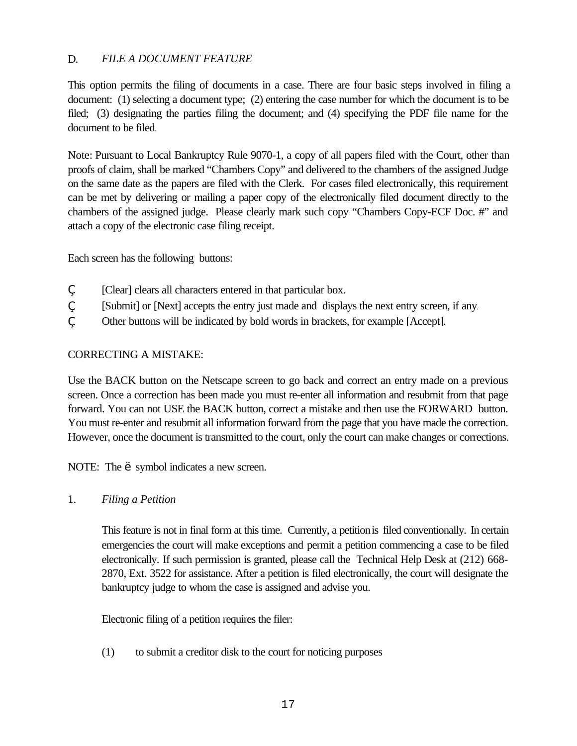## D. *FILE A DOCUMENT FEATURE*

This option permits the filing of documents in a case. There are four basic steps involved in filing a document: (1) selecting a document type; (2) entering the case number for which the document is to be filed; (3) designating the parties filing the document; and (4) specifying the PDF file name for the document to be filed.

Note: Pursuant to Local Bankruptcy Rule 9070-1, a copy of all papers filed with the Court, other than proofs of claim, shall be marked "Chambers Copy" and delivered to the chambers of the assigned Judge on the same date as the papers are filed with the Clerk. For cases filed electronically, this requirement can be met by delivering or mailing a paper copy of the electronically filed document directly to the chambers of the assigned judge. Please clearly mark such copy "Chambers Copy-ECF Doc. #" and attach a copy of the electronic case filing receipt.

Each screen has the following buttons:

- [Clear] clears all characters entered in that particular box.
- [Submit] or [Next] accepts the entry just made and displays the next entry screen, if any.
- Other buttons will be indicated by bold words in brackets, for example [Accept].

CORRECTING A MISTAKE:

Use the BACK button on the Netscape screen to go back and correct an entry made on a previous screen. Once a correction has been made you must re-enter all information and resubmit from that page forward. You can not USE the BACK button, correct a mistake and then use the FORWARD button. You must re-enter and resubmit all information forward from the page that you have made the correction. However, once the document is transmitted to the court, only the court can make changes or corrections.

NOTE: The ë symbol indicates a new screen.

### 1. *Filing a Petition*

This feature is not in final form at this time. Currently, a petition is filed conventionally. In certain emergencies the court will make exceptions and permit a petition commencing a case to be filed electronically. If such permission is granted, please call the Technical Help Desk at (212) 668-2870, Ext. 3522 for assistance. After a petition is filed electronically, the court will designate the bankruptcy judge to whom the case is assigned and advise you.

Electronic filing of a petition requires the filer:

(1) to submit a creditor disk to the court for noticing purposes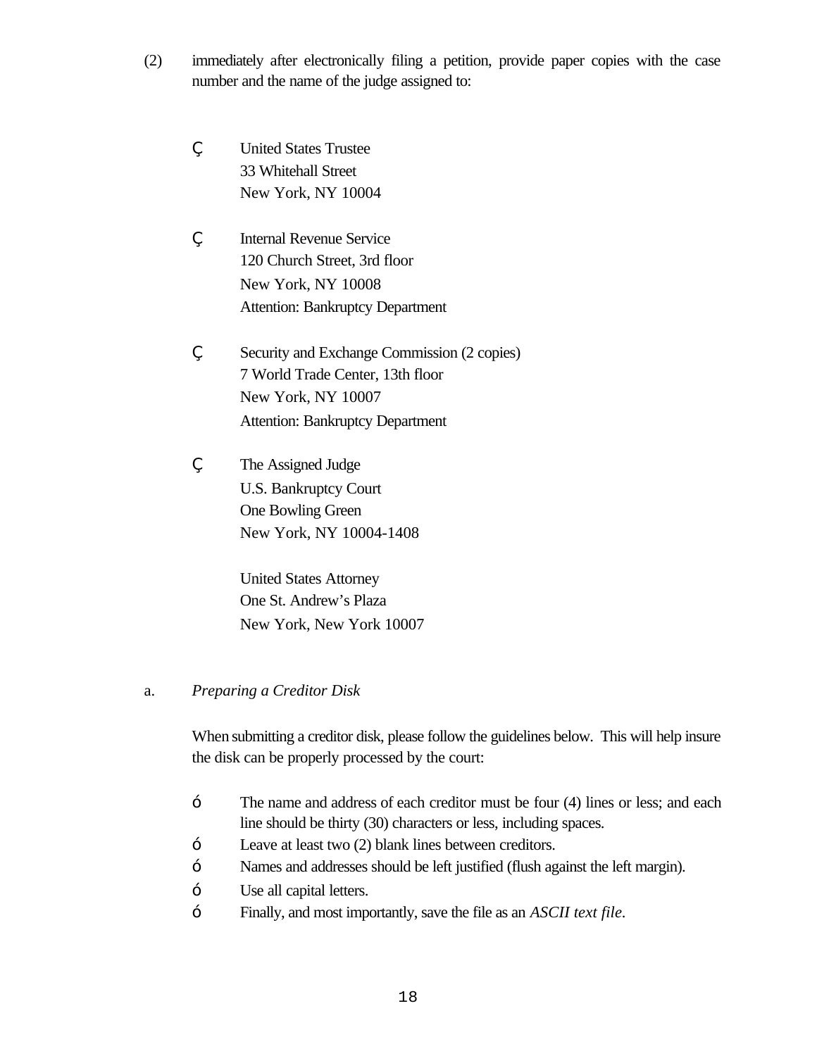(2) immediately after electronically filing a petition, provide paper copies with the case number and the name of the judge assigned to:

- United States Trustee
  33 Whitehall Street
  New York, NY 10004

- Internal Revenue Service
  120 Church Street, 3rd floor
  New York, NY 10008
  Attention: Bankruptcy Department

- Security and Exchange Commission (2 copies)
  7 World Trade Center, 13th floor
  New York, NY 10007
  Attention: Bankruptcy Department

- The Assigned Judge
  U.S. Bankruptcy Court
  One Bowling Green
  New York, NY 10004-1408

  United States Attorney
  One St. Andrew's Plaza
  New York, New York 10007

a. *Preparing a Creditor Disk*

When submitting a creditor disk, please follow the guidelines below. This will help insure the disk can be properly processed by the court:

- The name and address of each creditor must be four (4) lines or less; and each line should be thirty (30) characters or less, including spaces.
- Leave at least two (2) blank lines between creditors.
- Names and addresses should be left justified (flush against the left margin).
- Use all capital letters.
- Finally, and most importantly, save the file as an *ASCII text file*.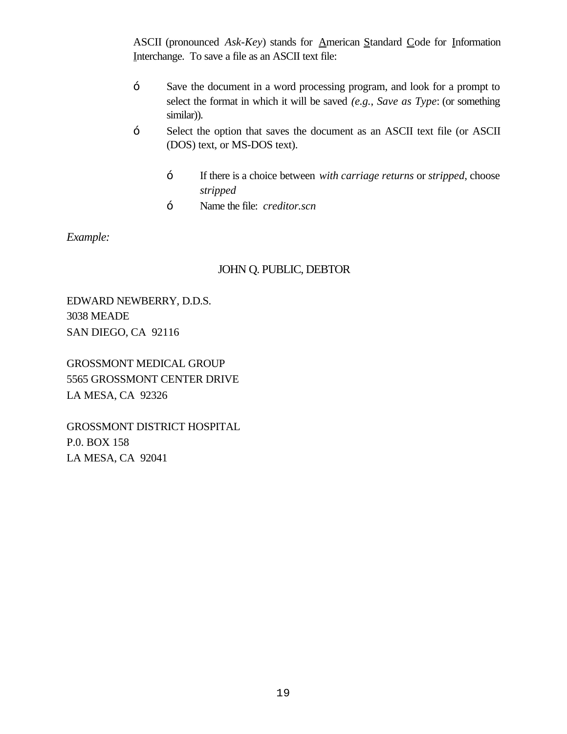ASCII (pronounced *Ask-Key*) stands for American Standard Code for Information Interchange. To save a file as an ASCII text file:

- Save the document in a word processing program, and look for a prompt to select the format in which it will be saved *(e.g., Save as Type*: (or something similar)).
- Select the option that saves the document as an ASCII text file (or ASCII (DOS) text, or MS-DOS text).
    - If there is a choice between *with carriage returns* or *stripped*, choose *stripped*
    - Name the file: *creditor.scn*

*Example:*

JOHN Q. PUBLIC, DEBTOR

EDWARD NEWBERRY, D.D.S.
3038 MEADE
SAN DIEGO, CA 92116

GROSSMONT MEDICAL GROUP
5565 GROSSMONT CENTER DRIVE
LA MESA, CA 92326

GROSSMONT DISTRICT HOSPITAL
P.0. BOX 158
LA MESA, CA 92041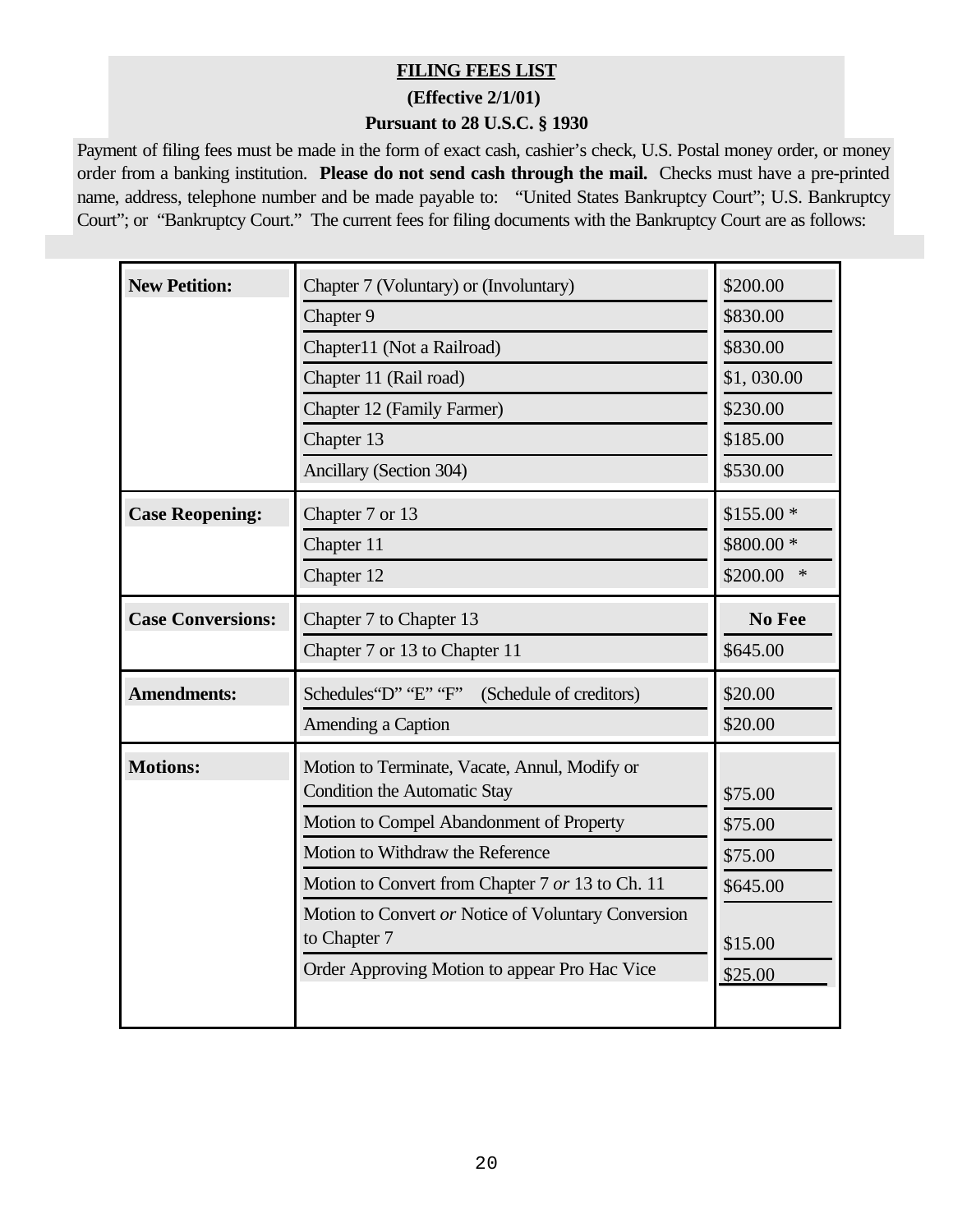## FILING FEES LIST

**(Effective 2/1/01)**

**Pursuant to 28 U.S.C. § 1930**

Payment of filing fees must be made in the form of exact cash, cashier's check, U.S. Postal money order, or money order from a banking institution. **Please do not send cash through the mail.** Checks must have a pre-printed name, address, telephone number and be made payable to: "United States Bankruptcy Court"; U.S. Bankruptcy Court"; or "Bankruptcy Court." The current fees for filing documents with the Bankruptcy Court are as follows:

| | | |
|---|---|---|
| **New Petition:** | Chapter 7 (Voluntary) or (Involuntary) | $200.00 |
| | Chapter 9 | $830.00 |
| | Chapter11 (Not a Railroad) | $830.00 |
| | Chapter 11 (Rail road) | $1, 030.00 |
| | Chapter 12 (Family Farmer) | $230.00 |
| | Chapter 13 | $185.00 |
| | Ancillary (Section 304) | $530.00 |
| **Case Reopening:** | Chapter 7 or 13 | $155.00 * |
| | Chapter 11 | $800.00 * |
| | Chapter 12 | $200.00 * |
| **Case Conversions:** | Chapter 7 to Chapter 13 | **No Fee** |
| | Chapter 7 or 13 to Chapter 11 | $645.00 |
| **Amendments:** | Schedules"D" "E" "F" (Schedule of creditors) | $20.00 |
| | Amending a Caption | $20.00 |
| **Motions:** | Motion to Terminate, Vacate, Annul, Modify or Condition the Automatic Stay | $75.00 |
| | Motion to Compel Abandonment of Property | $75.00 |
| | Motion to Withdraw the Reference | $75.00 |
| | Motion to Convert from Chapter 7 *or* 13 to Ch. 11 | $645.00 |
| | Motion to Convert *or* Notice of Voluntary Conversion to Chapter 7 | $15.00 |
| | Order Approving Motion to appear Pro Hac Vice | $25.00 |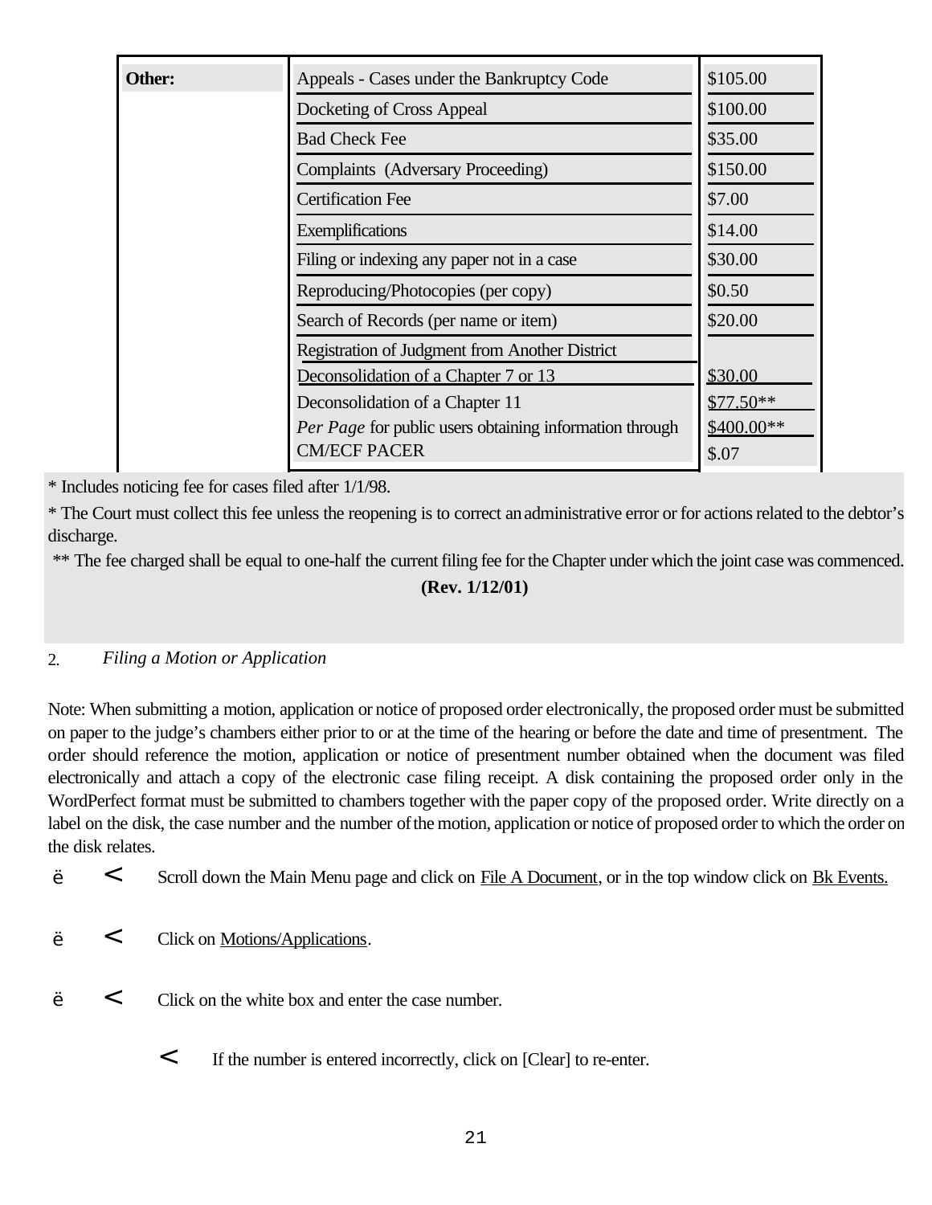| Other: | Appeals - Cases under the Bankruptcy Code | $105.00 |
|---|---|---|
| | Docketing of Cross Appeal | $100.00 |
| | Bad Check Fee | $35.00 |
| | Complaints (Adversary Proceeding) | $150.00 |
| | Certification Fee | $7.00 |
| | Exemplifications | $14.00 |
| | Filing or indexing any paper not in a case | $30.00 |
| | Reproducing/Photocopies (per copy) | $0.50 |
| | Search of Records (per name or item) | $20.00 |
| | Registration of Judgment from Another District | |
| | Deconsolidation of a Chapter 7 or 13 | $30.00 |
| | Deconsolidation of a Chapter 11 | $77.50** |
| | *Per Page* for public users obtaining information through CM/ECF PACER | $400.00** |
| | | $.07 |

* Includes noticing fee for cases filed after 1/1/98.

* The Court must collect this fee unless the reopening is to correct an administrative error or for actions related to the debtor's discharge.

** The fee charged shall be equal to one-half the current filing fee for the Chapter under which the joint case was commenced.

**(Rev. 1/12/01)**

2. *Filing a Motion or Application*

Note: When submitting a motion, application or notice of proposed order electronically, the proposed order must be submitted on paper to the judge's chambers either prior to or at the time of the hearing or before the date and time of presentment. The order should reference the motion, application or notice of presentment number obtained when the document was filed electronically and attach a copy of the electronic case filing receipt. A disk containing the proposed order only in the WordPerfect format must be submitted to chambers together with the paper copy of the proposed order. Write directly on a label on the disk, the case number and the number of the motion, application or notice of proposed order to which the order on the disk relates.

- Scroll down the Main Menu page and click on File A Document, or in the top window click on Bk Events.

- Click on Motions/Applications.

- Click on the white box and enter the case number.

  - If the number is entered incorrectly, click on [Clear] to re-enter.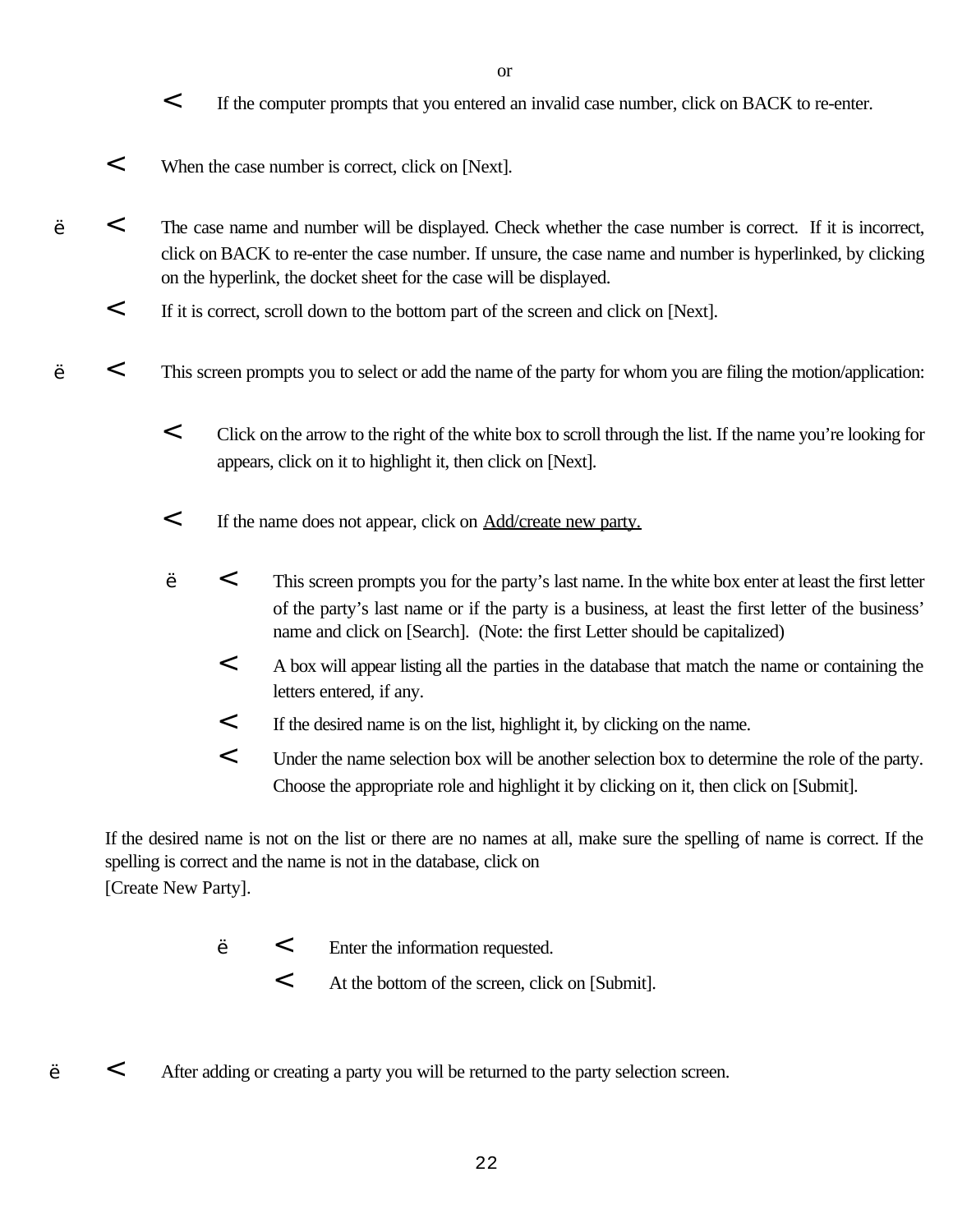or

- If the computer prompts that you entered an invalid case number, click on BACK to re-enter.

- When the case number is correct, click on [Next].

ë

- The case name and number will be displayed. Check whether the case number is correct. If it is incorrect, click on BACK to re-enter the case number. If unsure, the case name and number is hyperlinked, by clicking on the hyperlink, the docket sheet for the case will be displayed.
- If it is correct, scroll down to the bottom part of the screen and click on [Next].

ë

- This screen prompts you to select or add the name of the party for whom you are filing the motion/application:

  - Click on the arrow to the right of the white box to scroll through the list. If the name you're looking for appears, click on it to highlight it, then click on [Next].

  - If the name does not appear, click on <u>Add/create new party.</u>

  ë

    - This screen prompts you for the party's last name. In the white box enter at least the first letter of the party's last name or if the party is a business, at least the first letter of the business' name and click on [Search]. (Note: the first Letter should be capitalized)
    - A box will appear listing all the parties in the database that match the name or containing the letters entered, if any.
    - If the desired name is on the list, highlight it, by clicking on the name.
    - Under the name selection box will be another selection box to determine the role of the party. Choose the appropriate role and highlight it by clicking on it, then click on [Submit].

If the desired name is not on the list or there are no names at all, make sure the spelling of name is correct. If the spelling is correct and the name is not in the database, click on
[Create New Party].

ë

- Enter the information requested.
- At the bottom of the screen, click on [Submit].

ë

- After adding or creating a party you will be returned to the party selection screen.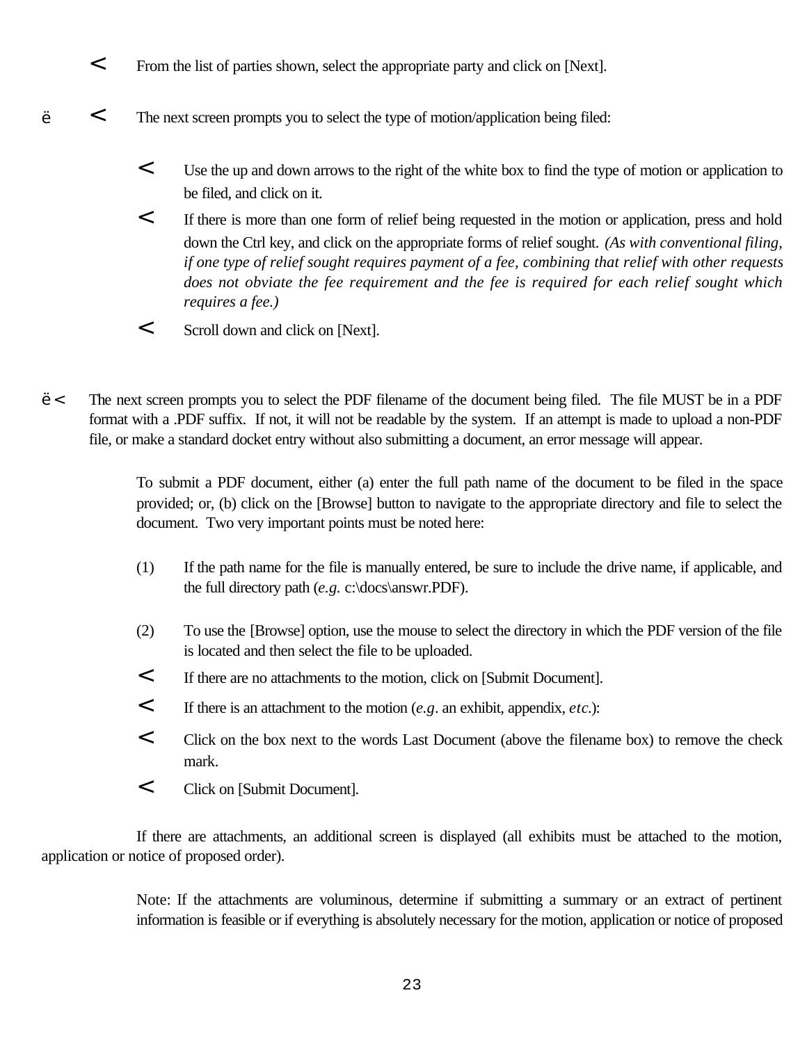- From the list of parties shown, select the appropriate party and click on [Next].

ë - The next screen prompts you to select the type of motion/application being filed:

  - Use the up and down arrows to the right of the white box to find the type of motion or application to be filed, and click on it.
  - If there is more than one form of relief being requested in the motion or application, press and hold down the Ctrl key, and click on the appropriate forms of relief sought. *(As with conventional filing, if one type of relief sought requires payment of a fee, combining that relief with other requests does not obviate the fee requirement and the fee is required for each relief sought which requires a fee.)*
  - Scroll down and click on [Next].

ë - The next screen prompts you to select the PDF filename of the document being filed. The file MUST be in a PDF format with a .PDF suffix. If not, it will not be readable by the system. If an attempt is made to upload a non-PDF file, or make a standard docket entry without also submitting a document, an error message will appear.

  To submit a PDF document, either (a) enter the full path name of the document to be filed in the space provided; or, (b) click on the [Browse] button to navigate to the appropriate directory and file to select the document. Two very important points must be noted here:

  (1) If the path name for the file is manually entered, be sure to include the drive name, if applicable, and the full directory path (*e.g.* c:\docs\answr.PDF).

  (2) To use the [Browse] option, use the mouse to select the directory in which the PDF version of the file is located and then select the file to be uploaded.

  - If there are no attachments to the motion, click on [Submit Document].
  - If there is an attachment to the motion (*e.g*. an exhibit, appendix, *etc.*):
  - Click on the box next to the words Last Document (above the filename box) to remove the check mark.
  - Click on [Submit Document].

If there are attachments, an additional screen is displayed (all exhibits must be attached to the motion, application or notice of proposed order).

Note: If the attachments are voluminous, determine if submitting a summary or an extract of pertinent information is feasible or if everything is absolutely necessary for the motion, application or notice of proposed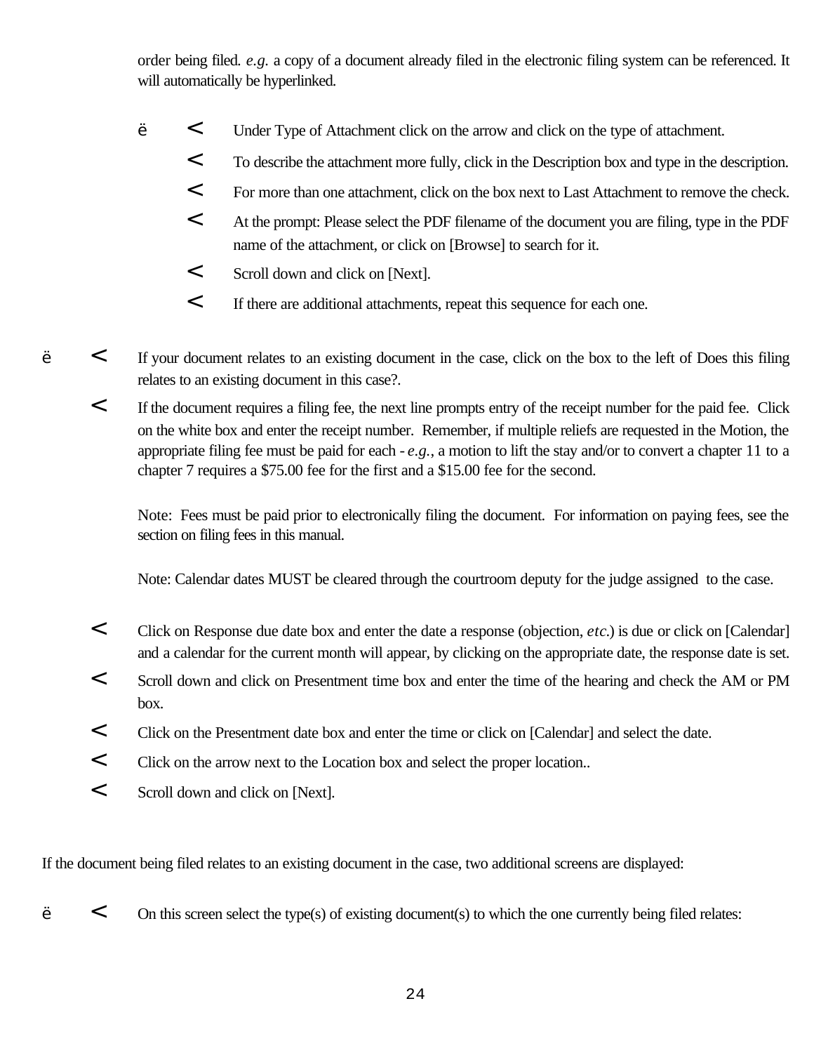order being filed. *e.g.* a copy of a document already filed in the electronic filing system can be referenced. It will automatically be hyperlinked.

ë
- Under Type of Attachment click on the arrow and click on the type of attachment.
- To describe the attachment more fully, click in the Description box and type in the description.
- For more than one attachment, click on the box next to Last Attachment to remove the check.
- At the prompt: Please select the PDF filename of the document you are filing, type in the PDF name of the attachment, or click on [Browse] to search for it.
- Scroll down and click on [Next].
- If there are additional attachments, repeat this sequence for each one.

ë
- If your document relates to an existing document in the case, click on the box to the left of Does this filing relates to an existing document in this case?.
- If the document requires a filing fee, the next line prompts entry of the receipt number for the paid fee. Click on the white box and enter the receipt number. Remember, if multiple reliefs are requested in the Motion, the appropriate filing fee must be paid for each - *e.g.,* a motion to lift the stay and/or to convert a chapter 11 to a chapter 7 requires a $75.00 fee for the first and a $15.00 fee for the second.

  Note: Fees must be paid prior to electronically filing the document. For information on paying fees, see the section on filing fees in this manual.

  Note: Calendar dates MUST be cleared through the courtroom deputy for the judge assigned to the case.

- Click on Response due date box and enter the date a response (objection, *etc.*) is due or click on [Calendar] and a calendar for the current month will appear, by clicking on the appropriate date, the response date is set.
- Scroll down and click on Presentment time box and enter the time of the hearing and check the AM or PM box.
- Click on the Presentment date box and enter the time or click on [Calendar] and select the date.
- Click on the arrow next to the Location box and select the proper location..
- Scroll down and click on [Next].

If the document being filed relates to an existing document in the case, two additional screens are displayed:

ë
- On this screen select the type(s) of existing document(s) to which the one currently being filed relates: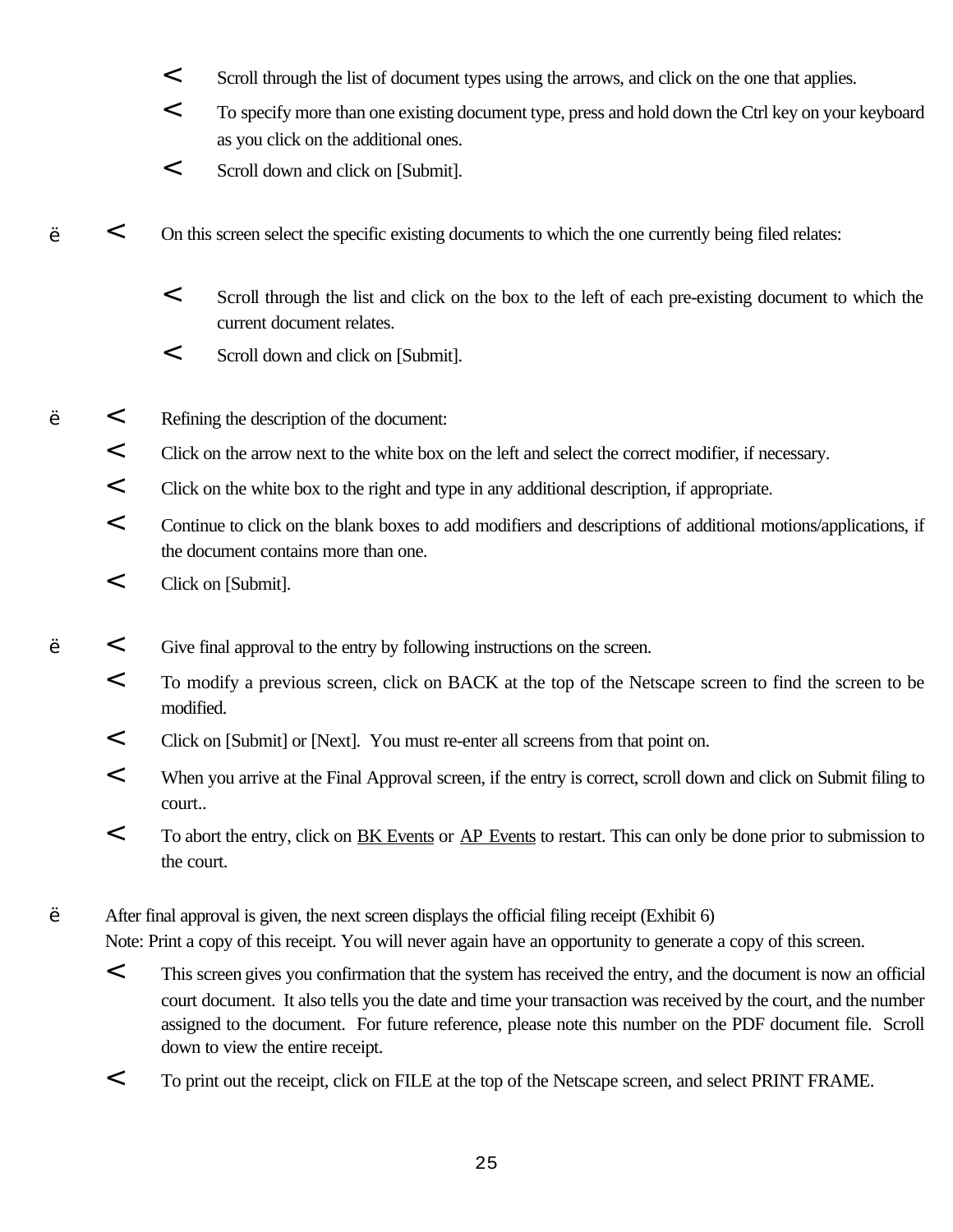- Scroll through the list of document types using the arrows, and click on the one that applies.
- To specify more than one existing document type, press and hold down the Ctrl key on your keyboard as you click on the additional ones.
- Scroll down and click on [Submit].

ë - On this screen select the specific existing documents to which the one currently being filed relates:

  - Scroll through the list and click on the box to the left of each pre-existing document to which the current document relates.
  - Scroll down and click on [Submit].

ë - Refining the description of the document:
  - Click on the arrow next to the white box on the left and select the correct modifier, if necessary.
  - Click on the white box to the right and type in any additional description, if appropriate.
  - Continue to click on the blank boxes to add modifiers and descriptions of additional motions/applications, if the document contains more than one.
  - Click on [Submit].

ë - Give final approval to the entry by following instructions on the screen.
  - To modify a previous screen, click on BACK at the top of the Netscape screen to find the screen to be modified.
  - Click on [Submit] or [Next]. You must re-enter all screens from that point on.
  - When you arrive at the Final Approval screen, if the entry is correct, scroll down and click on Submit filing to court..
  - To abort the entry, click on BK Events or AP Events to restart. This can only be done prior to submission to the court.

ë After final approval is given, the next screen displays the official filing receipt (Exhibit 6)
Note: Print a copy of this receipt. You will never again have an opportunity to generate a copy of this screen.
  - This screen gives you confirmation that the system has received the entry, and the document is now an official court document. It also tells you the date and time your transaction was received by the court, and the number assigned to the document. For future reference, please note this number on the PDF document file. Scroll down to view the entire receipt.
  - To print out the receipt, click on FILE at the top of the Netscape screen, and select PRINT FRAME.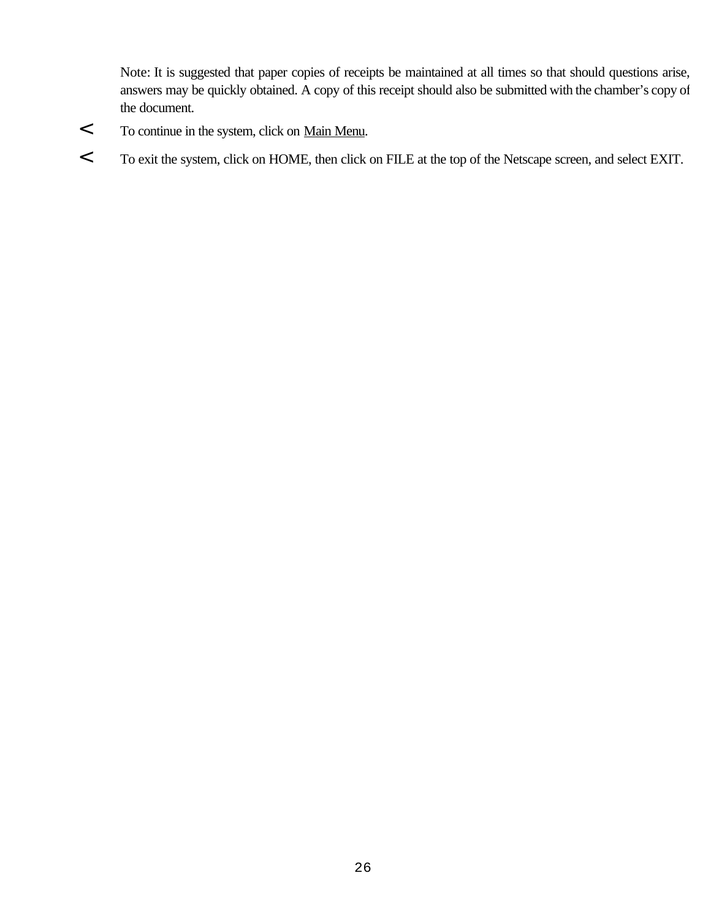Note: It is suggested that paper copies of receipts be maintained at all times so that should questions arise, answers may be quickly obtained. A copy of this receipt should also be submitted with the chamber's copy of the document.

- To continue in the system, click on Main Menu.
- To exit the system, click on HOME, then click on FILE at the top of the Netscape screen, and select EXIT.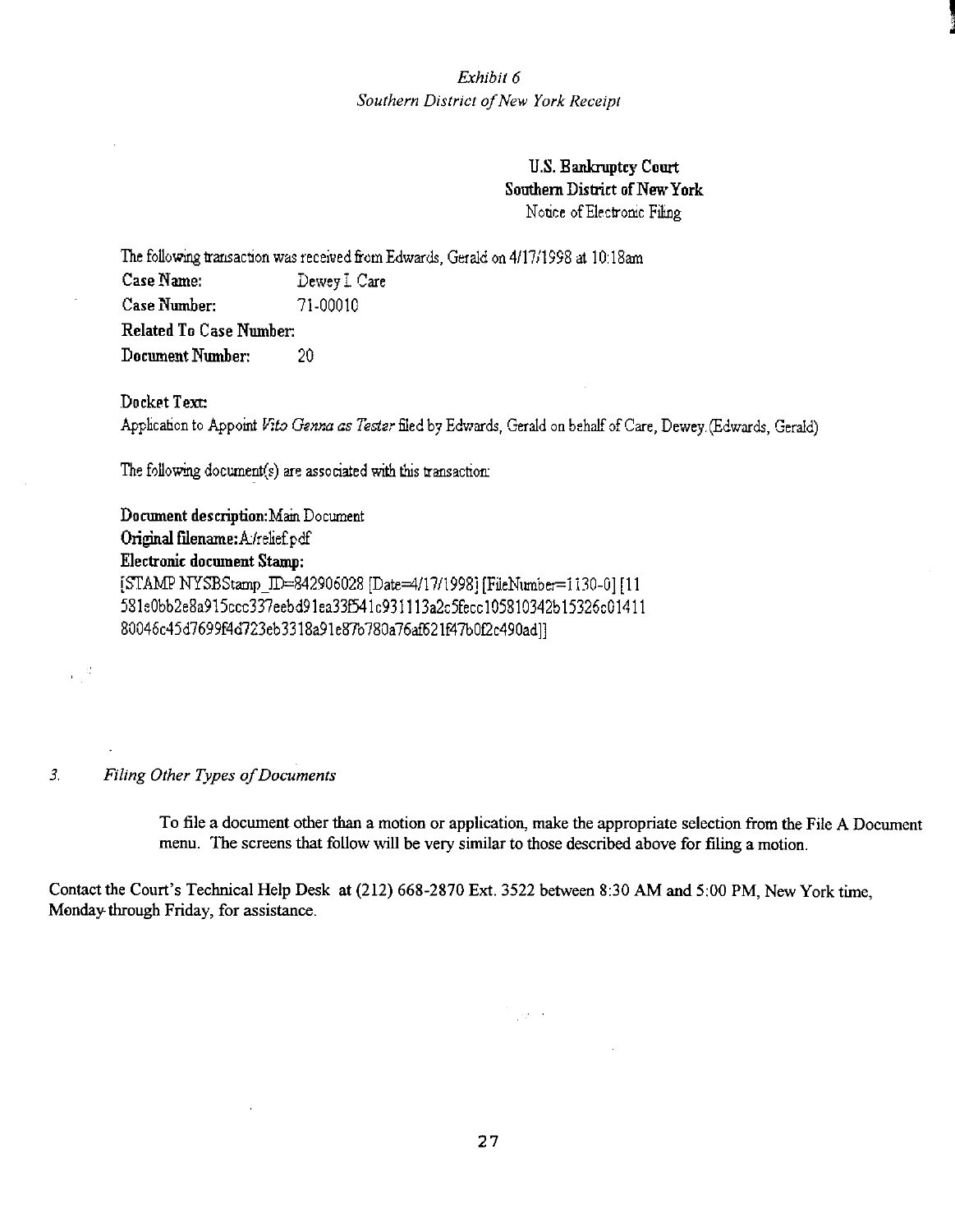*Exhibit 6*
*Southern District of New York Receipt*

**U.S. Bankruptcy Court**
**Southern District of New York**
Notice of Electronic Filing

The following transaction was received from Edwards, Gerald on 4/17/1998 at 10:18am

**Case Name:** Dewey I. Care
**Case Number:** 71-00010
**Related To Case Number:**
**Document Number:** 20

**Docket Text:**
Application to Appoint *Vito Genna as Tester* filed by Edwards, Gerald on behalf of Care, Dewey. (Edwards, Gerald)

The following document(s) are associated with this transaction:

**Document description:** Main Document
**Original filename:** A:/relief.pdf
**Electronic document Stamp:**
[STAMP NYSBStamp_ID=842906028 [Date=4/17/1998] [FileNumber=1130-0] [11581e0bb2e8a915ccc337eebd91ea33f541c931113a2c5fecc105810342b15326c01411 80046c45d7699f4d723eb3318a91e87b780a76af621f47b0f2c490ad]]

3. *Filing Other Types of Documents*

To file a document other than a motion or application, make the appropriate selection from the File A Document menu. The screens that follow will be very similar to those described above for filing a motion.

Contact the Court's Technical Help Desk at (212) 668-2870 Ext. 3522 between 8:30 AM and 5:00 PM, New York time, Monday through Friday, for assistance.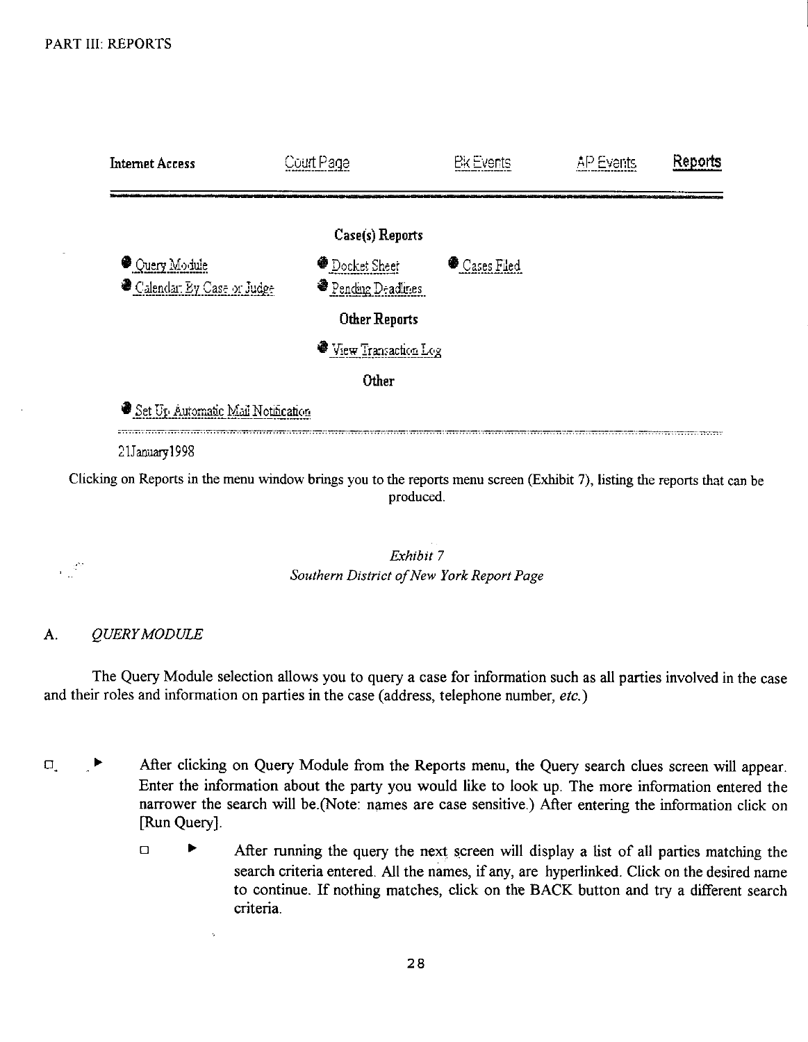PART III: REPORTS

**Internet Access** Court Page Bk Events AP Events **Reports**

**Case(s) Reports**

- Query Module
- Calendar: By Case or Judge
- Docket Sheet
- Pending Deadlines
- Cases Filed

**Other Reports**

- View Transaction Log

**Other**

- Set Up Automatic Mail Notification

21January1998

Clicking on Reports in the menu window brings you to the reports menu screen (Exhibit 7), listing the reports that can be produced.

*Exhibit 7*
*Southern District of New York Report Page*

## A. *QUERY MODULE*

The Query Module selection allows you to query a case for information such as all parties involved in the case and their roles and information on parties in the case (address, telephone number, *etc.*)

- ☐ ▶ After clicking on Query Module from the Reports menu, the Query search clues screen will appear. Enter the information about the party you would like to look up. The more information entered the narrower the search will be.(Note: names are case sensitive.) After entering the information click on [Run Query].
  - ☐ ▶ After running the query the next screen will display a list of all parties matching the search criteria entered. All the names, if any, are hyperlinked. Click on the desired name to continue. If nothing matches, click on the BACK button and try a different search criteria.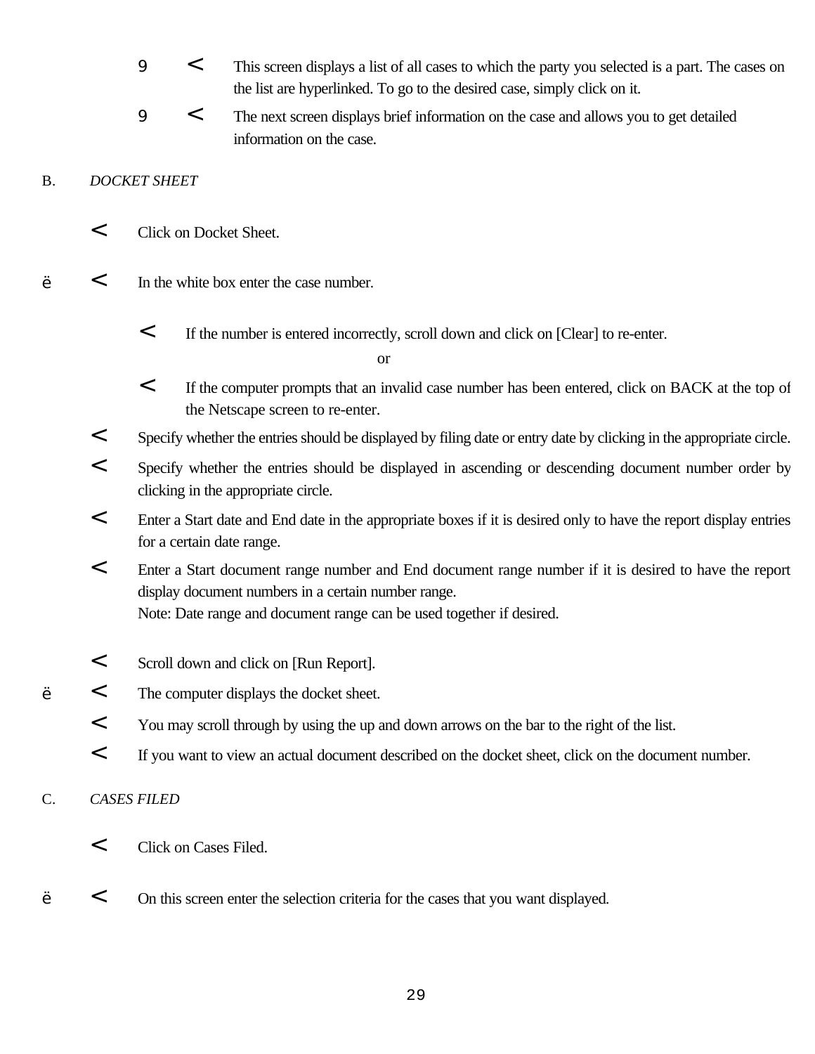- This screen displays a list of all cases to which the party you selected is a part. The cases on the list are hyperlinked. To go to the desired case, simply click on it.
- The next screen displays brief information on the case and allows you to get detailed information on the case.

B. *DOCKET SHEET*

- Click on Docket Sheet.
- In the white box enter the case number.
  - If the number is entered incorrectly, scroll down and click on [Clear] to re-enter.

    or

  - If the computer prompts that an invalid case number has been entered, click on BACK at the top of the Netscape screen to re-enter.
- Specify whether the entries should be displayed by filing date or entry date by clicking in the appropriate circle.
- Specify whether the entries should be displayed in ascending or descending document number order by clicking in the appropriate circle.
- Enter a Start date and End date in the appropriate boxes if it is desired only to have the report display entries for a certain date range.
- Enter a Start document range number and End document range number if it is desired to have the report display document numbers in a certain number range.
  Note: Date range and document range can be used together if desired.
- Scroll down and click on [Run Report].
- The computer displays the docket sheet.
- You may scroll through by using the up and down arrows on the bar to the right of the list.
- If you want to view an actual document described on the docket sheet, click on the document number.

C. *CASES FILED*

- Click on Cases Filed.
- On this screen enter the selection criteria for the cases that you want displayed.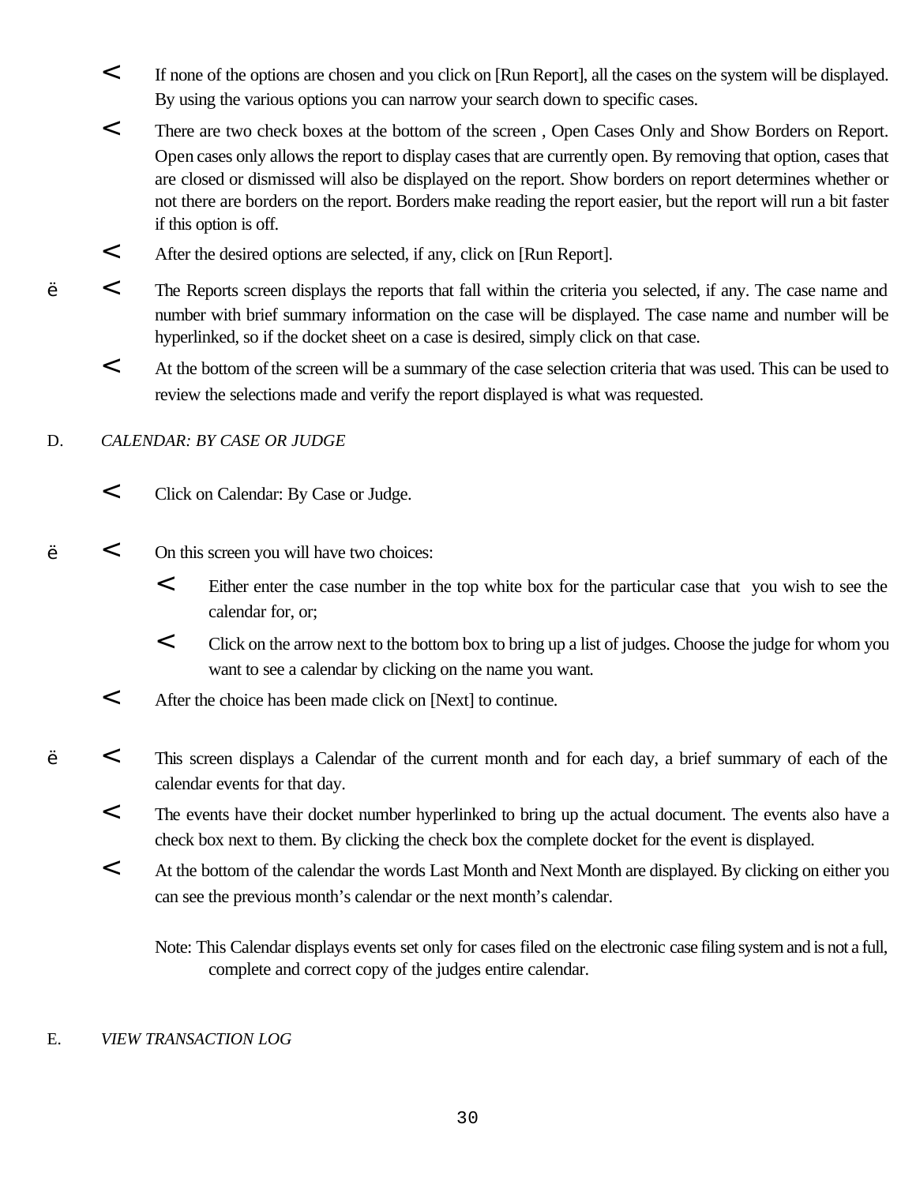- If none of the options are chosen and you click on [Run Report], all the cases on the system will be displayed. By using the various options you can narrow your search down to specific cases.
- There are two check boxes at the bottom of the screen , Open Cases Only and Show Borders on Report. Open cases only allows the report to display cases that are currently open. By removing that option, cases that are closed or dismissed will also be displayed on the report. Show borders on report determines whether or not there are borders on the report. Borders make reading the report easier, but the report will run a bit faster if this option is off.
- After the desired options are selected, if any, click on [Run Report].

ë

- The Reports screen displays the reports that fall within the criteria you selected, if any. The case name and number with brief summary information on the case will be displayed. The case name and number will be hyperlinked, so if the docket sheet on a case is desired, simply click on that case.
- At the bottom of the screen will be a summary of the case selection criteria that was used. This can be used to review the selections made and verify the report displayed is what was requested.

D. *CALENDAR: BY CASE OR JUDGE*

- Click on Calendar: By Case or Judge.

ë

- On this screen you will have two choices:
  - Either enter the case number in the top white box for the particular case that you wish to see the calendar for, or;
  - Click on the arrow next to the bottom box to bring up a list of judges. Choose the judge for whom you want to see a calendar by clicking on the name you want.
- After the choice has been made click on [Next] to continue.

ë

- This screen displays a Calendar of the current month and for each day, a brief summary of each of the calendar events for that day.
- The events have their docket number hyperlinked to bring up the actual document. The events also have a check box next to them. By clicking the check box the complete docket for the event is displayed.
- At the bottom of the calendar the words Last Month and Next Month are displayed. By clicking on either you can see the previous month's calendar or the next month's calendar.

Note: This Calendar displays events set only for cases filed on the electronic case filing system and is not a full, complete and correct copy of the judges entire calendar.

E. *VIEW TRANSACTION LOG*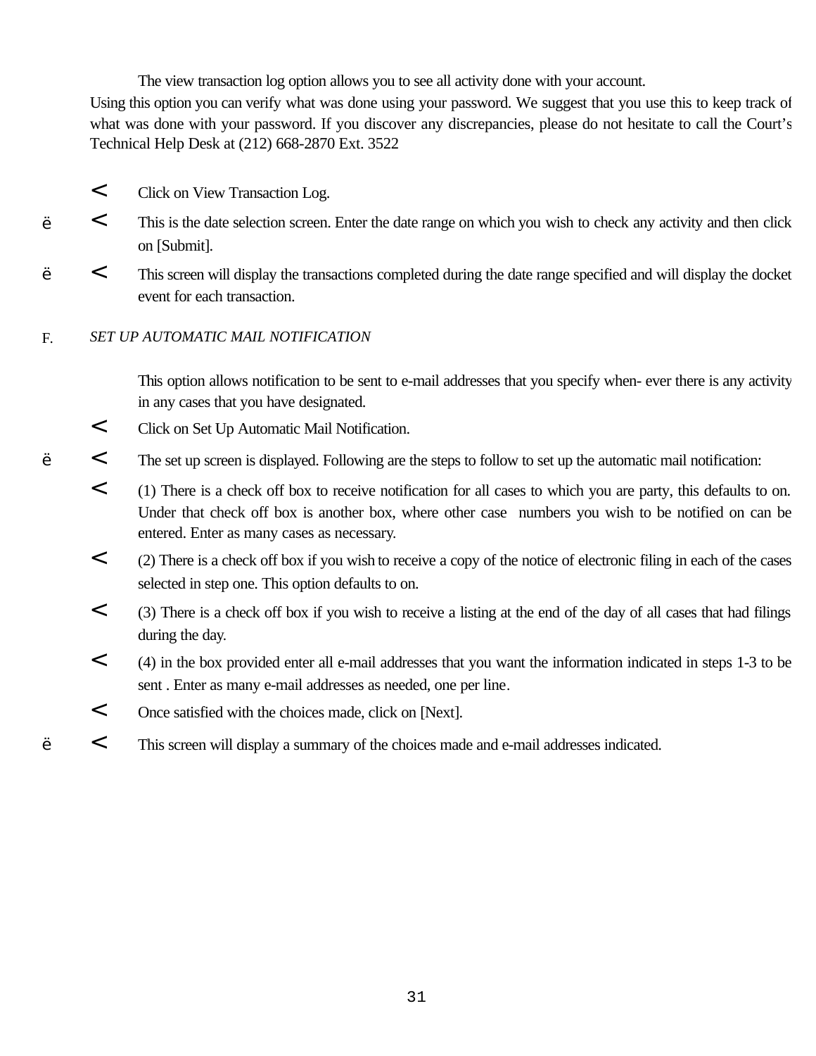The view transaction log option allows you to see all activity done with your account. Using this option you can verify what was done using your password. We suggest that you use this to keep track of what was done with your password. If you discover any discrepancies, please do not hesitate to call the Court's Technical Help Desk at (212) 668-2870 Ext. 3522

< Click on View Transaction Log.

ë < This is the date selection screen. Enter the date range on which you wish to check any activity and then click on [Submit].

ë < This screen will display the transactions completed during the date range specified and will display the docket event for each transaction.

F. *SET UP AUTOMATIC MAIL NOTIFICATION*

This option allows notification to be sent to e-mail addresses that you specify when- ever there is any activity in any cases that you have designated.

< Click on Set Up Automatic Mail Notification.

ë < The set up screen is displayed. Following are the steps to follow to set up the automatic mail notification:

< (1) There is a check off box to receive notification for all cases to which you are party, this defaults to on. Under that check off box is another box, where other case numbers you wish to be notified on can be entered. Enter as many cases as necessary.

< (2) There is a check off box if you wish to receive a copy of the notice of electronic filing in each of the cases selected in step one. This option defaults to on.

< (3) There is a check off box if you wish to receive a listing at the end of the day of all cases that had filings during the day.

< (4) in the box provided enter all e-mail addresses that you want the information indicated in steps 1-3 to be sent . Enter as many e-mail addresses as needed, one per line.

< Once satisfied with the choices made, click on [Next].

ë < This screen will display a summary of the choices made and e-mail addresses indicated.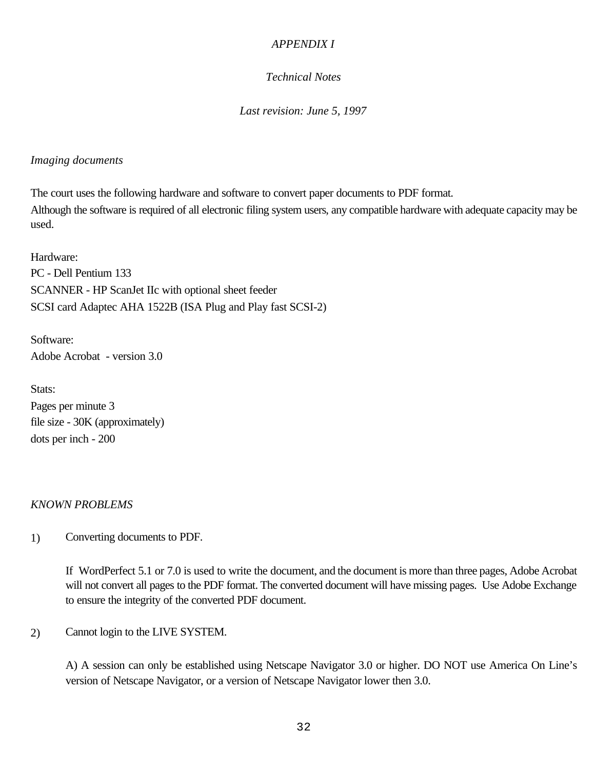*APPENDIX I*

*Technical Notes*

*Last revision: June 5, 1997*

*Imaging documents*

The court uses the following hardware and software to convert paper documents to PDF format. Although the software is required of all electronic filing system users, any compatible hardware with adequate capacity may be used.

Hardware:
PC - Dell Pentium 133
SCANNER - HP ScanJet IIc with optional sheet feeder
SCSI card Adaptec AHA 1522B (ISA Plug and Play fast SCSI-2)

Software:
Adobe Acrobat - version 3.0

Stats:
Pages per minute 3
file size - 30K (approximately)
dots per inch - 200

*KNOWN PROBLEMS*

1) Converting documents to PDF.

   If WordPerfect 5.1 or 7.0 is used to write the document, and the document is more than three pages, Adobe Acrobat will not convert all pages to the PDF format. The converted document will have missing pages. Use Adobe Exchange to ensure the integrity of the converted PDF document.

2) Cannot login to the LIVE SYSTEM.

   A) A session can only be established using Netscape Navigator 3.0 or higher. DO NOT use America On Line's version of Netscape Navigator, or a version of Netscape Navigator lower then 3.0.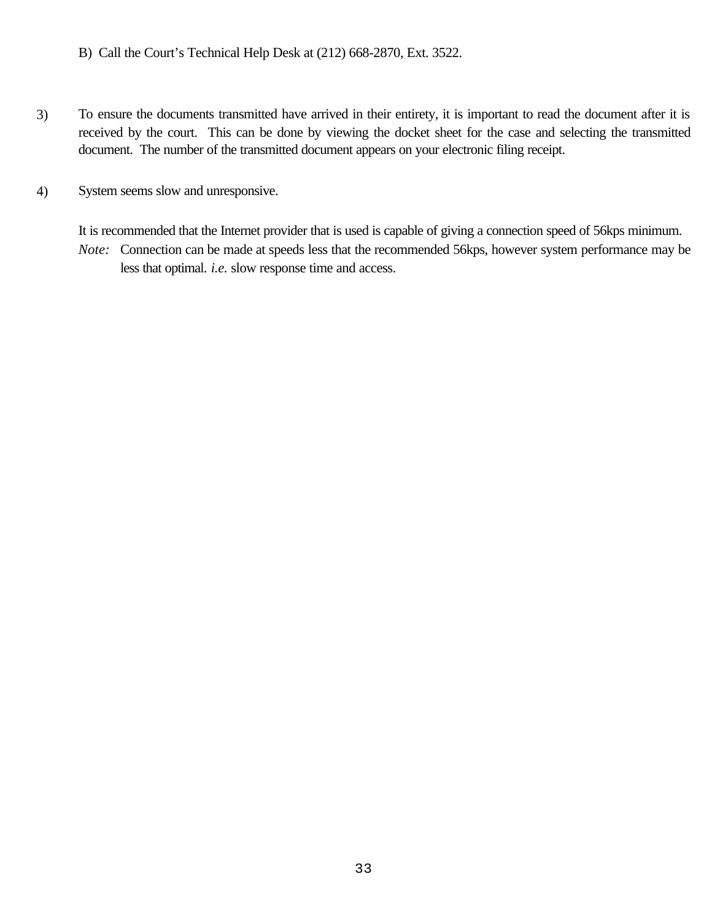B) Call the Court’s Technical Help Desk at (212) 668-2870, Ext. 3522.

3) To ensure the documents transmitted have arrived in their entirety, it is important to read the document after it is received by the court. This can be done by viewing the docket sheet for the case and selecting the transmitted document. The number of the transmitted document appears on your electronic filing receipt.

4) System seems slow and unresponsive.

It is recommended that the Internet provider that is used is capable of giving a connection speed of 56kps minimum.

*Note:* Connection can be made at speeds less that the recommended 56kps, however system performance may be less that optimal. *i.e.* slow response time and access.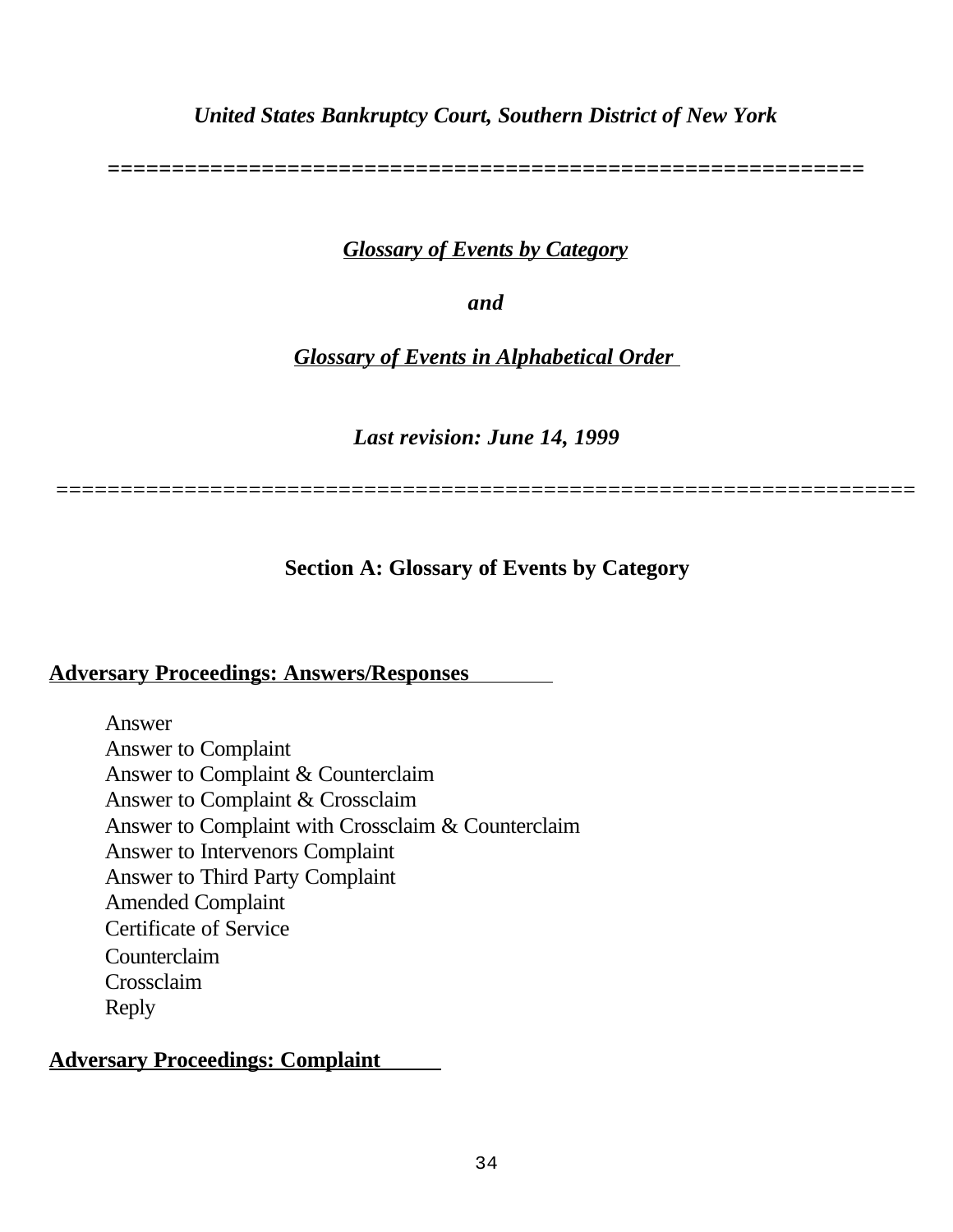*United States Bankruptcy Court, Southern District of New York*

============================================================

***Glossary of Events by Category***

***and***

***Glossary of Events in Alphabetical Order***

***Last revision: June 14, 1999***

=================================================================

## Section A: Glossary of Events by Category

### Adversary Proceedings: Answers/Responses

- Answer
- Answer to Complaint
- Answer to Complaint & Counterclaim
- Answer to Complaint & Crossclaim
- Answer to Complaint with Crossclaim & Counterclaim
- Answer to Intervenors Complaint
- Answer to Third Party Complaint
- Amended Complaint
- Certificate of Service
- Counterclaim
- Crossclaim
- Reply

### Adversary Proceedings: Complaint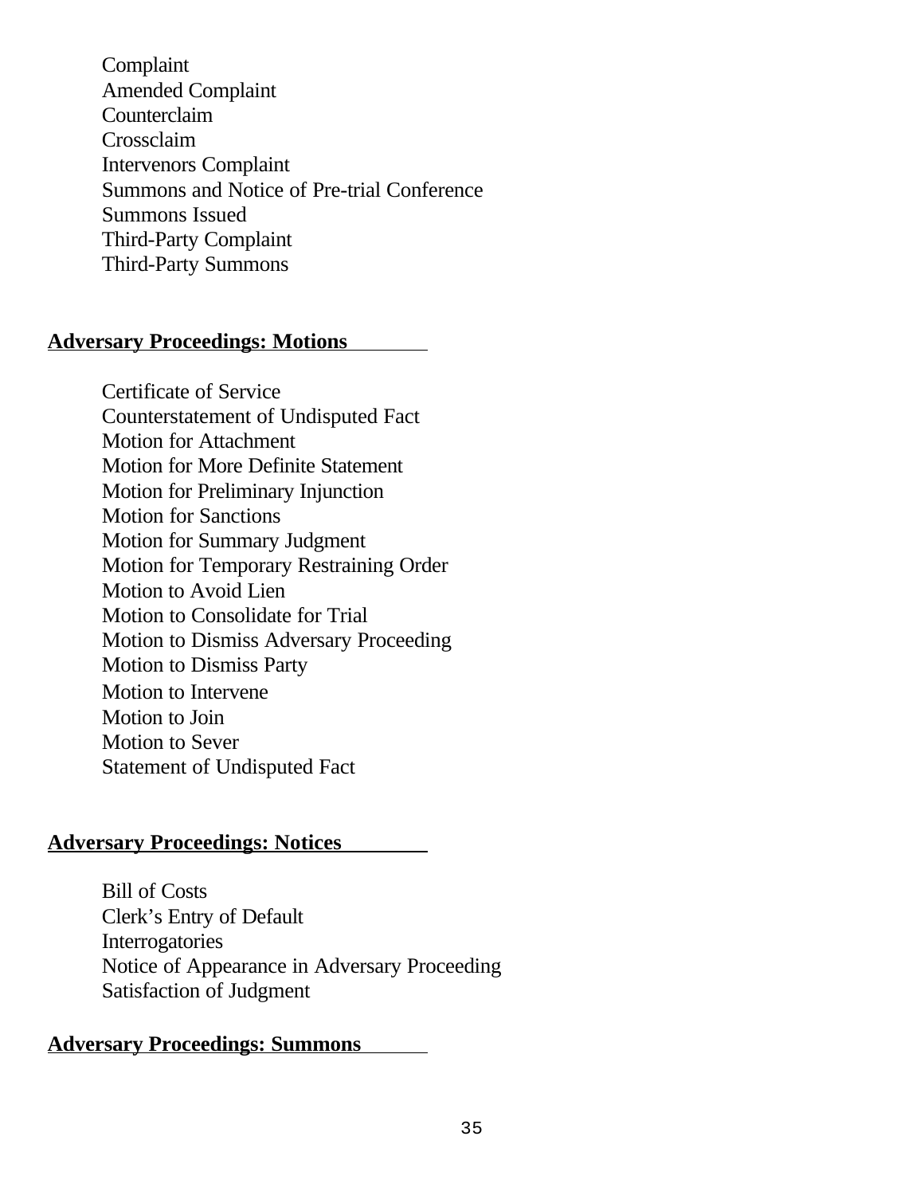Complaint
Amended Complaint
Counterclaim
Crossclaim
Intervenors Complaint
Summons and Notice of Pre-trial Conference
Summons Issued
Third-Party Complaint
Third-Party Summons

**Adversary Proceedings: Motions**

Certificate of Service
Counterstatement of Undisputed Fact
Motion for Attachment
Motion for More Definite Statement
Motion for Preliminary Injunction
Motion for Sanctions
Motion for Summary Judgment
Motion for Temporary Restraining Order
Motion to Avoid Lien
Motion to Consolidate for Trial
Motion to Dismiss Adversary Proceeding
Motion to Dismiss Party
Motion to Intervene
Motion to Join
Motion to Sever
Statement of Undisputed Fact

**Adversary Proceedings: Notices**

Bill of Costs
Clerk's Entry of Default
Interrogatories
Notice of Appearance in Adversary Proceeding
Satisfaction of Judgment

**Adversary Proceedings: Summons**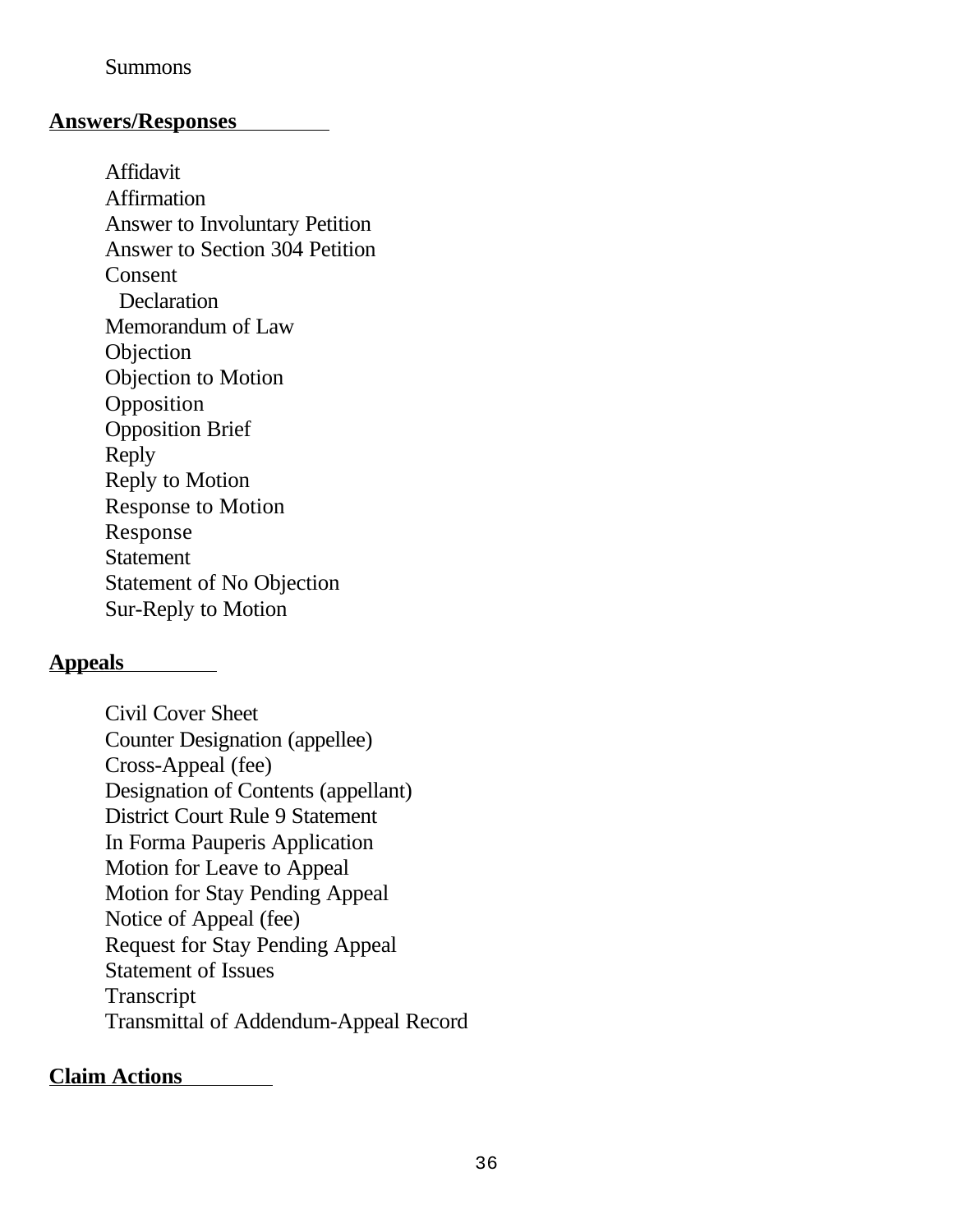Summons

**Answers/Responses**

- Affidavit
- Affirmation
- Answer to Involuntary Petition
- Answer to Section 304 Petition
- Consent
- Declaration
- Memorandum of Law
- Objection
- Objection to Motion
- Opposition
- Opposition Brief
- Reply
- Reply to Motion
- Response to Motion
- Response
- Statement
- Statement of No Objection
- Sur-Reply to Motion

**Appeals**

- Civil Cover Sheet
- Counter Designation (appellee)
- Cross-Appeal (fee)
- Designation of Contents (appellant)
- District Court Rule 9 Statement
- In Forma Pauperis Application
- Motion for Leave to Appeal
- Motion for Stay Pending Appeal
- Notice of Appeal (fee)
- Request for Stay Pending Appeal
- Statement of Issues
- Transcript
- Transmittal of Addendum-Appeal Record

**Claim Actions**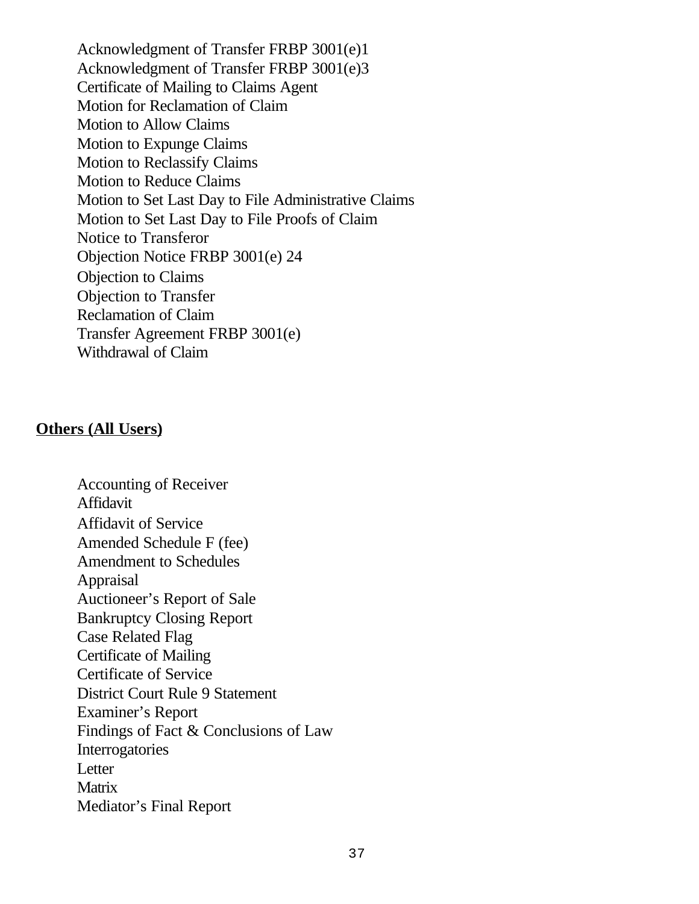Acknowledgment of Transfer FRBP 3001(e)1
Acknowledgment of Transfer FRBP 3001(e)3
Certificate of Mailing to Claims Agent
Motion for Reclamation of Claim
Motion to Allow Claims
Motion to Expunge Claims
Motion to Reclassify Claims
Motion to Reduce Claims
Motion to Set Last Day to File Administrative Claims
Motion to Set Last Day to File Proofs of Claim
Notice to Transferor
Objection Notice FRBP 3001(e) 24
Objection to Claims
Objection to Transfer
Reclamation of Claim
Transfer Agreement FRBP 3001(e)
Withdrawal of Claim

**Others (All Users)**

Accounting of Receiver
Affidavit
Affidavit of Service
Amended Schedule F (fee)
Amendment to Schedules
Appraisal
Auctioneer's Report of Sale
Bankruptcy Closing Report
Case Related Flag
Certificate of Mailing
Certificate of Service
District Court Rule 9 Statement
Examiner's Report
Findings of Fact & Conclusions of Law
Interrogatories
Letter
Matrix
Mediator's Final Report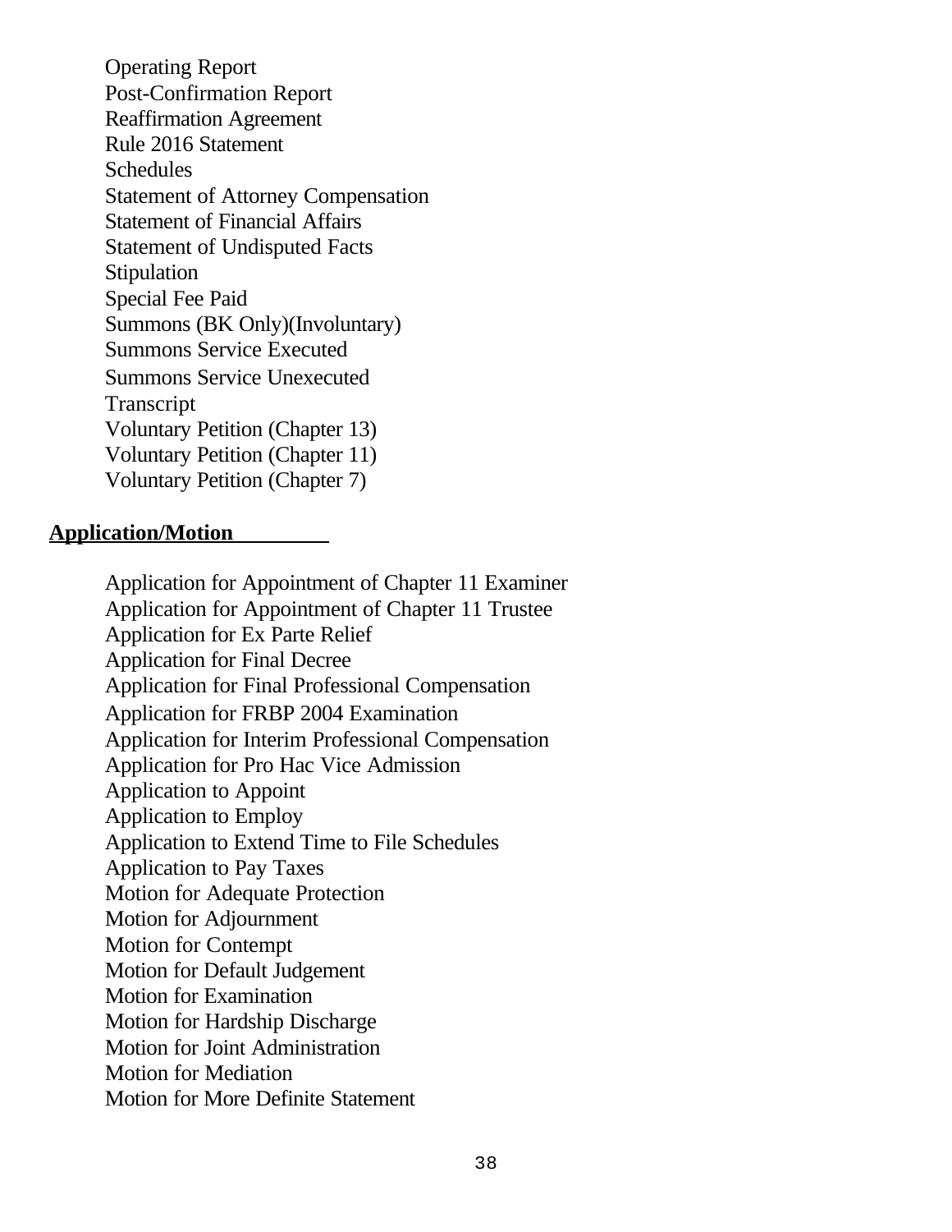Operating Report
Post-Confirmation Report
Reaffirmation Agreement
Rule 2016 Statement
Schedules
Statement of Attorney Compensation
Statement of Financial Affairs
Statement of Undisputed Facts
Stipulation
Special Fee Paid
Summons (BK Only)(Involuntary)
Summons Service Executed
Summons Service Unexecuted
Transcript
Voluntary Petition (Chapter 13)
Voluntary Petition (Chapter 11)
Voluntary Petition (Chapter 7)

**Application/Motion**

Application for Appointment of Chapter 11 Examiner
Application for Appointment of Chapter 11 Trustee
Application for Ex Parte Relief
Application for Final Decree
Application for Final Professional Compensation
Application for FRBP 2004 Examination
Application for Interim Professional Compensation
Application for Pro Hac Vice Admission
Application to Appoint
Application to Employ
Application to Extend Time to File Schedules
Application to Pay Taxes
Motion for Adequate Protection
Motion for Adjournment
Motion for Contempt
Motion for Default Judgement
Motion for Examination
Motion for Hardship Discharge
Motion for Joint Administration
Motion for Mediation
Motion for More Definite Statement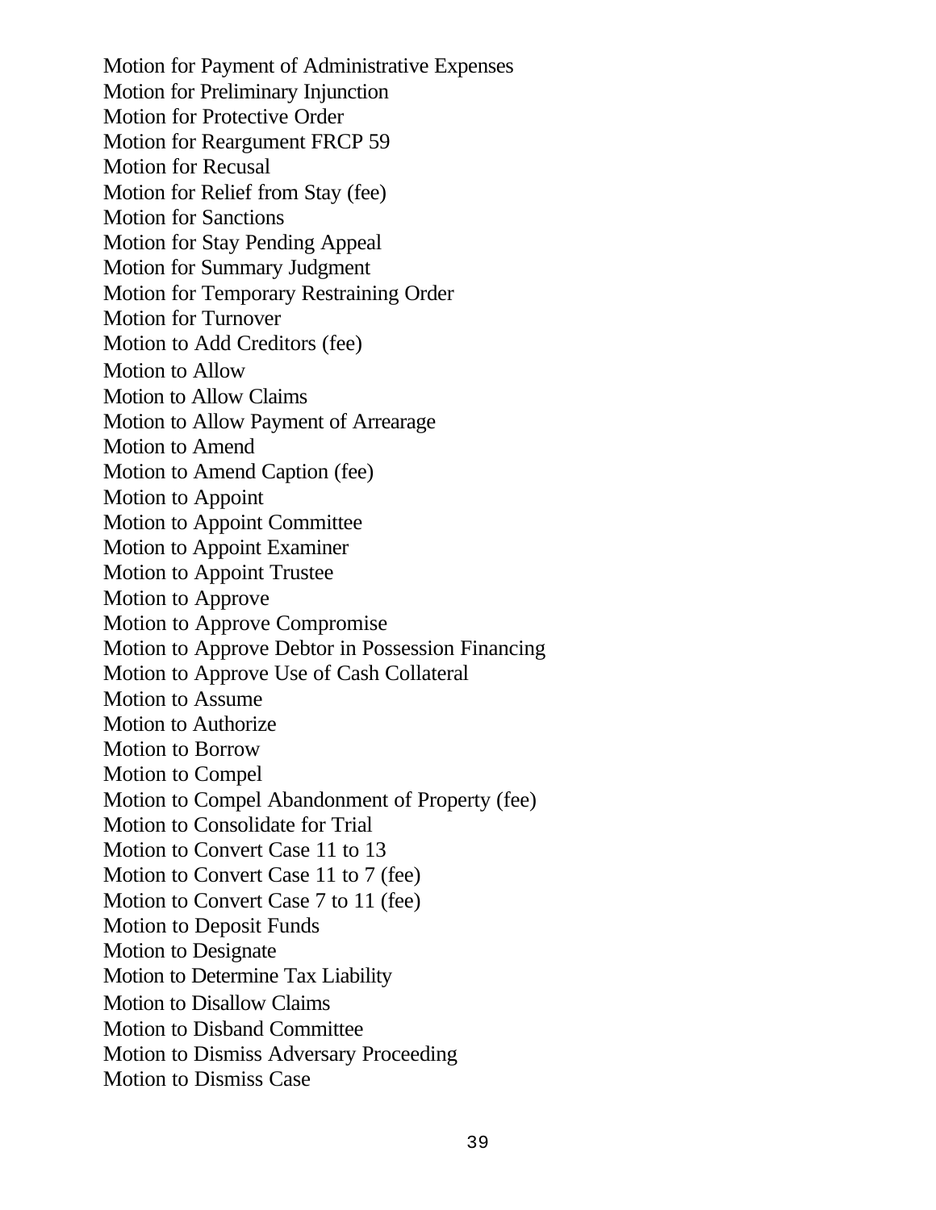Motion for Payment of Administrative Expenses
Motion for Preliminary Injunction
Motion for Protective Order
Motion for Reargument FRCP 59
Motion for Recusal
Motion for Relief from Stay (fee)
Motion for Sanctions
Motion for Stay Pending Appeal
Motion for Summary Judgment
Motion for Temporary Restraining Order
Motion for Turnover
Motion to Add Creditors (fee)
Motion to Allow
Motion to Allow Claims
Motion to Allow Payment of Arrearage
Motion to Amend
Motion to Amend Caption (fee)
Motion to Appoint
Motion to Appoint Committee
Motion to Appoint Examiner
Motion to Appoint Trustee
Motion to Approve
Motion to Approve Compromise
Motion to Approve Debtor in Possession Financing
Motion to Approve Use of Cash Collateral
Motion to Assume
Motion to Authorize
Motion to Borrow
Motion to Compel
Motion to Compel Abandonment of Property (fee)
Motion to Consolidate for Trial
Motion to Convert Case 11 to 13
Motion to Convert Case 11 to 7 (fee)
Motion to Convert Case 7 to 11 (fee)
Motion to Deposit Funds
Motion to Designate
Motion to Determine Tax Liability
Motion to Disallow Claims
Motion to Disband Committee
Motion to Dismiss Adversary Proceeding
Motion to Dismiss Case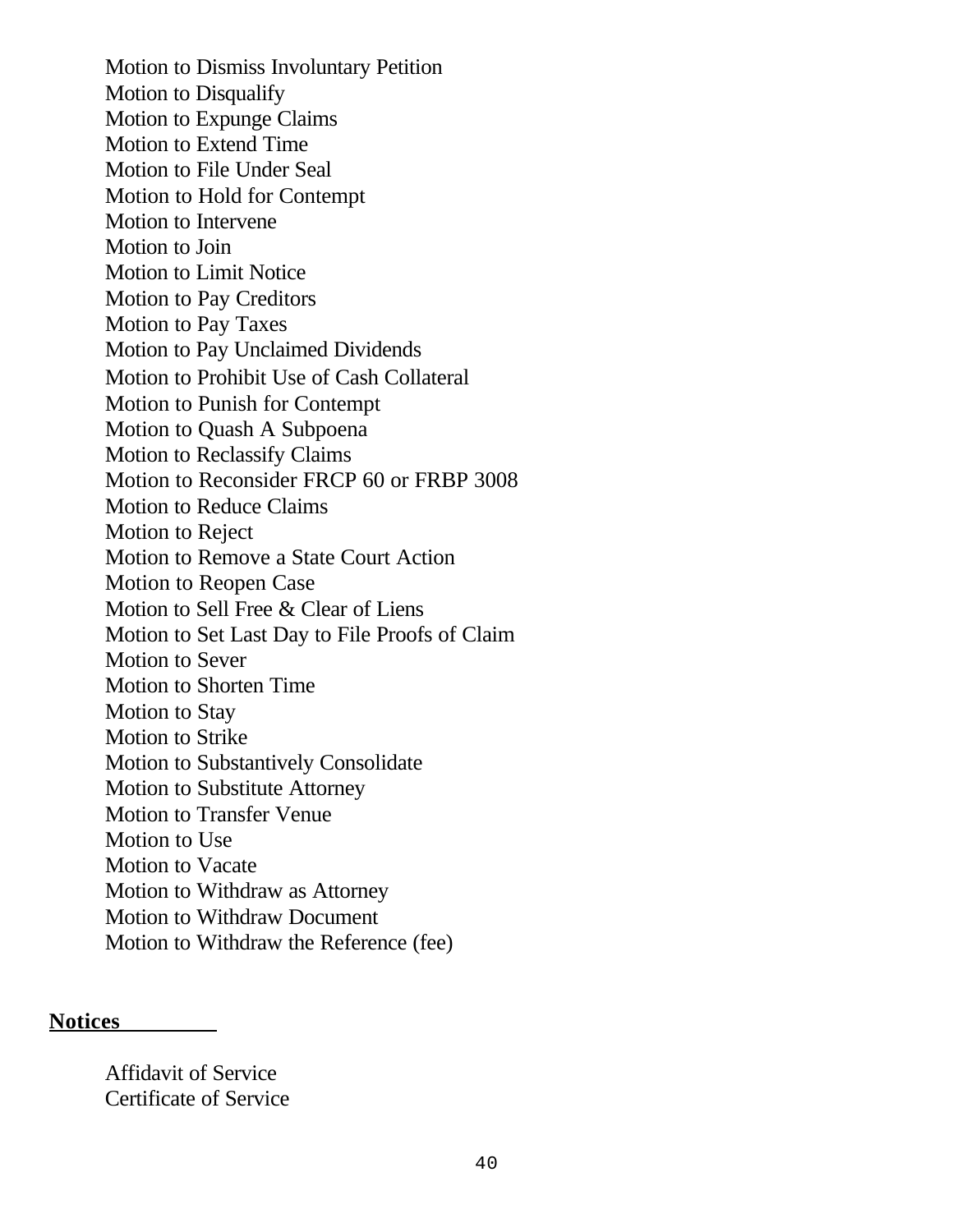Motion to Dismiss Involuntary Petition
Motion to Disqualify
Motion to Expunge Claims
Motion to Extend Time
Motion to File Under Seal
Motion to Hold for Contempt
Motion to Intervene
Motion to Join
Motion to Limit Notice
Motion to Pay Creditors
Motion to Pay Taxes
Motion to Pay Unclaimed Dividends
Motion to Prohibit Use of Cash Collateral
Motion to Punish for Contempt
Motion to Quash A Subpoena
Motion to Reclassify Claims
Motion to Reconsider FRCP 60 or FRBP 3008
Motion to Reduce Claims
Motion to Reject
Motion to Remove a State Court Action
Motion to Reopen Case
Motion to Sell Free & Clear of Liens
Motion to Set Last Day to File Proofs of Claim
Motion to Sever
Motion to Shorten Time
Motion to Stay
Motion to Strike
Motion to Substantively Consolidate
Motion to Substitute Attorney
Motion to Transfer Venue
Motion to Use
Motion to Vacate
Motion to Withdraw as Attorney
Motion to Withdraw Document
Motion to Withdraw the Reference (fee)

**Notices**

Affidavit of Service
Certificate of Service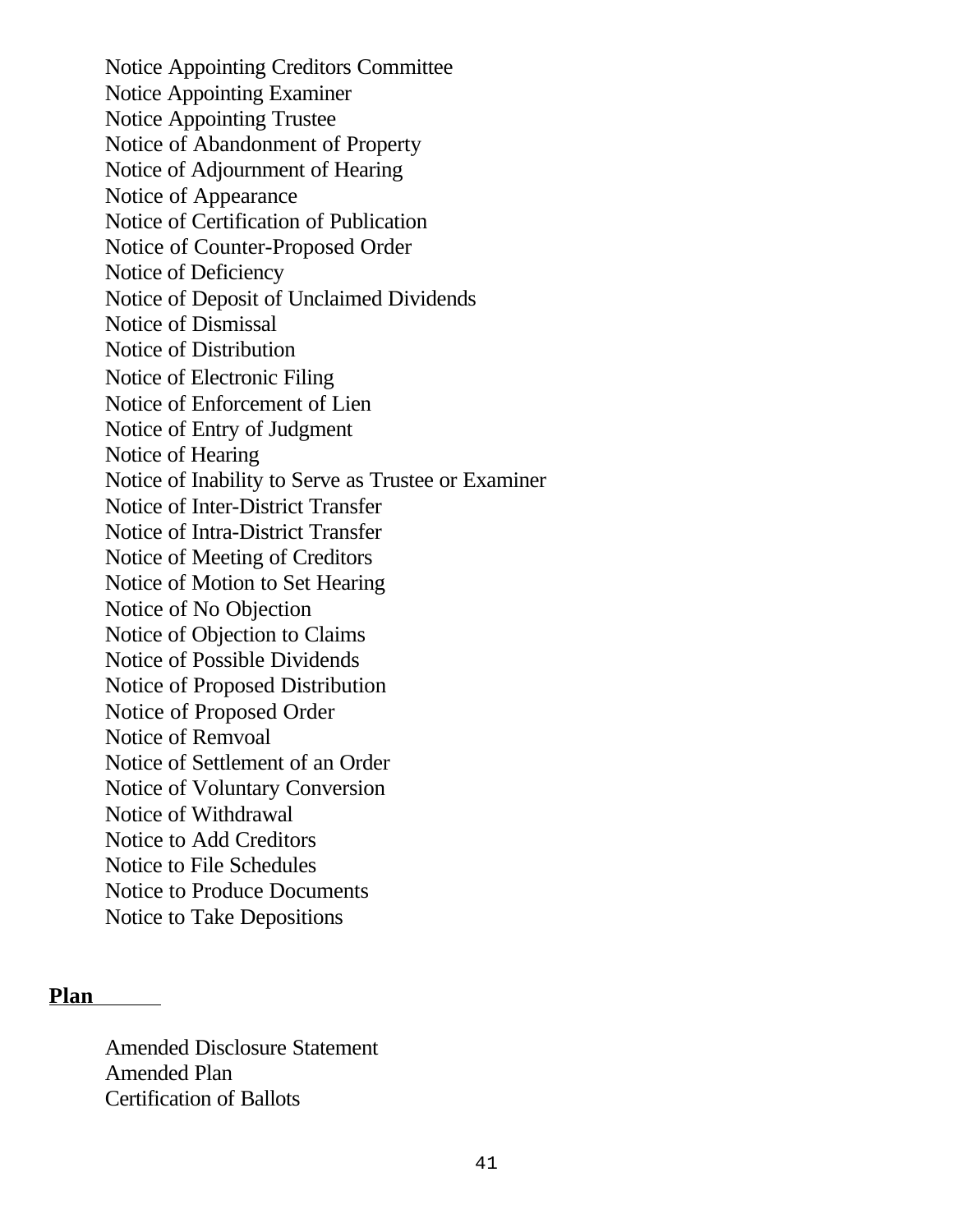Notice Appointing Creditors Committee
Notice Appointing Examiner
Notice Appointing Trustee
Notice of Abandonment of Property
Notice of Adjournment of Hearing
Notice of Appearance
Notice of Certification of Publication
Notice of Counter-Proposed Order
Notice of Deficiency
Notice of Deposit of Unclaimed Dividends
Notice of Dismissal
Notice of Distribution
Notice of Electronic Filing
Notice of Enforcement of Lien
Notice of Entry of Judgment
Notice of Hearing
Notice of Inability to Serve as Trustee or Examiner
Notice of Inter-District Transfer
Notice of Intra-District Transfer
Notice of Meeting of Creditors
Notice of Motion to Set Hearing
Notice of No Objection
Notice of Objection to Claims
Notice of Possible Dividends
Notice of Proposed Distribution
Notice of Proposed Order
Notice of Remvoal
Notice of Settlement of an Order
Notice of Voluntary Conversion
Notice of Withdrawal
Notice to Add Creditors
Notice to File Schedules
Notice to Produce Documents
Notice to Take Depositions

**Plan**

Amended Disclosure Statement
Amended Plan
Certification of Ballots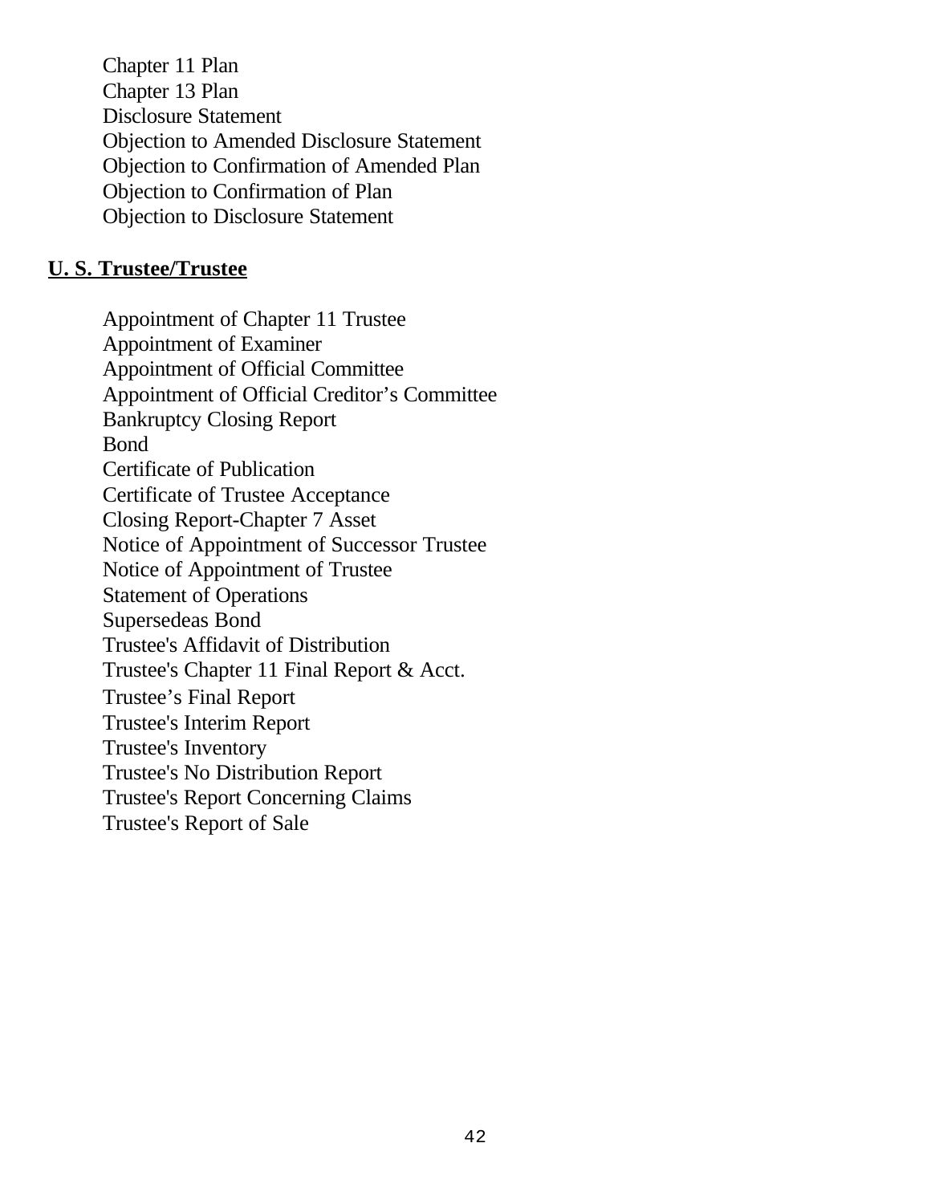Chapter 11 Plan
Chapter 13 Plan
Disclosure Statement
Objection to Amended Disclosure Statement
Objection to Confirmation of Amended Plan
Objection to Confirmation of Plan
Objection to Disclosure Statement

**U. S. Trustee/Trustee**

Appointment of Chapter 11 Trustee
Appointment of Examiner
Appointment of Official Committee
Appointment of Official Creditor’s Committee
Bankruptcy Closing Report
Bond
Certificate of Publication
Certificate of Trustee Acceptance
Closing Report-Chapter 7 Asset
Notice of Appointment of Successor Trustee
Notice of Appointment of Trustee
Statement of Operations
Supersedeas Bond
Trustee's Affidavit of Distribution
Trustee's Chapter 11 Final Report & Acct.
Trustee’s Final Report
Trustee's Interim Report
Trustee's Inventory
Trustee's No Distribution Report
Trustee's Report Concerning Claims
Trustee's Report of Sale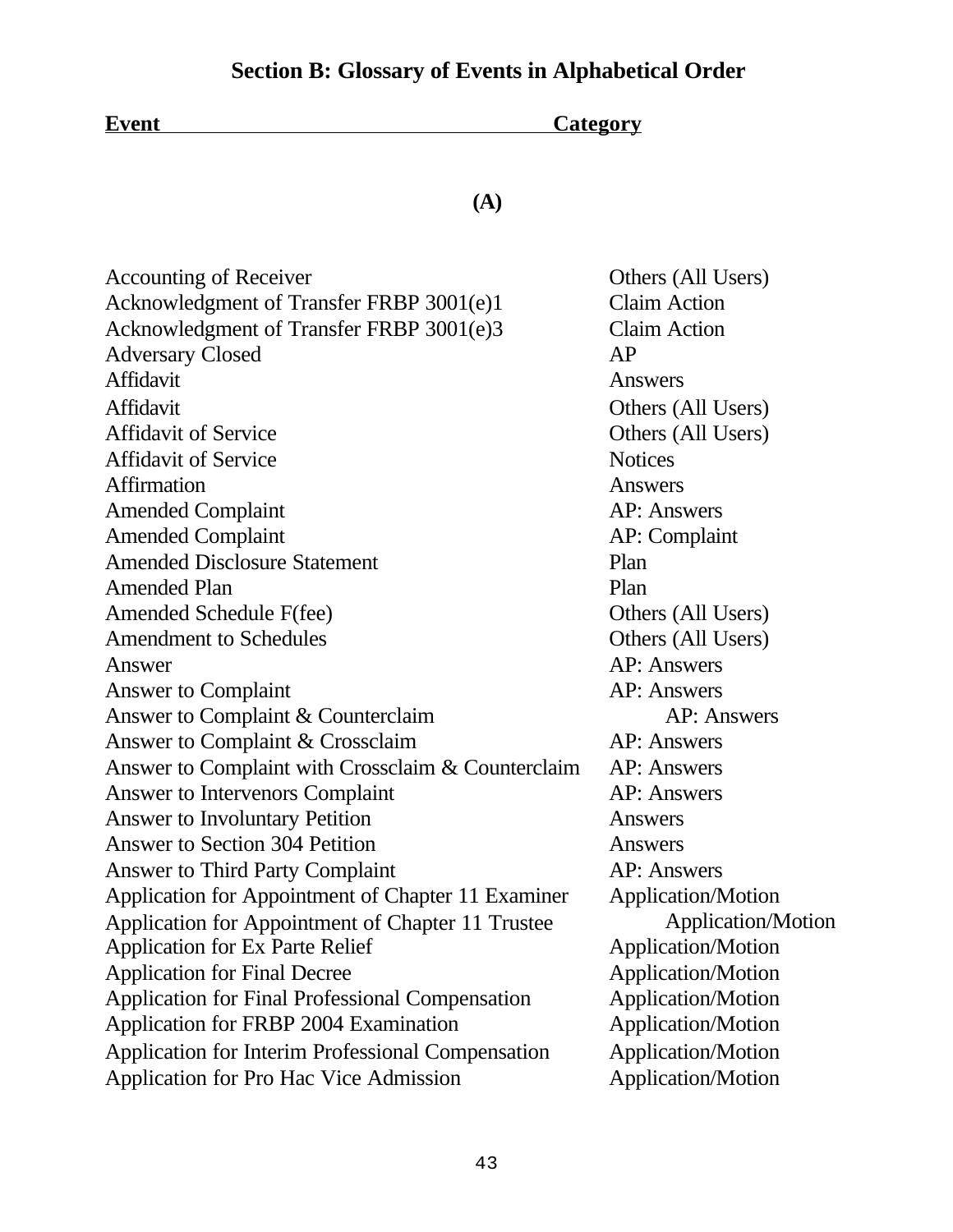## Section B: Glossary of Events in Alphabetical Order

| Event | Category |
|---|---|
| **(A)** | |
| Accounting of Receiver | Others (All Users) |
| Acknowledgment of Transfer FRBP 3001(e)1 | Claim Action |
| Acknowledgment of Transfer FRBP 3001(e)3 | Claim Action |
| Adversary Closed | AP |
| Affidavit | Answers |
| Affidavit | Others (All Users) |
| Affidavit of Service | Others (All Users) |
| Affidavit of Service | Notices |
| Affirmation | Answers |
| Amended Complaint | AP: Answers |
| Amended Complaint | AP: Complaint |
| Amended Disclosure Statement | Plan |
| Amended Plan | Plan |
| Amended Schedule F(fee) | Others (All Users) |
| Amendment to Schedules | Others (All Users) |
| Answer | AP: Answers |
| Answer to Complaint | AP: Answers |
| Answer to Complaint & Counterclaim | AP: Answers |
| Answer to Complaint & Crossclaim | AP: Answers |
| Answer to Complaint with Crossclaim & Counterclaim | AP: Answers |
| Answer to Intervenors Complaint | AP: Answers |
| Answer to Involuntary Petition | Answers |
| Answer to Section 304 Petition | Answers |
| Answer to Third Party Complaint | AP: Answers |
| Application for Appointment of Chapter 11 Examiner | Application/Motion |
| Application for Appointment of Chapter 11 Trustee | Application/Motion |
| Application for Ex Parte Relief | Application/Motion |
| Application for Final Decree | Application/Motion |
| Application for Final Professional Compensation | Application/Motion |
| Application for FRBP 2004 Examination | Application/Motion |
| Application for Interim Professional Compensation | Application/Motion |
| Application for Pro Hac Vice Admission | Application/Motion |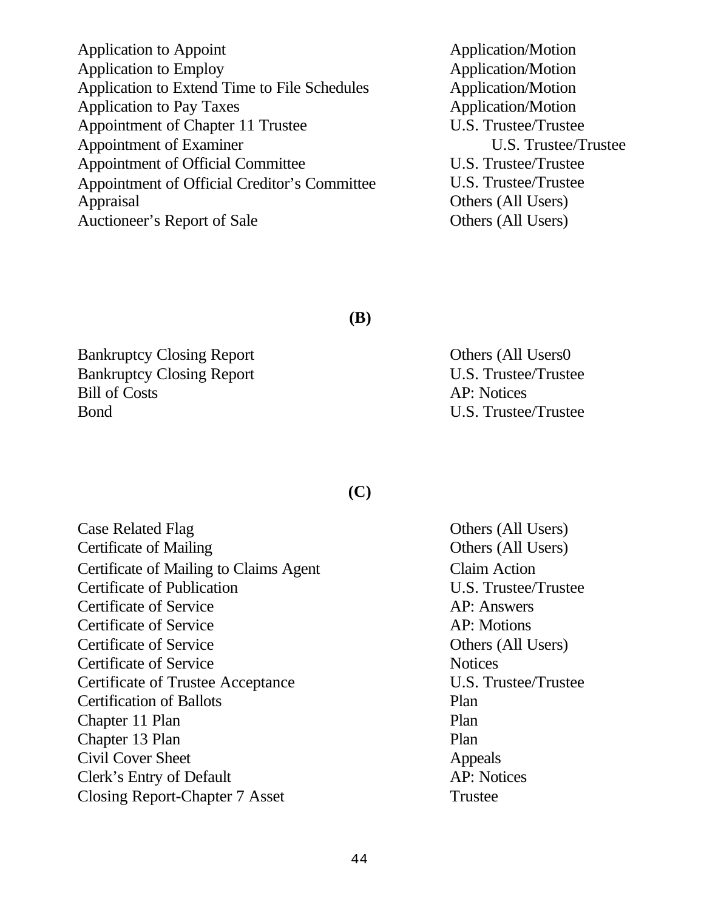| | |
|---|---|
| Application to Appoint | Application/Motion |
| Application to Employ | Application/Motion |
| Application to Extend Time to File Schedules | Application/Motion |
| Application to Pay Taxes | Application/Motion |
| Appointment of Chapter 11 Trustee | U.S. Trustee/Trustee |
| Appointment of Examiner | U.S. Trustee/Trustee |
| Appointment of Official Committee | U.S. Trustee/Trustee |
| Appointment of Official Creditor's Committee | U.S. Trustee/Trustee |
| Appraisal | Others (All Users) |
| Auctioneer's Report of Sale | Others (All Users) |

**(B)**

| | |
|---|---|
| Bankruptcy Closing Report | Others (All Users0 |
| Bankruptcy Closing Report | U.S. Trustee/Trustee |
| Bill of Costs | AP: Notices |
| Bond | U.S. Trustee/Trustee |

**(C)**

| | |
|---|---|
| Case Related Flag | Others (All Users) |
| Certificate of Mailing | Others (All Users) |
| Certificate of Mailing to Claims Agent | Claim Action |
| Certificate of Publication | U.S. Trustee/Trustee |
| Certificate of Service | AP: Answers |
| Certificate of Service | AP: Motions |
| Certificate of Service | Others (All Users) |
| Certificate of Service | Notices |
| Certificate of Trustee Acceptance | U.S. Trustee/Trustee |
| Certification of Ballots | Plan |
| Chapter 11 Plan | Plan |
| Chapter 13 Plan | Plan |
| Civil Cover Sheet | Appeals |
| Clerk's Entry of Default | AP: Notices |
| Closing Report-Chapter 7 Asset | Trustee |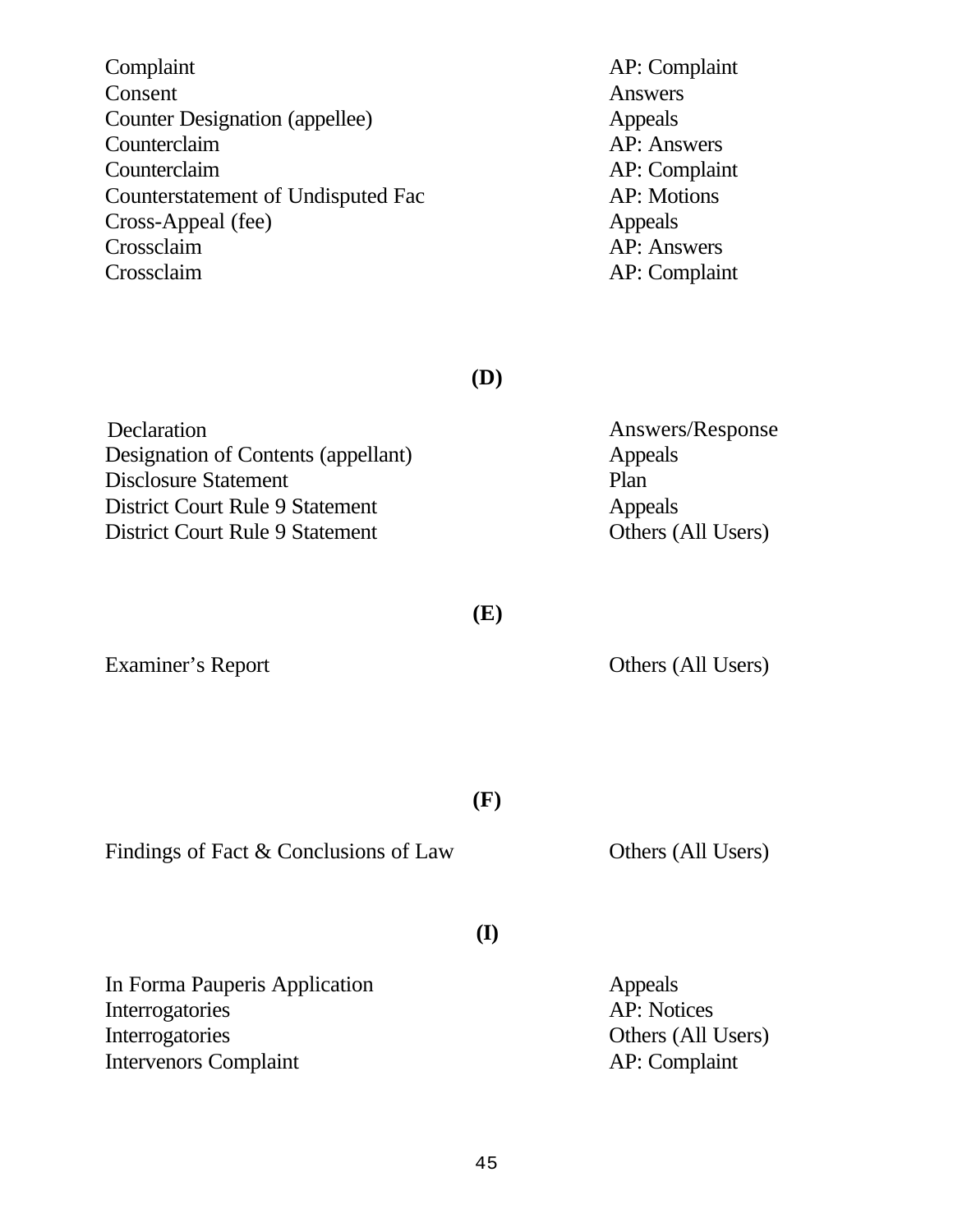| | |
|---|---|
| Complaint | AP: Complaint |
| Consent | Answers |
| Counter Designation (appellee) | Appeals |
| Counterclaim | AP: Answers |
| Counterclaim | AP: Complaint |
| Counterstatement of Undisputed Fac | AP: Motions |
| Cross-Appeal (fee) | Appeals |
| Crossclaim | AP: Answers |
| Crossclaim | AP: Complaint |

**(D)**

| | |
|---|---|
| Declaration | Answers/Response |
| Designation of Contents (appellant) | Appeals |
| Disclosure Statement | Plan |
| District Court Rule 9 Statement | Appeals |
| District Court Rule 9 Statement | Others (All Users) |

**(E)**

| | |
|---|---|
| Examiner's Report | Others (All Users) |

**(F)**

| | |
|---|---|
| Findings of Fact & Conclusions of Law | Others (All Users) |

**(I)**

| | |
|---|---|
| In Forma Pauperis Application | Appeals |
| Interrogatories | AP: Notices |
| Interrogatories | Others (All Users) |
| Intervenors Complaint | AP: Complaint |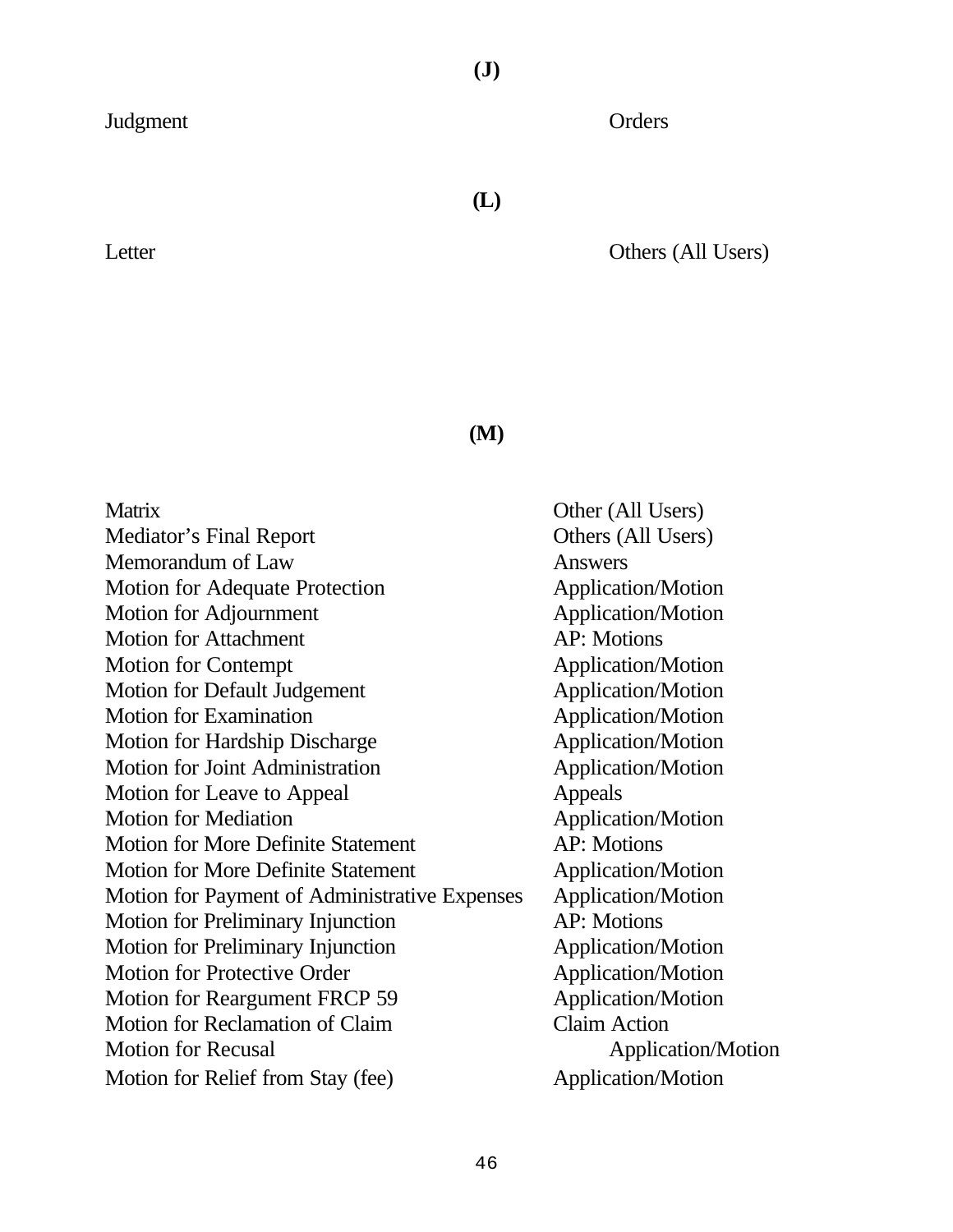**(J)**

| | |
|---|---|
| Judgment | Orders |

**(L)**

| | |
|---|---|
| Letter | Others (All Users) |

**(M)**

| | |
|---|---|
| Matrix | Other (All Users) |
| Mediator's Final Report | Others (All Users) |
| Memorandum of Law | Answers |
| Motion for Adequate Protection | Application/Motion |
| Motion for Adjournment | Application/Motion |
| Motion for Attachment | AP: Motions |
| Motion for Contempt | Application/Motion |
| Motion for Default Judgement | Application/Motion |
| Motion for Examination | Application/Motion |
| Motion for Hardship Discharge | Application/Motion |
| Motion for Joint Administration | Application/Motion |
| Motion for Leave to Appeal | Appeals |
| Motion for Mediation | Application/Motion |
| Motion for More Definite Statement | AP: Motions |
| Motion for More Definite Statement | Application/Motion |
| Motion for Payment of Administrative Expenses | Application/Motion |
| Motion for Preliminary Injunction | AP: Motions |
| Motion for Preliminary Injunction | Application/Motion |
| Motion for Protective Order | Application/Motion |
| Motion for Reargument FRCP 59 | Application/Motion |
| Motion for Reclamation of Claim | Claim Action |
| Motion for Recusal | Application/Motion |
| Motion for Relief from Stay (fee) | Application/Motion |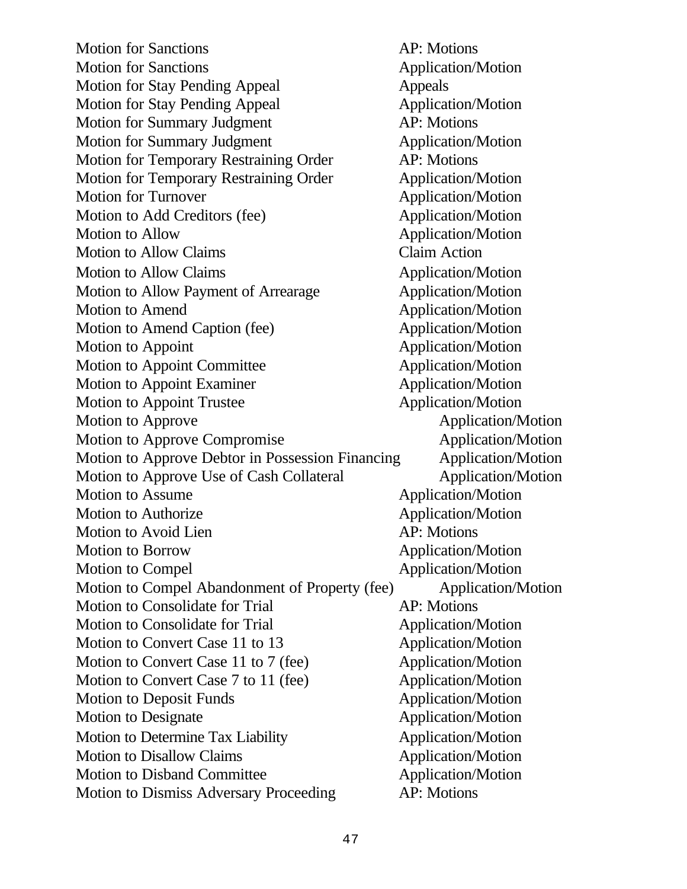| | |
|---|---|
| Motion for Sanctions | AP: Motions |
| Motion for Sanctions | Application/Motion |
| Motion for Stay Pending Appeal | Appeals |
| Motion for Stay Pending Appeal | Application/Motion |
| Motion for Summary Judgment | AP: Motions |
| Motion for Summary Judgment | Application/Motion |
| Motion for Temporary Restraining Order | AP: Motions |
| Motion for Temporary Restraining Order | Application/Motion |
| Motion for Turnover | Application/Motion |
| Motion to Add Creditors (fee) | Application/Motion |
| Motion to Allow | Application/Motion |
| Motion to Allow Claims | Claim Action |
| Motion to Allow Claims | Application/Motion |
| Motion to Allow Payment of Arrearage | Application/Motion |
| Motion to Amend | Application/Motion |
| Motion to Amend Caption (fee) | Application/Motion |
| Motion to Appoint | Application/Motion |
| Motion to Appoint Committee | Application/Motion |
| Motion to Appoint Examiner | Application/Motion |
| Motion to Appoint Trustee | Application/Motion |
| Motion to Approve | Application/Motion |
| Motion to Approve Compromise | Application/Motion |
| Motion to Approve Debtor in Possession Financing | Application/Motion |
| Motion to Approve Use of Cash Collateral | Application/Motion |
| Motion to Assume | Application/Motion |
| Motion to Authorize | Application/Motion |
| Motion to Avoid Lien | AP: Motions |
| Motion to Borrow | Application/Motion |
| Motion to Compel | Application/Motion |
| Motion to Compel Abandonment of Property (fee) | Application/Motion |
| Motion to Consolidate for Trial | AP: Motions |
| Motion to Consolidate for Trial | Application/Motion |
| Motion to Convert Case 11 to 13 | Application/Motion |
| Motion to Convert Case 11 to 7 (fee) | Application/Motion |
| Motion to Convert Case 7 to 11 (fee) | Application/Motion |
| Motion to Deposit Funds | Application/Motion |
| Motion to Designate | Application/Motion |
| Motion to Determine Tax Liability | Application/Motion |
| Motion to Disallow Claims | Application/Motion |
| Motion to Disband Committee | Application/Motion |
| Motion to Dismiss Adversary Proceeding | AP: Motions |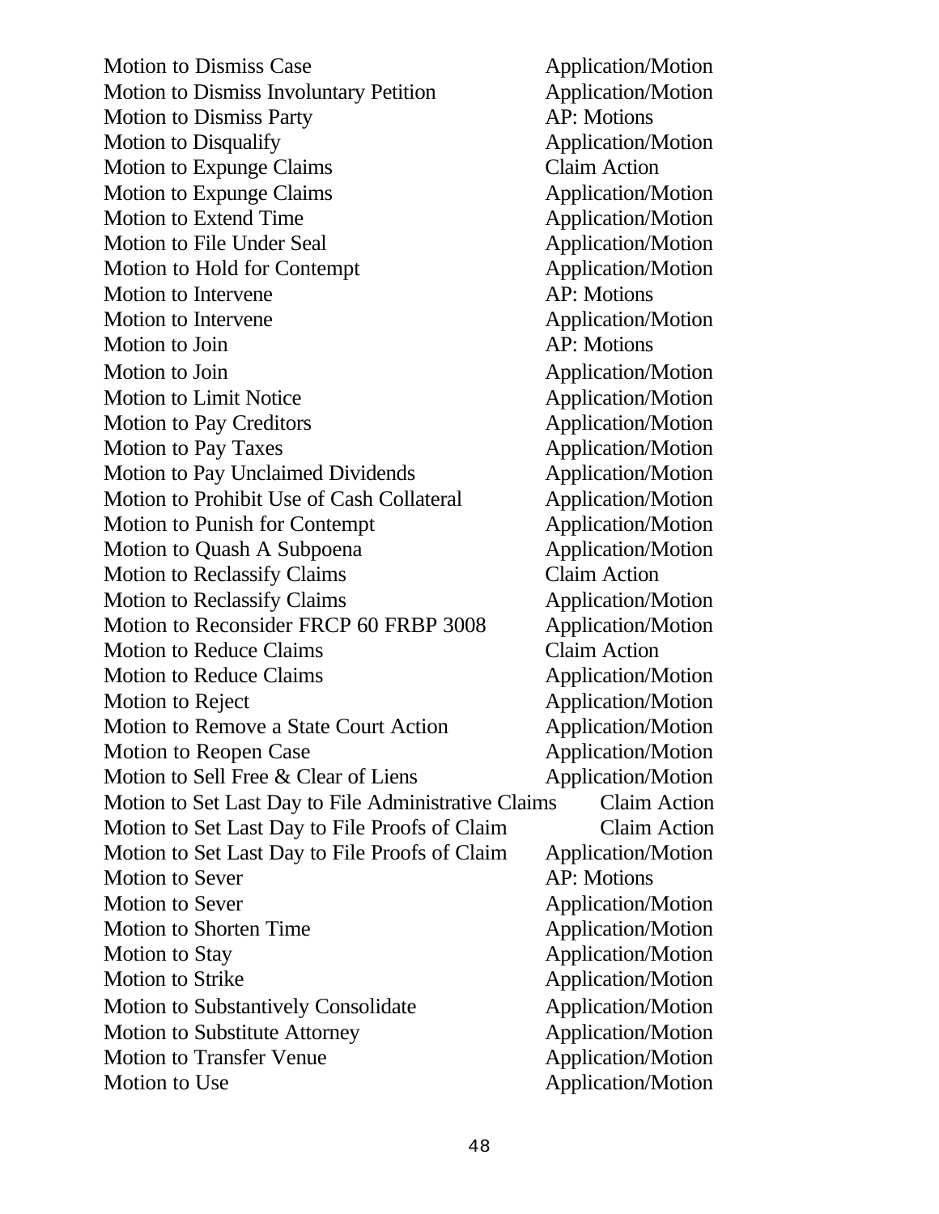| | |
|---|---|
| Motion to Dismiss Case | Application/Motion |
| Motion to Dismiss Involuntary Petition | Application/Motion |
| Motion to Dismiss Party | AP: Motions |
| Motion to Disqualify | Application/Motion |
| Motion to Expunge Claims | Claim Action |
| Motion to Expunge Claims | Application/Motion |
| Motion to Extend Time | Application/Motion |
| Motion to File Under Seal | Application/Motion |
| Motion to Hold for Contempt | Application/Motion |
| Motion to Intervene | AP: Motions |
| Motion to Intervene | Application/Motion |
| Motion to Join | AP: Motions |
| Motion to Join | Application/Motion |
| Motion to Limit Notice | Application/Motion |
| Motion to Pay Creditors | Application/Motion |
| Motion to Pay Taxes | Application/Motion |
| Motion to Pay Unclaimed Dividends | Application/Motion |
| Motion to Prohibit Use of Cash Collateral | Application/Motion |
| Motion to Punish for Contempt | Application/Motion |
| Motion to Quash A Subpoena | Application/Motion |
| Motion to Reclassify Claims | Claim Action |
| Motion to Reclassify Claims | Application/Motion |
| Motion to Reconsider FRCP 60 FRBP 3008 | Application/Motion |
| Motion to Reduce Claims | Claim Action |
| Motion to Reduce Claims | Application/Motion |
| Motion to Reject | Application/Motion |
| Motion to Remove a State Court Action | Application/Motion |
| Motion to Reopen Case | Application/Motion |
| Motion to Sell Free & Clear of Liens | Application/Motion |
| Motion to Set Last Day to File Administrative Claims | Claim Action |
| Motion to Set Last Day to File Proofs of Claim | Claim Action |
| Motion to Set Last Day to File Proofs of Claim | Application/Motion |
| Motion to Sever | AP: Motions |
| Motion to Sever | Application/Motion |
| Motion to Shorten Time | Application/Motion |
| Motion to Stay | Application/Motion |
| Motion to Strike | Application/Motion |
| Motion to Substantively Consolidate | Application/Motion |
| Motion to Substitute Attorney | Application/Motion |
| Motion to Transfer Venue | Application/Motion |
| Motion to Use | Application/Motion |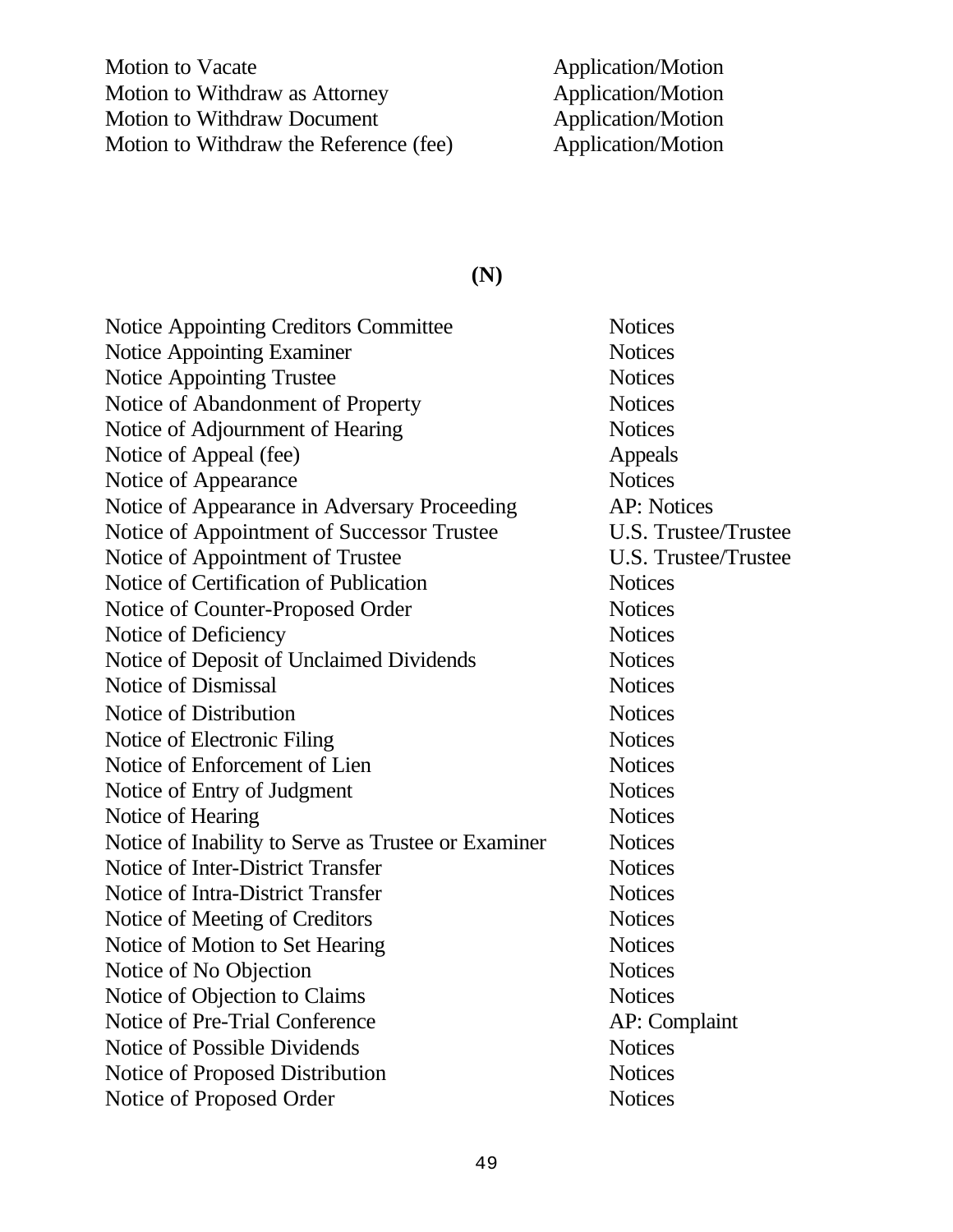| | |
|---|---|
| Motion to Vacate | Application/Motion |
| Motion to Withdraw as Attorney | Application/Motion |
| Motion to Withdraw Document | Application/Motion |
| Motion to Withdraw the Reference (fee) | Application/Motion |

## (N)

| | |
|---|---|
| Notice Appointing Creditors Committee | Notices |
| Notice Appointing Examiner | Notices |
| Notice Appointing Trustee | Notices |
| Notice of Abandonment of Property | Notices |
| Notice of Adjournment of Hearing | Notices |
| Notice of Appeal (fee) | Appeals |
| Notice of Appearance | Notices |
| Notice of Appearance in Adversary Proceeding | AP: Notices |
| Notice of Appointment of Successor Trustee | U.S. Trustee/Trustee |
| Notice of Appointment of Trustee | U.S. Trustee/Trustee |
| Notice of Certification of Publication | Notices |
| Notice of Counter-Proposed Order | Notices |
| Notice of Deficiency | Notices |
| Notice of Deposit of Unclaimed Dividends | Notices |
| Notice of Dismissal | Notices |
| Notice of Distribution | Notices |
| Notice of Electronic Filing | Notices |
| Notice of Enforcement of Lien | Notices |
| Notice of Entry of Judgment | Notices |
| Notice of Hearing | Notices |
| Notice of Inability to Serve as Trustee or Examiner | Notices |
| Notice of Inter-District Transfer | Notices |
| Notice of Intra-District Transfer | Notices |
| Notice of Meeting of Creditors | Notices |
| Notice of Motion to Set Hearing | Notices |
| Notice of No Objection | Notices |
| Notice of Objection to Claims | Notices |
| Notice of Pre-Trial Conference | AP: Complaint |
| Notice of Possible Dividends | Notices |
| Notice of Proposed Distribution | Notices |
| Notice of Proposed Order | Notices |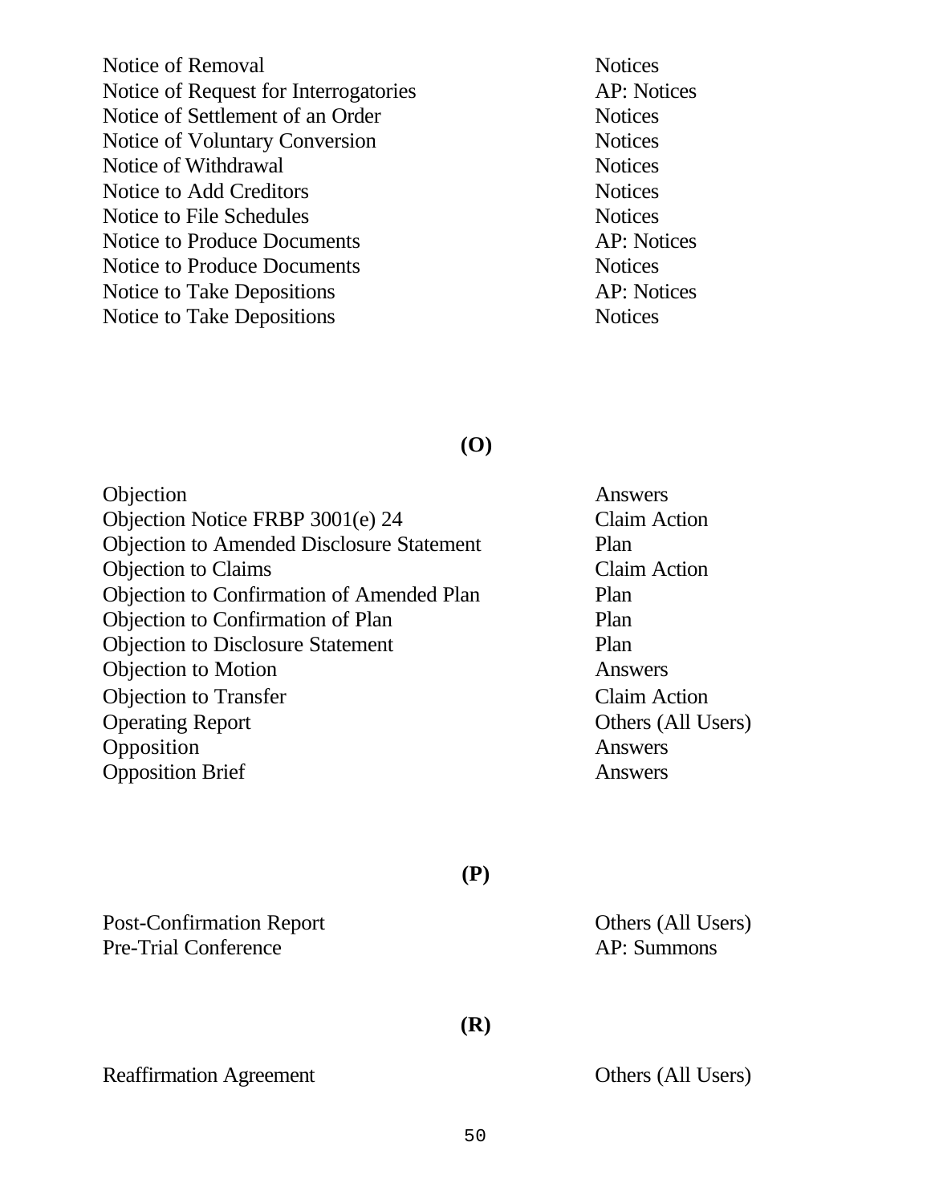| | |
|---|---|
| Notice of Removal | Notices |
| Notice of Request for Interrogatories | AP: Notices |
| Notice of Settlement of an Order | Notices |
| Notice of Voluntary Conversion | Notices |
| Notice of Withdrawal | Notices |
| Notice to Add Creditors | Notices |
| Notice to File Schedules | Notices |
| Notice to Produce Documents | AP: Notices |
| Notice to Produce Documents | Notices |
| Notice to Take Depositions | AP: Notices |
| Notice to Take Depositions | Notices |

**(O)**

| | |
|---|---|
| Objection | Answers |
| Objection Notice FRBP 3001(e) 24 | Claim Action |
| Objection to Amended Disclosure Statement | Plan |
| Objection to Claims | Claim Action |
| Objection to Confirmation of Amended Plan | Plan |
| Objection to Confirmation of Plan | Plan |
| Objection to Disclosure Statement | Plan |
| Objection to Motion | Answers |
| Objection to Transfer | Claim Action |
| Operating Report | Others (All Users) |
| Opposition | Answers |
| Opposition Brief | Answers |

**(P)**

| | |
|---|---|
| Post-Confirmation Report | Others (All Users) |
| Pre-Trial Conference | AP: Summons |

**(R)**

| | |
|---|---|
| Reaffirmation Agreement | Others (All Users) |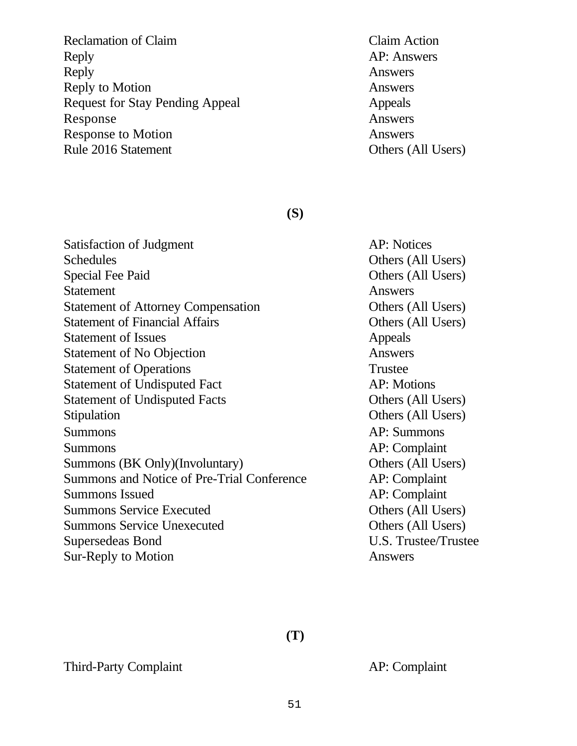| | |
|---|---|
| Reclamation of Claim | Claim Action |
| Reply | AP: Answers |
| Reply | Answers |
| Reply to Motion | Answers |
| Request for Stay Pending Appeal | Appeals |
| Response | Answers |
| Response to Motion | Answers |
| Rule 2016 Statement | Others (All Users) |

**(S)**

| | |
|---|---|
| Satisfaction of Judgment | AP: Notices |
| Schedules | Others (All Users) |
| Special Fee Paid | Others (All Users) |
| Statement | Answers |
| Statement of Attorney Compensation | Others (All Users) |
| Statement of Financial Affairs | Others (All Users) |
| Statement of Issues | Appeals |
| Statement of No Objection | Answers |
| Statement of Operations | Trustee |
| Statement of Undisputed Fact | AP: Motions |
| Statement of Undisputed Facts | Others (All Users) |
| Stipulation | Others (All Users) |
| Summons | AP: Summons |
| Summons | AP: Complaint |
| Summons (BK Only)(Involuntary) | Others (All Users) |
| Summons and Notice of Pre-Trial Conference | AP: Complaint |
| Summons Issued | AP: Complaint |
| Summons Service Executed | Others (All Users) |
| Summons Service Unexecuted | Others (All Users) |
| Supersedeas Bond | U.S. Trustee/Trustee |
| Sur-Reply to Motion | Answers |

**(T)**

| | |
|---|---|
| Third-Party Complaint | AP: Complaint |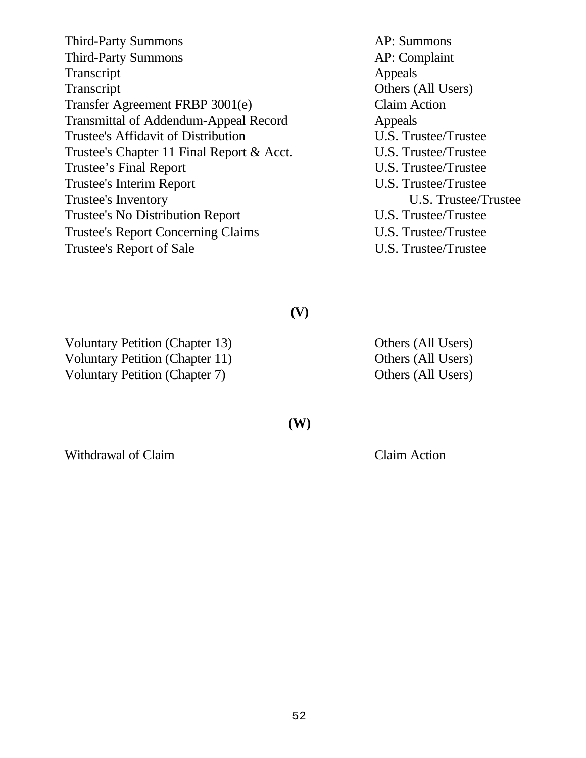| | |
|---|---|
| Third-Party Summons | AP: Summons |
| Third-Party Summons | AP: Complaint |
| Transcript | Appeals |
| Transcript | Others (All Users) |
| Transfer Agreement FRBP 3001(e) | Claim Action |
| Transmittal of Addendum-Appeal Record | Appeals |
| Trustee's Affidavit of Distribution | U.S. Trustee/Trustee |
| Trustee's Chapter 11 Final Report & Acct. | U.S. Trustee/Trustee |
| Trustee’s Final Report | U.S. Trustee/Trustee |
| Trustee's Interim Report | U.S. Trustee/Trustee |
| Trustee's Inventory | U.S. Trustee/Trustee |
| Trustee's No Distribution Report | U.S. Trustee/Trustee |
| Trustee's Report Concerning Claims | U.S. Trustee/Trustee |
| Trustee's Report of Sale | U.S. Trustee/Trustee |

**(V)**

| | |
|---|---|
| Voluntary Petition (Chapter 13) | Others (All Users) |
| Voluntary Petition (Chapter 11) | Others (All Users) |
| Voluntary Petition (Chapter 7) | Others (All Users) |

**(W)**

| | |
|---|---|
| Withdrawal of Claim | Claim Action |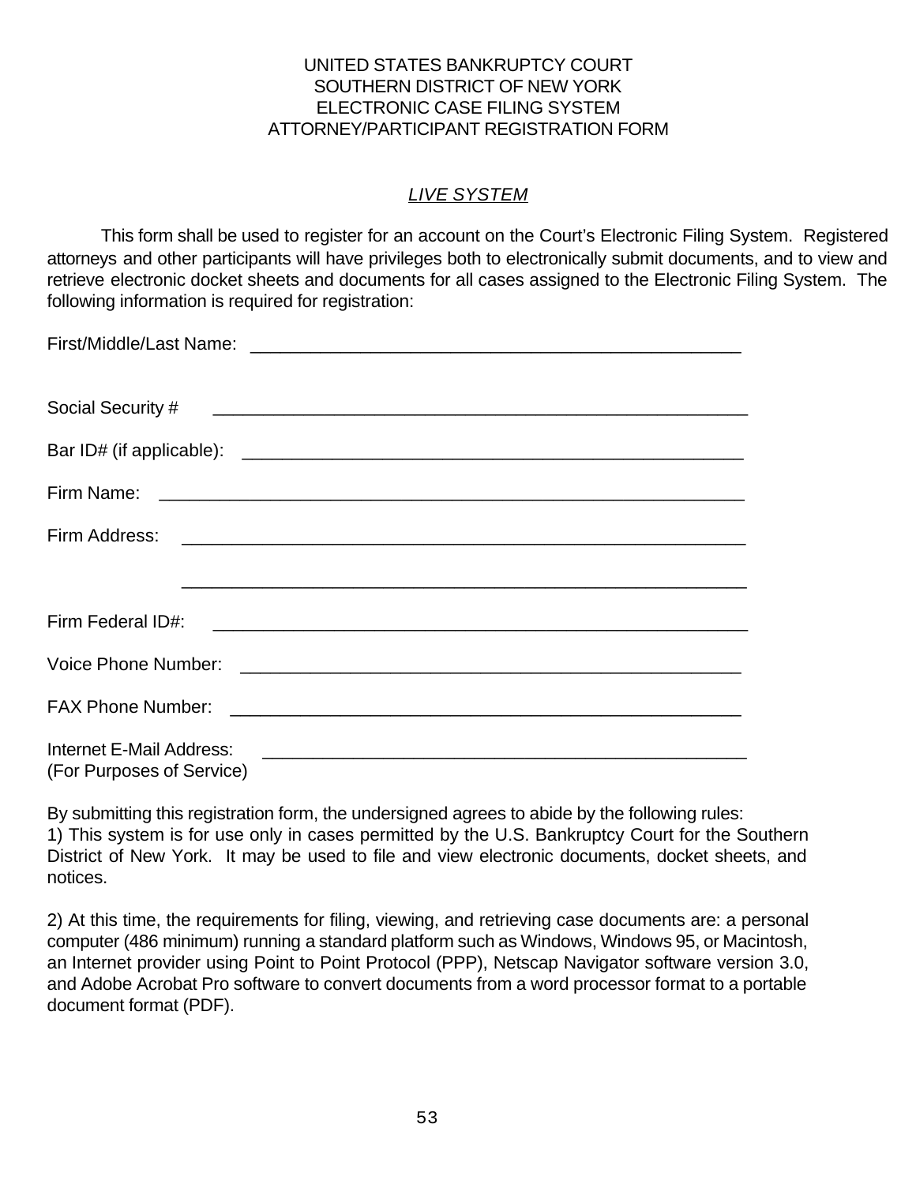UNITED STATES BANKRUPTCY COURT
SOUTHERN DISTRICT OF NEW YORK
ELECTRONIC CASE FILING SYSTEM
ATTORNEY/PARTICIPANT REGISTRATION FORM

*LIVE SYSTEM*

This form shall be used to register for an account on the Court's Electronic Filing System. Registered attorneys and other participants will have privileges both to electronically submit documents, and to view and retrieve electronic docket sheets and documents for all cases assigned to the Electronic Filing System. The following information is required for registration:

First/Middle/Last Name: ____________________________________________________

Social Security # ________________________________________________________

Bar ID# (if applicable): ____________________________________________________

Firm Name: ______________________________________________________________

Firm Address: ____________________________________________________________

____________________________________________________________

Firm Federal ID#: ________________________________________________________

Voice Phone Number: ______________________________________________________

FAX Phone Number: _______________________________________________________

Internet E-Mail Address: ____________________________________________________
(For Purposes of Service)

By submitting this registration form, the undersigned agrees to abide by the following rules:
1) This system is for use only in cases permitted by the U.S. Bankruptcy Court for the Southern District of New York. It may be used to file and view electronic documents, docket sheets, and notices.

2) At this time, the requirements for filing, viewing, and retrieving case documents are: a personal computer (486 minimum) running a standard platform such as Windows, Windows 95, or Macintosh, an Internet provider using Point to Point Protocol (PPP), Netscap Navigator software version 3.0, and Adobe Acrobat Pro software to convert documents from a word processor format to a portable document format (PDF).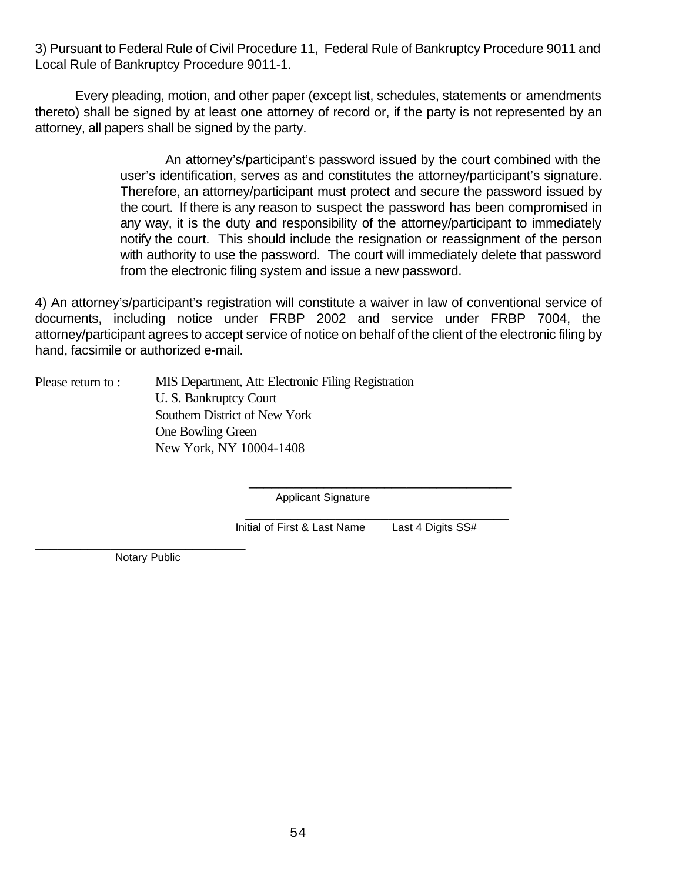3) Pursuant to Federal Rule of Civil Procedure 11, Federal Rule of Bankruptcy Procedure 9011 and Local Rule of Bankruptcy Procedure 9011-1.

Every pleading, motion, and other paper (except list, schedules, statements or amendments thereto) shall be signed by at least one attorney of record or, if the party is not represented by an attorney, all papers shall be signed by the party.

> An attorney's/participant's password issued by the court combined with the user's identification, serves as and constitutes the attorney/participant's signature. Therefore, an attorney/participant must protect and secure the password issued by the court. If there is any reason to suspect the password has been compromised in any way, it is the duty and responsibility of the attorney/participant to immediately notify the court. This should include the resignation or reassignment of the person with authority to use the password. The court will immediately delete that password from the electronic filing system and issue a new password.

4) An attorney's/participant's registration will constitute a waiver in law of conventional service of documents, including notice under FRBP 2002 and service under FRBP 7004, the attorney/participant agrees to accept service of notice on behalf of the client of the electronic filing by hand, facsimile or authorized e-mail.

Please return to : MIS Department, Att: Electronic Filing Registration
U. S. Bankruptcy Court
Southern District of New York
One Bowling Green
New York, NY 10004-1408

\_\_\_\_\_\_\_\_\_\_\_\_\_\_\_\_\_\_\_\_\_\_\_\_\_\_\_\_\_\_\_\_\_\_\_\_\_\_\_\_
Applicant Signature

\_\_\_\_\_\_\_\_\_\_\_\_\_\_\_\_\_\_\_\_\_\_\_\_\_\_\_\_\_\_\_\_\_\_\_\_\_\_\_\_
Initial of First & Last Name Last 4 Digits SS#

\_\_\_\_\_\_\_\_\_\_\_\_\_\_\_\_\_\_\_\_\_\_\_\_\_\_\_\_\_\_\_\_
Notary Public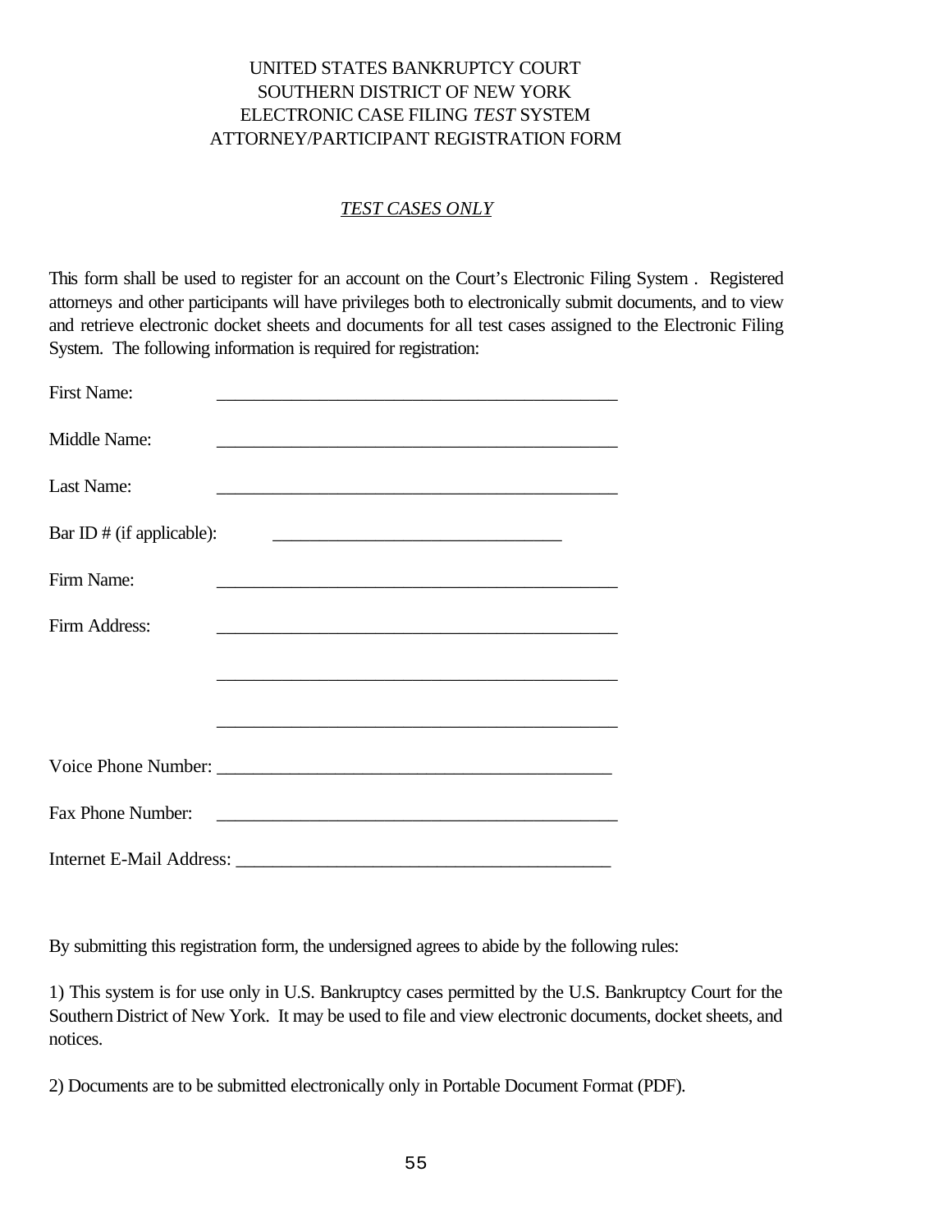UNITED STATES BANKRUPTCY COURT
SOUTHERN DISTRICT OF NEW YORK
ELECTRONIC CASE FILING *TEST* SYSTEM
ATTORNEY/PARTICIPANT REGISTRATION FORM

*TEST CASES ONLY*

This form shall be used to register for an account on the Court's Electronic Filing System . Registered attorneys and other participants will have privileges both to electronically submit documents, and to view and retrieve electronic docket sheets and documents for all test cases assigned to the Electronic Filing System. The following information is required for registration:

First Name: ____________________________________________

Middle Name: ____________________________________________

Last Name: ____________________________________________

Bar ID # (if applicable): ________________________________

Firm Name: ____________________________________________

Firm Address: ____________________________________________

____________________________________________

____________________________________________

Voice Phone Number: ____________________________________________

Fax Phone Number: ____________________________________________

Internet E-Mail Address: ________________________________________

By submitting this registration form, the undersigned agrees to abide by the following rules:

1) This system is for use only in U.S. Bankruptcy cases permitted by the U.S. Bankruptcy Court for the Southern District of New York. It may be used to file and view electronic documents, docket sheets, and notices.

2) Documents are to be submitted electronically only in Portable Document Format (PDF).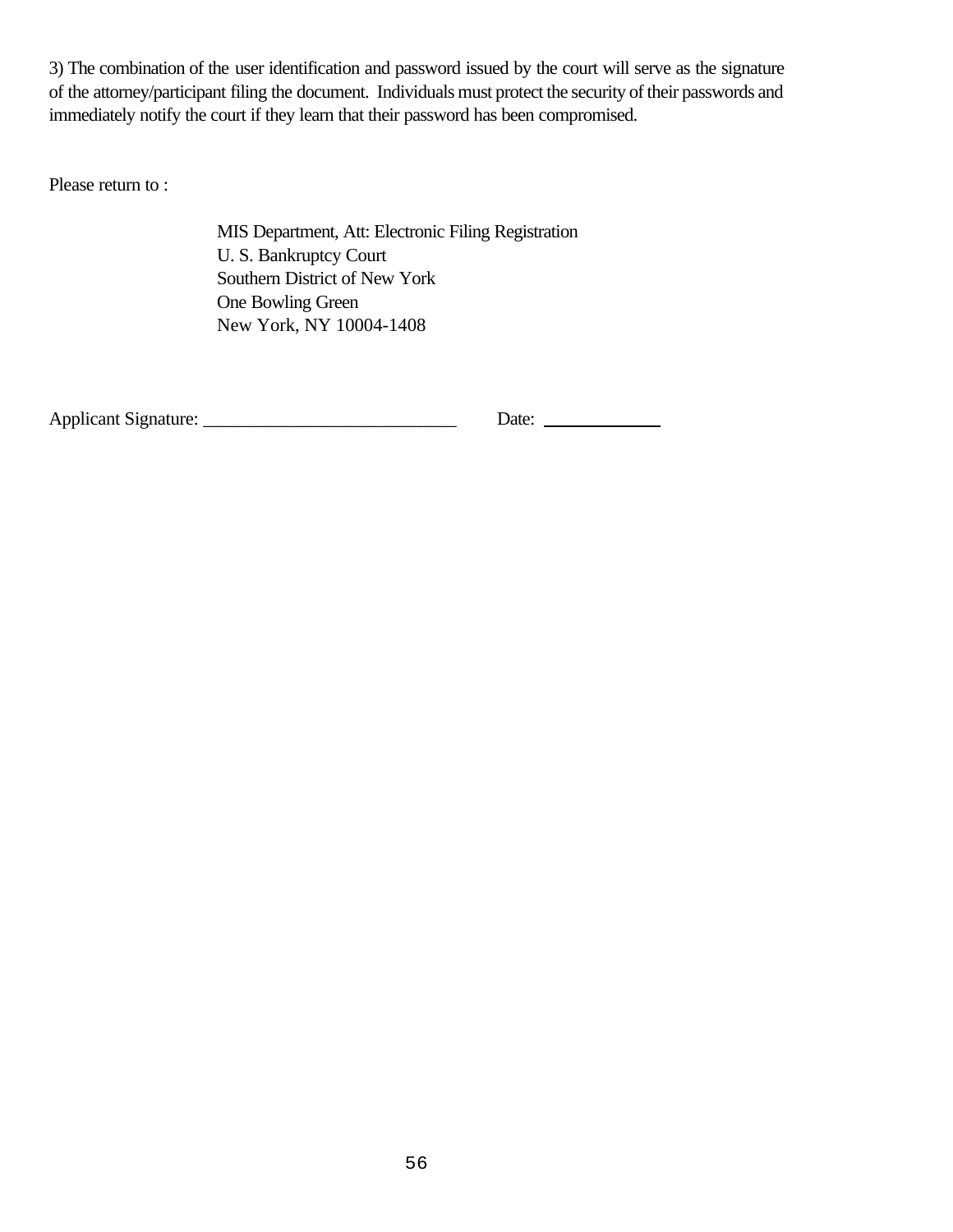3) The combination of the user identification and password issued by the court will serve as the signature of the attorney/participant filing the document. Individuals must protect the security of their passwords and immediately notify the court if they learn that their password has been compromised.

Please return to :

MIS Department, Att: Electronic Filing Registration
U. S. Bankruptcy Court
Southern District of New York
One Bowling Green
New York, NY 10004-1408

Applicant Signature: ____________________________ Date: ____________